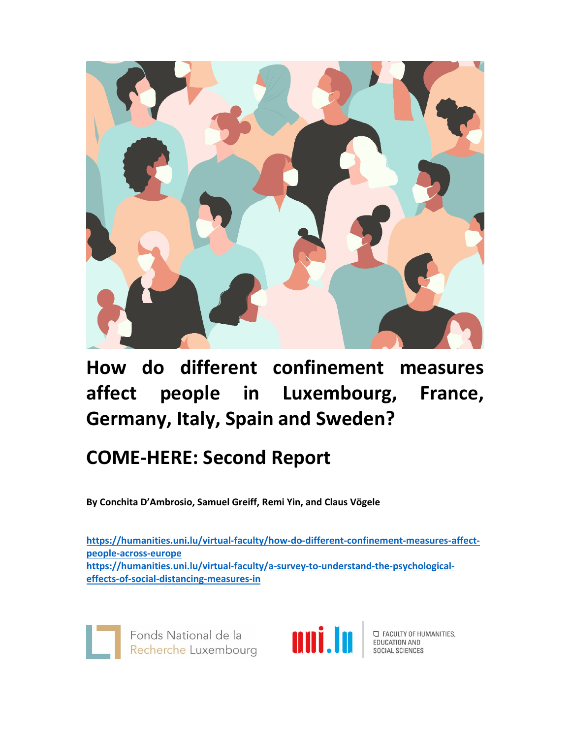# How do different confinement measures affect people in Luxembourg, France, Germany, Italy, Spain and Sweden?

## COME-HERE: Second Report

**By Conchita D'Ambrosio, Samuel Greiff, Remi Yin, and Claus Vögele**

https://humanities.uni.lu/virtual-faculty/how-do-different-confinement-measures-affect-people-across-europe
https://humanities.uni.lu/virtual-faculty/a-survey-to-understand-the-psychological-effects-of-social-distancing-measures-in

Fonds National de la Recherche Luxembourg

uni.lu FACULTY OF HUMANITIES, EDUCATION AND SOCIAL SCIENCES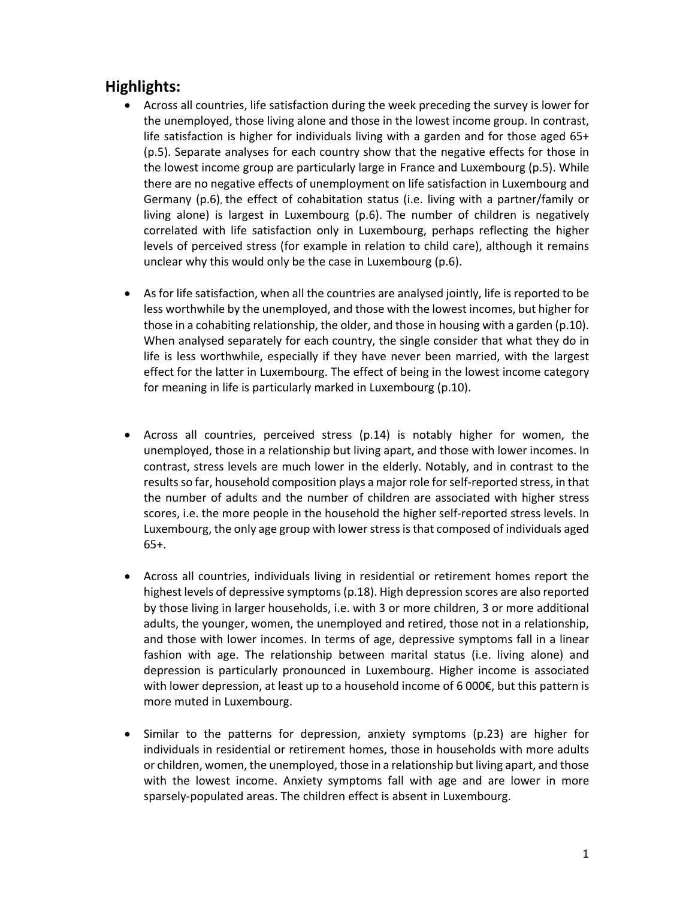## Highlights:

- Across all countries, life satisfaction during the week preceding the survey is lower for the unemployed, those living alone and those in the lowest income group. In contrast, life satisfaction is higher for individuals living with a garden and for those aged 65+ (p.5). Separate analyses for each country show that the negative effects for those in the lowest income group are particularly large in France and Luxembourg (p.5). While there are no negative effects of unemployment on life satisfaction in Luxembourg and Germany (p.6), the effect of cohabitation status (i.e. living with a partner/family or living alone) is largest in Luxembourg (p.6). The number of children is negatively correlated with life satisfaction only in Luxembourg, perhaps reflecting the higher levels of perceived stress (for example in relation to child care), although it remains unclear why this would only be the case in Luxembourg (p.6).

- As for life satisfaction, when all the countries are analysed jointly, life is reported to be less worthwhile by the unemployed, and those with the lowest incomes, but higher for those in a cohabiting relationship, the older, and those in housing with a garden (p.10). When analysed separately for each country, the single consider that what they do in life is less worthwhile, especially if they have never been married, with the largest effect for the latter in Luxembourg. The effect of being in the lowest income category for meaning in life is particularly marked in Luxembourg (p.10).

- Across all countries, perceived stress (p.14) is notably higher for women, the unemployed, those in a relationship but living apart, and those with lower incomes. In contrast, stress levels are much lower in the elderly. Notably, and in contrast to the results so far, household composition plays a major role for self-reported stress, in that the number of adults and the number of children are associated with higher stress scores, i.e. the more people in the household the higher self-reported stress levels. In Luxembourg, the only age group with lower stress is that composed of individuals aged 65+.

- Across all countries, individuals living in residential or retirement homes report the highest levels of depressive symptoms (p.18). High depression scores are also reported by those living in larger households, i.e. with 3 or more children, 3 or more additional adults, the younger, women, the unemployed and retired, those not in a relationship, and those with lower incomes. In terms of age, depressive symptoms fall in a linear fashion with age. The relationship between marital status (i.e. living alone) and depression is particularly pronounced in Luxembourg. Higher income is associated with lower depression, at least up to a household income of 6 000€, but this pattern is more muted in Luxembourg.

- Similar to the patterns for depression, anxiety symptoms (p.23) are higher for individuals in residential or retirement homes, those in households with more adults or children, women, the unemployed, those in a relationship but living apart, and those with the lowest income. Anxiety symptoms fall with age and are lower in more sparsely-populated areas. The children effect is absent in Luxembourg.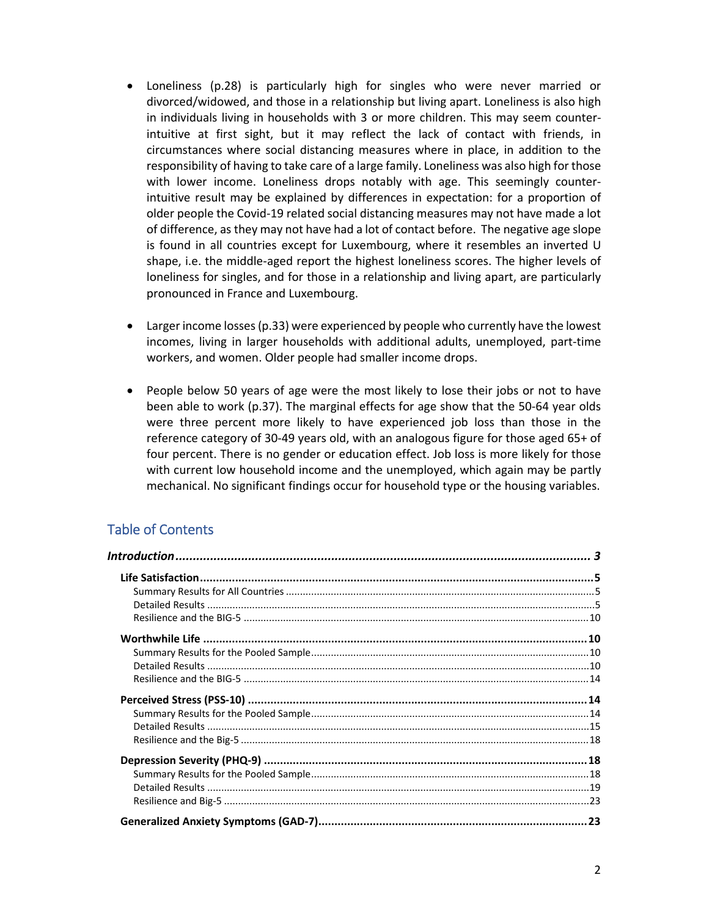- Loneliness (p.28) is particularly high for singles who were never married or divorced/widowed, and those in a relationship but living apart. Loneliness is also high in individuals living in households with 3 or more children. This may seem counter-intuitive at first sight, but it may reflect the lack of contact with friends, in circumstances where social distancing measures where in place, in addition to the responsibility of having to take care of a large family. Loneliness was also high for those with lower income. Loneliness drops notably with age. This seemingly counter-intuitive result may be explained by differences in expectation: for a proportion of older people the Covid-19 related social distancing measures may not have made a lot of difference, as they may not have had a lot of contact before. The negative age slope is found in all countries except for Luxembourg, where it resembles an inverted U shape, i.e. the middle-aged report the highest loneliness scores. The higher levels of loneliness for singles, and for those in a relationship and living apart, are particularly pronounced in France and Luxembourg.

- Larger income losses (p.33) were experienced by people who currently have the lowest incomes, living in larger households with additional adults, unemployed, part-time workers, and women. Older people had smaller income drops.

- People below 50 years of age were the most likely to lose their jobs or not to have been able to work (p.37). The marginal effects for age show that the 50-64 year olds were three percent more likely to have experienced job loss than those in the reference category of 30-49 years old, with an analogous figure for those aged 65+ of four percent. There is no gender or education effect. Job loss is more likely for those with current low household income and the unemployed, which again may be partly mechanical. No significant findings occur for household type or the housing variables.

## Table of Contents

***Introduction*** ........................................................................ ***3***

**Life Satisfaction** .................................................................... **5**
- Summary Results for All Countries ........................................ 5
- Detailed Results ........................................................ 5
- Resilience and the BIG-5 ................................................ 10

**Worthwhile Life** ...................................................................... **10**
- Summary Results for the Pooled Sample ................................... 10
- Detailed Results ........................................................ 10
- Resilience and the BIG-5 ................................................ 14

**Perceived Stress (PSS-10)** ............................................................ **14**
- Summary Results for the Pooled Sample ................................... 14
- Detailed Results ........................................................ 15
- Resilience and the Big-5 ................................................ 18

**Depression Severity (PHQ-9)** .......................................................... **18**
- Summary Results for the Pooled Sample ................................... 18
- Detailed Results ........................................................ 19
- Resilience and Big-5 .................................................... 23

**Generalized Anxiety Symptoms (GAD-7)** ................................................. **23**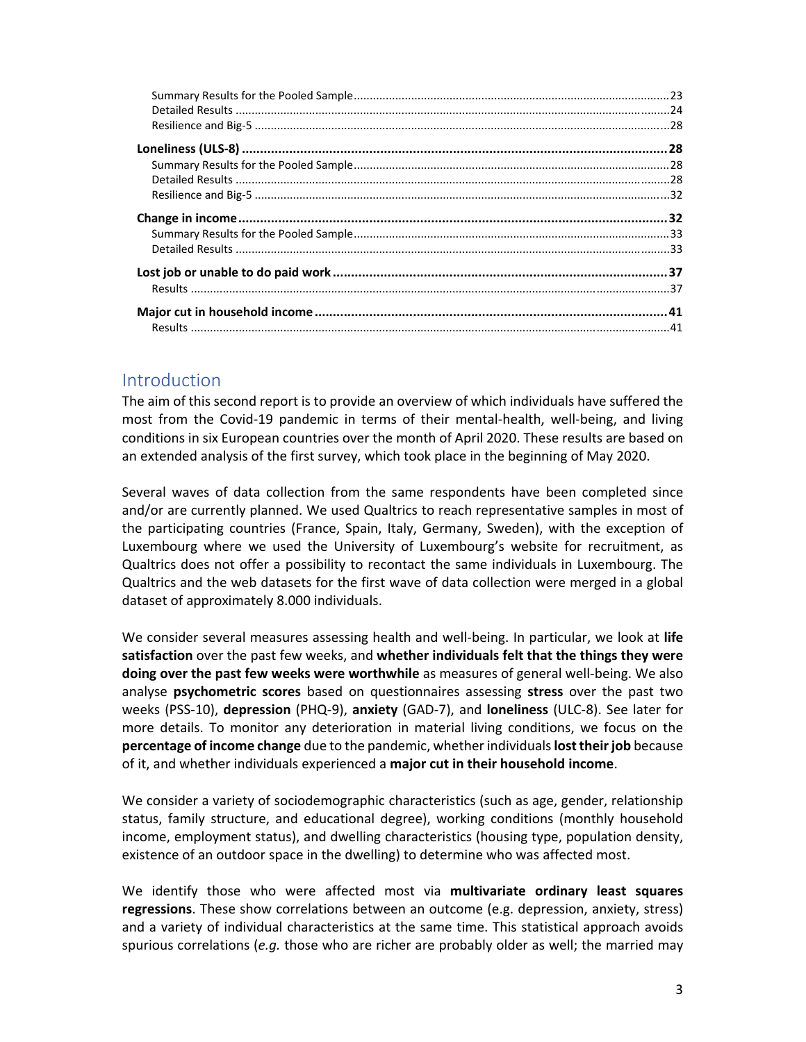Summary Results for the Pooled Sample .......... 23
Detailed Results .......... 24
Resilience and Big-5 .......... 28

**Loneliness (ULS-8)** .......... **28**
Summary Results for the Pooled Sample .......... 28
Detailed Results .......... 28
Resilience and Big-5 .......... 32

**Change in income** .......... **32**
Summary Results for the Pooled Sample .......... 33
Detailed Results .......... 33

**Lost job or unable to do paid work** .......... **37**
Results .......... 37

**Major cut in household income** .......... **41**
Results .......... 41

## Introduction

The aim of this second report is to provide an overview of which individuals have suffered the most from the Covid-19 pandemic in terms of their mental-health, well-being, and living conditions in six European countries over the month of April 2020. These results are based on an extended analysis of the first survey, which took place in the beginning of May 2020.

Several waves of data collection from the same respondents have been completed since and/or are currently planned. We used Qualtrics to reach representative samples in most of the participating countries (France, Spain, Italy, Germany, Sweden), with the exception of Luxembourg where we used the University of Luxembourg's website for recruitment, as Qualtrics does not offer a possibility to recontact the same individuals in Luxembourg. The Qualtrics and the web datasets for the first wave of data collection were merged in a global dataset of approximately 8.000 individuals.

We consider several measures assessing health and well-being. In particular, we look at **life satisfaction** over the past few weeks, and **whether individuals felt that the things they were doing over the past few weeks were worthwhile** as measures of general well-being. We also analyse **psychometric scores** based on questionnaires assessing **stress** over the past two weeks (PSS-10), **depression** (PHQ-9), **anxiety** (GAD-7), and **loneliness** (ULC-8). See later for more details. To monitor any deterioration in material living conditions, we focus on the **percentage of income change** due to the pandemic, whether individuals **lost their job** because of it, and whether individuals experienced a **major cut in their household income**.

We consider a variety of sociodemographic characteristics (such as age, gender, relationship status, family structure, and educational degree), working conditions (monthly household income, employment status), and dwelling characteristics (housing type, population density, existence of an outdoor space in the dwelling) to determine who was affected most.

We identify those who were affected most via **multivariate ordinary least squares regressions**. These show correlations between an outcome (e.g. depression, anxiety, stress) and a variety of individual characteristics at the same time. This statistical approach avoids spurious correlations (*e.g.* those who are richer are probably older as well; the married may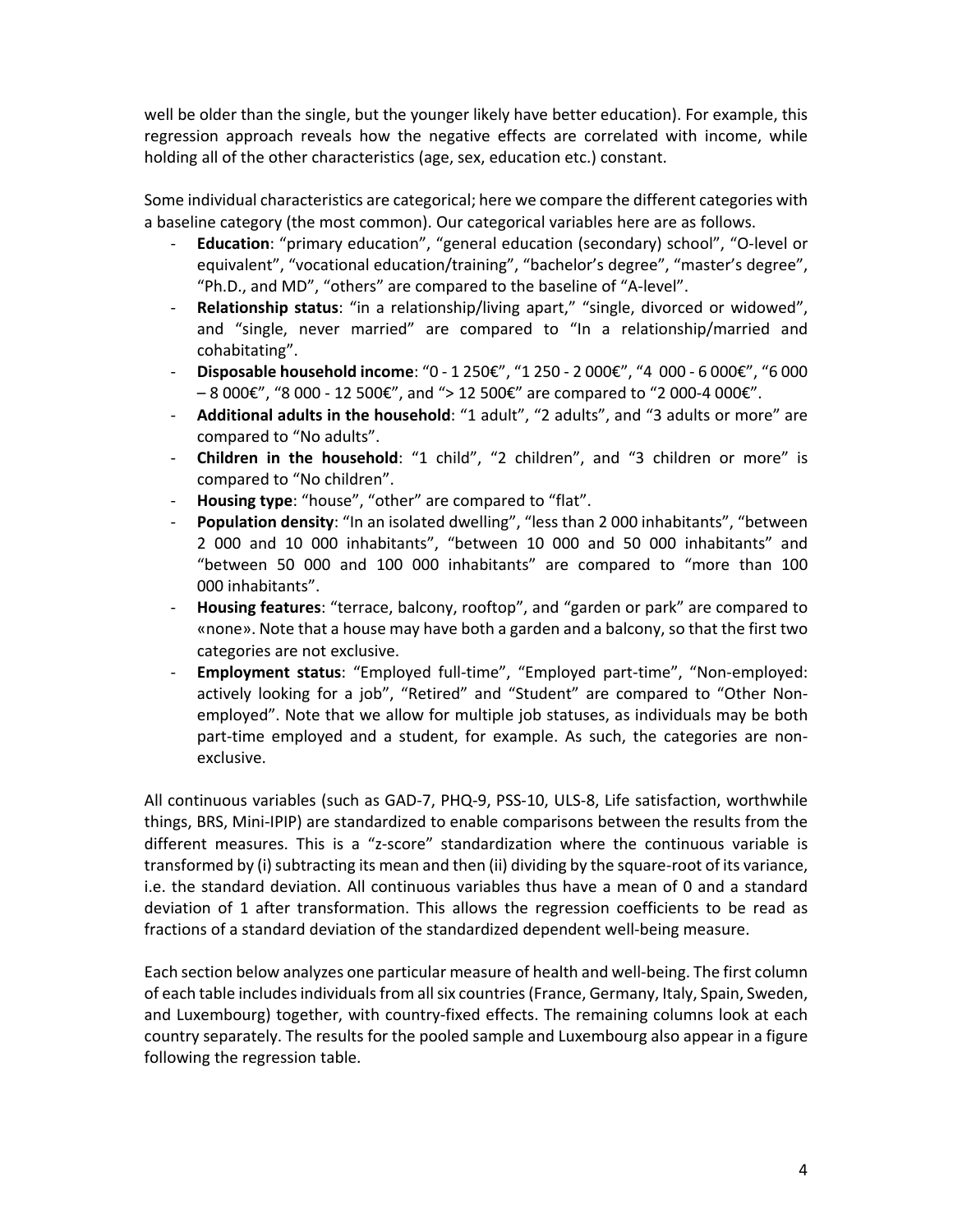well be older than the single, but the younger likely have better education). For example, this regression approach reveals how the negative effects are correlated with income, while holding all of the other characteristics (age, sex, education etc.) constant.

Some individual characteristics are categorical; here we compare the different categories with a baseline category (the most common). Our categorical variables here are as follows.

- **Education**: "primary education", "general education (secondary) school", "O-level or equivalent", "vocational education/training", "bachelor's degree", "master's degree", "Ph.D., and MD", "others" are compared to the baseline of "A-level".
- **Relationship status**: "in a relationship/living apart," "single, divorced or widowed", and "single, never married" are compared to "In a relationship/married and cohabitating".
- **Disposable household income**: "0 - 1 250€", "1 250 - 2 000€", "4 000 - 6 000€", "6 000 – 8 000€", "8 000 - 12 500€", and "> 12 500€" are compared to "2 000-4 000€".
- **Additional adults in the household**: "1 adult", "2 adults", and "3 adults or more" are compared to "No adults".
- **Children in the household**: "1 child", "2 children", and "3 children or more" is compared to "No children".
- **Housing type**: "house", "other" are compared to "flat".
- **Population density**: "In an isolated dwelling", "less than 2 000 inhabitants", "between 2 000 and 10 000 inhabitants", "between 10 000 and 50 000 inhabitants" and "between 50 000 and 100 000 inhabitants" are compared to "more than 100 000 inhabitants".
- **Housing features**: "terrace, balcony, rooftop", and "garden or park" are compared to «none». Note that a house may have both a garden and a balcony, so that the first two categories are not exclusive.
- **Employment status**: "Employed full-time", "Employed part-time", "Non-employed: actively looking for a job", "Retired" and "Student" are compared to "Other Non-employed". Note that we allow for multiple job statuses, as individuals may be both part-time employed and a student, for example. As such, the categories are non-exclusive.

All continuous variables (such as GAD-7, PHQ-9, PSS-10, ULS-8, Life satisfaction, worthwhile things, BRS, Mini-IPIP) are standardized to enable comparisons between the results from the different measures. This is a "z-score" standardization where the continuous variable is transformed by (i) subtracting its mean and then (ii) dividing by the square-root of its variance, i.e. the standard deviation. All continuous variables thus have a mean of 0 and a standard deviation of 1 after transformation. This allows the regression coefficients to be read as fractions of a standard deviation of the standardized dependent well-being measure.

Each section below analyzes one particular measure of health and well-being. The first column of each table includes individuals from all six countries (France, Germany, Italy, Spain, Sweden, and Luxembourg) together, with country-fixed effects. The remaining columns look at each country separately. The results for the pooled sample and Luxembourg also appear in a figure following the regression table.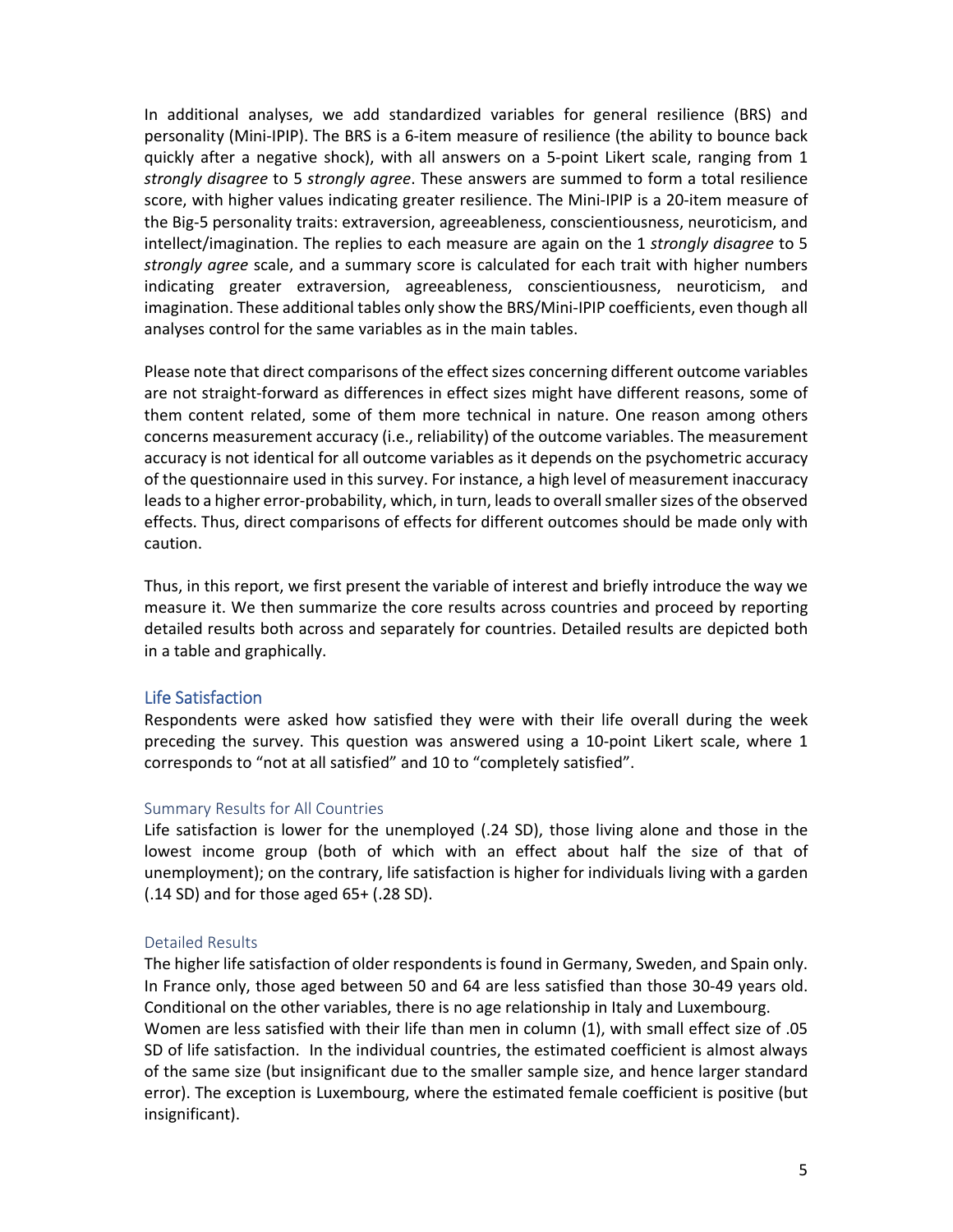In additional analyses, we add standardized variables for general resilience (BRS) and personality (Mini-IPIP). The BRS is a 6-item measure of resilience (the ability to bounce back quickly after a negative shock), with all answers on a 5-point Likert scale, ranging from 1 *strongly disagree* to 5 *strongly agree*. These answers are summed to form a total resilience score, with higher values indicating greater resilience. The Mini-IPIP is a 20-item measure of the Big-5 personality traits: extraversion, agreeableness, conscientiousness, neuroticism, and intellect/imagination. The replies to each measure are again on the 1 *strongly disagree* to 5 *strongly agree* scale, and a summary score is calculated for each trait with higher numbers indicating greater extraversion, agreeableness, conscientiousness, neuroticism, and imagination. These additional tables only show the BRS/Mini-IPIP coefficients, even though all analyses control for the same variables as in the main tables.

Please note that direct comparisons of the effect sizes concerning different outcome variables are not straight-forward as differences in effect sizes might have different reasons, some of them content related, some of them more technical in nature. One reason among others concerns measurement accuracy (i.e., reliability) of the outcome variables. The measurement accuracy is not identical for all outcome variables as it depends on the psychometric accuracy of the questionnaire used in this survey. For instance, a high level of measurement inaccuracy leads to a higher error-probability, which, in turn, leads to overall smaller sizes of the observed effects. Thus, direct comparisons of effects for different outcomes should be made only with caution.

Thus, in this report, we first present the variable of interest and briefly introduce the way we measure it. We then summarize the core results across countries and proceed by reporting detailed results both across and separately for countries. Detailed results are depicted both in a table and graphically.

## Life Satisfaction

Respondents were asked how satisfied they were with their life overall during the week preceding the survey. This question was answered using a 10-point Likert scale, where 1 corresponds to "not at all satisfied" and 10 to "completely satisfied".

### Summary Results for All Countries

Life satisfaction is lower for the unemployed (.24 SD), those living alone and those in the lowest income group (both of which with an effect about half the size of that of unemployment); on the contrary, life satisfaction is higher for individuals living with a garden (.14 SD) and for those aged 65+ (.28 SD).

### Detailed Results

The higher life satisfaction of older respondents is found in Germany, Sweden, and Spain only. In France only, those aged between 50 and 64 are less satisfied than those 30-49 years old. Conditional on the other variables, there is no age relationship in Italy and Luxembourg.
Women are less satisfied with their life than men in column (1), with small effect size of .05 SD of life satisfaction. In the individual countries, the estimated coefficient is almost always of the same size (but insignificant due to the smaller sample size, and hence larger standard error). The exception is Luxembourg, where the estimated female coefficient is positive (but insignificant).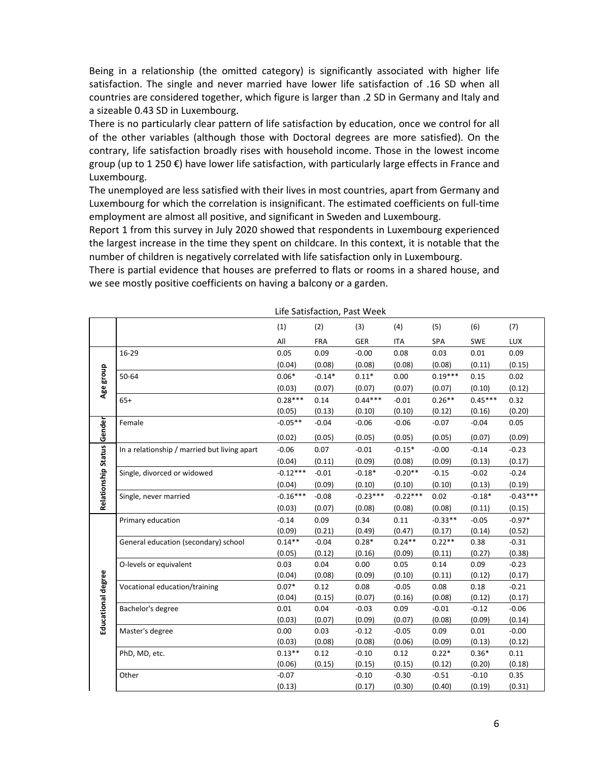Being in a relationship (the omitted category) is significantly associated with higher life satisfaction. The single and never married have lower life satisfaction of .16 SD when all countries are considered together, which figure is larger than .2 SD in Germany and Italy and a sizeable 0.43 SD in Luxembourg.

There is no particularly clear pattern of life satisfaction by education, once we control for all of the other variables (although those with Doctoral degrees are more satisfied). On the contrary, life satisfaction broadly rises with household income. Those in the lowest income group (up to 1 250 €) have lower life satisfaction, with particularly large effects in France and Luxembourg.

The unemployed are less satisfied with their lives in most countries, apart from Germany and Luxembourg for which the correlation is insignificant. The estimated coefficients on full-time employment are almost all positive, and significant in Sweden and Luxembourg.

Report 1 from this survey in July 2020 showed that respondents in Luxembourg experienced the largest increase in the time they spent on childcare. In this context, it is notable that the number of children is negatively correlated with life satisfaction only in Luxembourg.

There is partial evidence that houses are preferred to flats or rooms in a shared house, and we see mostly positive coefficients on having a balcony or a garden.

Life Satisfaction, Past Week

| | | (1) | (2) | (3) | (4) | (5) | (6) | (7) |
|---|---|---|---|---|---|---|---|---|
| | | All | FRA | GER | ITA | SPA | SWE | LUX |
| Age group | 16-29 | 0.05 | 0.09 | -0.00 | 0.08 | 0.03 | 0.01 | 0.09 |
| | | (0.04) | (0.08) | (0.08) | (0.08) | (0.08) | (0.11) | (0.15) |
| | 50-64 | 0.06* | -0.14* | 0.11* | 0.00 | 0.19*** | 0.15 | 0.02 |
| | | (0.03) | (0.07) | (0.07) | (0.07) | (0.07) | (0.10) | (0.12) |
| | 65+ | 0.28*** | 0.14 | 0.44*** | -0.01 | 0.26** | 0.45*** | 0.32 |
| | | (0.05) | (0.13) | (0.10) | (0.10) | (0.12) | (0.16) | (0.20) |
| Gender | Female | -0.05** | -0.04 | -0.06 | -0.06 | -0.07 | -0.04 | 0.05 |
| | | (0.02) | (0.05) | (0.05) | (0.05) | (0.05) | (0.07) | (0.09) |
| Relationship Status | In a relationship / married but living apart | -0.06 | 0.07 | -0.01 | -0.15* | -0.00 | -0.14 | -0.23 |
| | | (0.04) | (0.11) | (0.09) | (0.08) | (0.09) | (0.13) | (0.17) |
| | Single, divorced or widowed | -0.12*** | -0.01 | -0.18* | -0.20** | -0.15 | -0.02 | -0.24 |
| | | (0.04) | (0.09) | (0.10) | (0.10) | (0.10) | (0.13) | (0.19) |
| | Single, never married | -0.16*** | -0.08 | -0.23*** | -0.22*** | 0.02 | -0.18* | -0.43*** |
| | | (0.03) | (0.07) | (0.08) | (0.08) | (0.08) | (0.11) | (0.15) |
| Educational degree | Primary education | -0.14 | 0.09 | 0.34 | 0.11 | -0.33** | -0.05 | -0.97* |
| | | (0.09) | (0.21) | (0.49) | (0.47) | (0.17) | (0.14) | (0.52) |
| | General education (secondary) school | 0.14** | -0.04 | 0.28* | 0.24** | 0.22** | 0.38 | -0.31 |
| | | (0.05) | (0.12) | (0.16) | (0.09) | (0.11) | (0.27) | (0.38) |
| | O-levels or equivalent | 0.03 | 0.04 | 0.00 | 0.05 | 0.14 | 0.09 | -0.23 |
| | | (0.04) | (0.08) | (0.09) | (0.10) | (0.11) | (0.12) | (0.17) |
| | Vocational education/training | 0.07* | 0.12 | 0.08 | -0.05 | 0.08 | 0.18 | -0.21 |
| | | (0.04) | (0.15) | (0.07) | (0.16) | (0.08) | (0.12) | (0.17) |
| | Bachelor's degree | 0.01 | 0.04 | -0.03 | 0.09 | -0.01 | -0.12 | -0.06 |
| | | (0.03) | (0.07) | (0.09) | (0.07) | (0.08) | (0.09) | (0.14) |
| | Master's degree | 0.00 | 0.03 | -0.12 | -0.05 | 0.09 | 0.01 | -0.00 |
| | | (0.03) | (0.08) | (0.08) | (0.06) | (0.09) | (0.13) | (0.12) |
| | PhD, MD, etc. | 0.13** | 0.12 | -0.10 | 0.12 | 0.22* | 0.36* | 0.11 |
| | | (0.06) | (0.15) | (0.15) | (0.15) | (0.12) | (0.20) | (0.18) |
| | Other | -0.07 | | -0.10 | -0.30 | -0.51 | -0.10 | 0.35 |
| | | (0.13) | | (0.17) | (0.30) | (0.40) | (0.19) | (0.31) |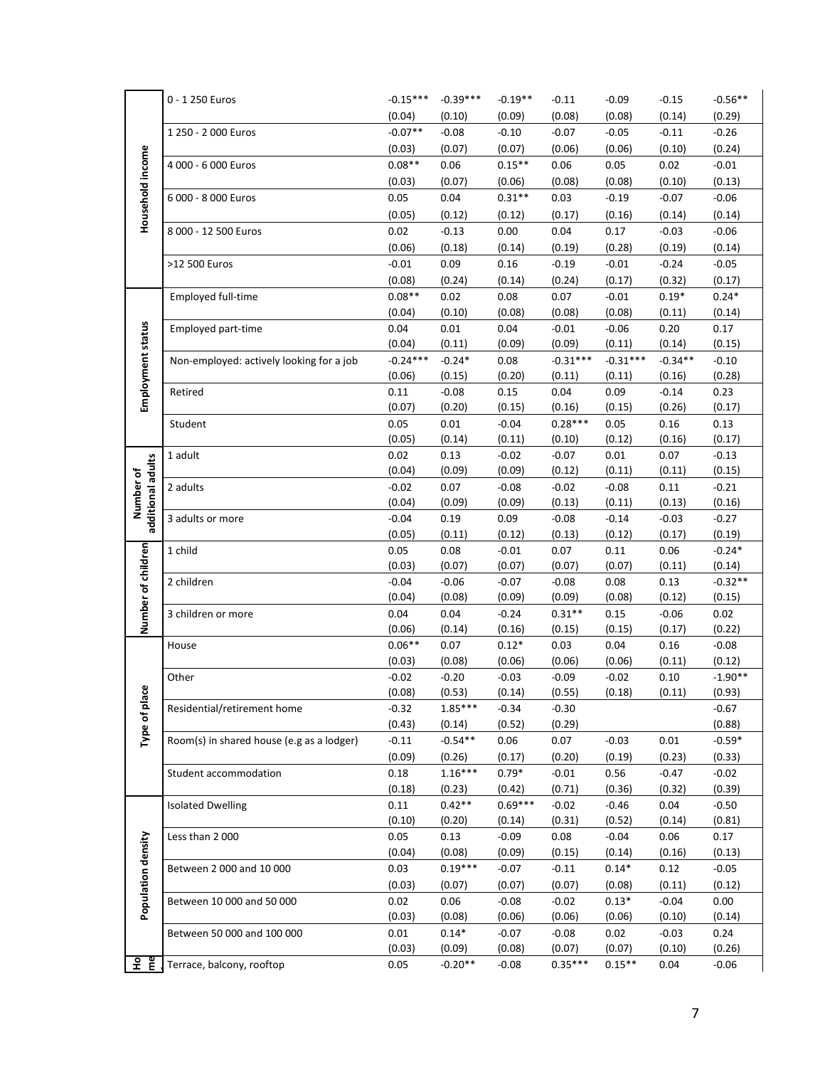| | | | | | | | | |
|---|---|---|---|---|---|---|---|---|
| Household income | 0 - 1 250 Euros | -0.15*** | -0.39*** | -0.19** | -0.11 | -0.09 | -0.15 | -0.56** |
| | | (0.04) | (0.10) | (0.09) | (0.08) | (0.08) | (0.14) | (0.29) |
| | 1 250 - 2 000 Euros | -0.07** | -0.08 | -0.10 | -0.07 | -0.05 | -0.11 | -0.26 |
| | | (0.03) | (0.07) | (0.07) | (0.06) | (0.06) | (0.10) | (0.24) |
| | 4 000 - 6 000 Euros | 0.08** | 0.06 | 0.15** | 0.06 | 0.05 | 0.02 | -0.01 |
| | | (0.03) | (0.07) | (0.06) | (0.08) | (0.08) | (0.10) | (0.13) |
| | 6 000 - 8 000 Euros | 0.05 | 0.04 | 0.31** | 0.03 | -0.19 | -0.07 | -0.06 |
| | | (0.05) | (0.12) | (0.12) | (0.17) | (0.16) | (0.14) | (0.14) |
| | 8 000 - 12 500 Euros | 0.02 | -0.13 | 0.00 | 0.04 | 0.17 | -0.03 | -0.06 |
| | | (0.06) | (0.18) | (0.14) | (0.19) | (0.28) | (0.19) | (0.14) |
| | >12 500 Euros | -0.01 | 0.09 | 0.16 | -0.19 | -0.01 | -0.24 | -0.05 |
| | | (0.08) | (0.24) | (0.14) | (0.24) | (0.17) | (0.32) | (0.17) |
| Employment status | Employed full-time | 0.08** | 0.02 | 0.08 | 0.07 | -0.01 | 0.19* | 0.24* |
| | | (0.04) | (0.10) | (0.08) | (0.08) | (0.08) | (0.11) | (0.14) |
| | Employed part-time | 0.04 | 0.01 | 0.04 | -0.01 | -0.06 | 0.20 | 0.17 |
| | | (0.04) | (0.11) | (0.09) | (0.09) | (0.11) | (0.14) | (0.15) |
| | Non-employed: actively looking for a job | -0.24*** | -0.24* | 0.08 | -0.31*** | -0.31*** | -0.34** | -0.10 |
| | | (0.06) | (0.15) | (0.20) | (0.11) | (0.11) | (0.16) | (0.28) |
| | Retired | 0.11 | -0.08 | 0.15 | 0.04 | 0.09 | -0.14 | 0.23 |
| | | (0.07) | (0.20) | (0.15) | (0.16) | (0.15) | (0.26) | (0.17) |
| | Student | 0.05 | 0.01 | -0.04 | 0.28*** | 0.05 | 0.16 | 0.13 |
| | | (0.05) | (0.14) | (0.11) | (0.10) | (0.12) | (0.16) | (0.17) |
| Number of additional adults | 1 adult | 0.02 | 0.13 | -0.02 | -0.07 | 0.01 | 0.07 | -0.13 |
| | | (0.04) | (0.09) | (0.09) | (0.12) | (0.11) | (0.11) | (0.15) |
| | 2 adults | -0.02 | 0.07 | -0.08 | -0.02 | -0.08 | 0.11 | -0.21 |
| | | (0.04) | (0.09) | (0.09) | (0.13) | (0.11) | (0.13) | (0.16) |
| | 3 adults or more | -0.04 | 0.19 | 0.09 | -0.08 | -0.14 | -0.03 | -0.27 |
| | | (0.05) | (0.11) | (0.12) | (0.13) | (0.12) | (0.17) | (0.19) |
| Number of children | 1 child | 0.05 | 0.08 | -0.01 | 0.07 | 0.11 | 0.06 | -0.24* |
| | | (0.03) | (0.07) | (0.07) | (0.07) | (0.07) | (0.11) | (0.14) |
| | 2 children | -0.04 | -0.06 | -0.07 | -0.08 | 0.08 | 0.13 | -0.32** |
| | | (0.04) | (0.08) | (0.09) | (0.09) | (0.08) | (0.12) | (0.15) |
| | 3 children or more | 0.04 | 0.04 | -0.24 | 0.31** | 0.15 | -0.06 | 0.02 |
| | | (0.06) | (0.14) | (0.16) | (0.15) | (0.15) | (0.17) | (0.22) |
| Type of place | House | 0.06** | 0.07 | 0.12* | 0.03 | 0.04 | 0.16 | -0.08 |
| | | (0.03) | (0.08) | (0.06) | (0.06) | (0.06) | (0.11) | (0.12) |
| | Other | -0.02 | -0.20 | -0.03 | -0.09 | -0.02 | 0.10 | -1.90** |
| | | (0.08) | (0.53) | (0.14) | (0.55) | (0.18) | (0.11) | (0.93) |
| | Residential/retirement home | -0.32 | 1.85*** | -0.34 | -0.30 | | | -0.67 |
| | | (0.43) | (0.14) | (0.52) | (0.29) | | | (0.88) |
| | Room(s) in shared house (e.g as a lodger) | -0.11 | -0.54** | 0.06 | 0.07 | -0.03 | 0.01 | -0.59* |
| | | (0.09) | (0.26) | (0.17) | (0.20) | (0.19) | (0.23) | (0.33) |
| | Student accommodation | 0.18 | 1.16*** | 0.79* | -0.01 | 0.56 | -0.47 | -0.02 |
| | | (0.18) | (0.23) | (0.42) | (0.71) | (0.36) | (0.32) | (0.39) |
| Population density | Isolated Dwelling | 0.11 | 0.42** | 0.69*** | -0.02 | -0.46 | 0.04 | -0.50 |
| | | (0.10) | (0.20) | (0.14) | (0.31) | (0.52) | (0.14) | (0.81) |
| | Less than 2 000 | 0.05 | 0.13 | -0.09 | 0.08 | -0.04 | 0.06 | 0.17 |
| | | (0.04) | (0.08) | (0.09) | (0.15) | (0.14) | (0.16) | (0.13) |
| | Between 2 000 and 10 000 | 0.03 | 0.19*** | -0.07 | -0.11 | 0.14* | 0.12 | -0.05 |
| | | (0.03) | (0.07) | (0.07) | (0.07) | (0.08) | (0.11) | (0.12) |
| | Between 10 000 and 50 000 | 0.02 | 0.06 | -0.08 | -0.02 | 0.13* | -0.04 | 0.00 |
| | | (0.03) | (0.08) | (0.06) | (0.06) | (0.06) | (0.10) | (0.14) |
| | Between 50 000 and 100 000 | 0.01 | 0.14* | -0.07 | -0.08 | 0.02 | -0.03 | 0.24 |
| | | (0.03) | (0.09) | (0.08) | (0.07) | (0.07) | (0.10) | (0.26) |
| Home | Terrace, balcony, rooftop | 0.05 | -0.20** | -0.08 | 0.35*** | 0.15** | 0.04 | -0.06 |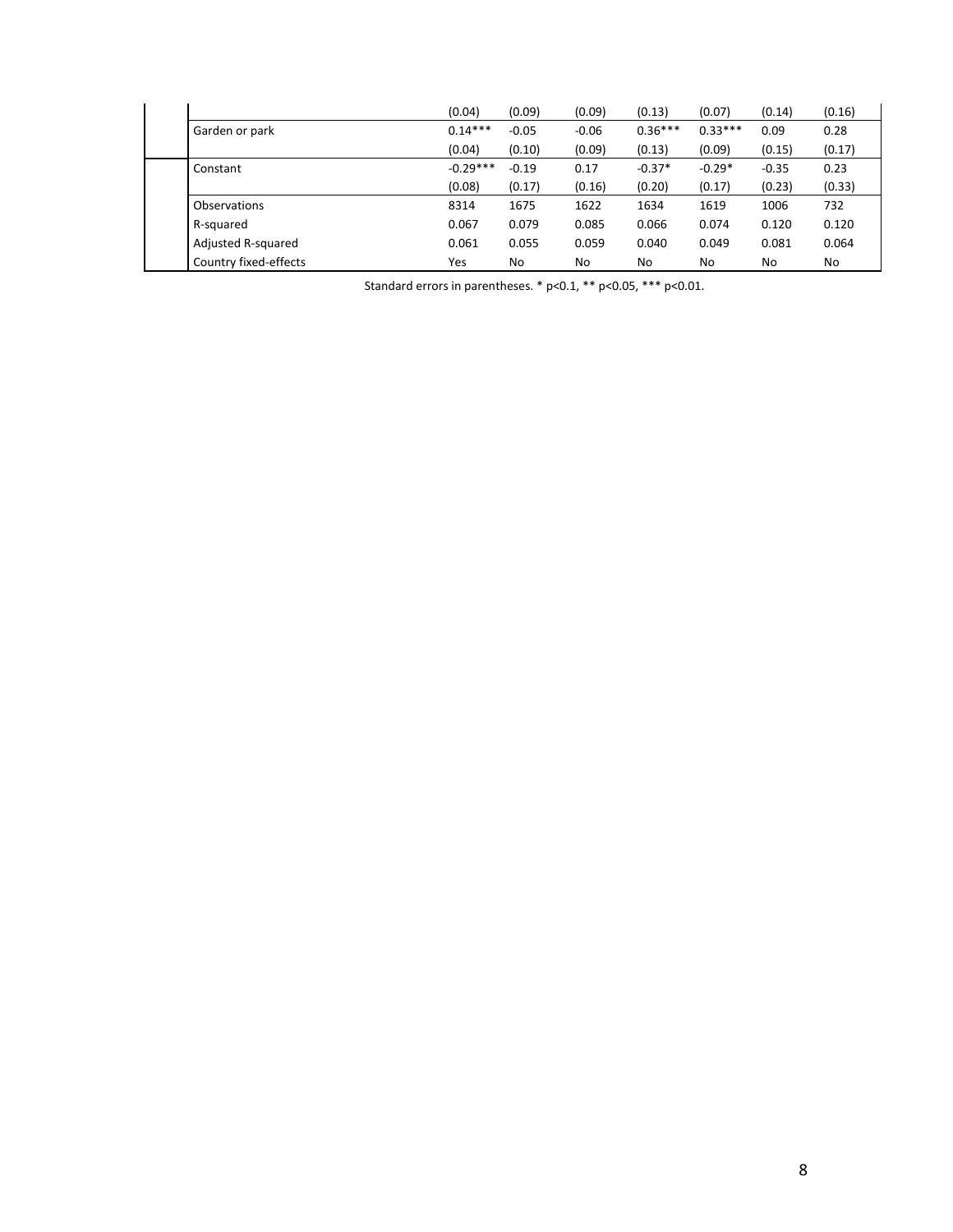| | | | | | | | |
|---|---|---|---|---|---|---|---|
| | (0.04) | (0.09) | (0.09) | (0.13) | (0.07) | (0.14) | (0.16) |
| Garden or park | 0.14*** | -0.05 | -0.06 | 0.36*** | 0.33*** | 0.09 | 0.28 |
| | (0.04) | (0.10) | (0.09) | (0.13) | (0.09) | (0.15) | (0.17) |
| Constant | -0.29*** | -0.19 | 0.17 | -0.37* | -0.29* | -0.35 | 0.23 |
| | (0.08) | (0.17) | (0.16) | (0.20) | (0.17) | (0.23) | (0.33) |
| Observations | 8314 | 1675 | 1622 | 1634 | 1619 | 1006 | 732 |
| R-squared | 0.067 | 0.079 | 0.085 | 0.066 | 0.074 | 0.120 | 0.120 |
| Adjusted R-squared | 0.061 | 0.055 | 0.059 | 0.040 | 0.049 | 0.081 | 0.064 |
| Country fixed-effects | Yes | No | No | No | No | No | No |

Standard errors in parentheses. * p<0.1, ** p<0.05, *** p<0.01.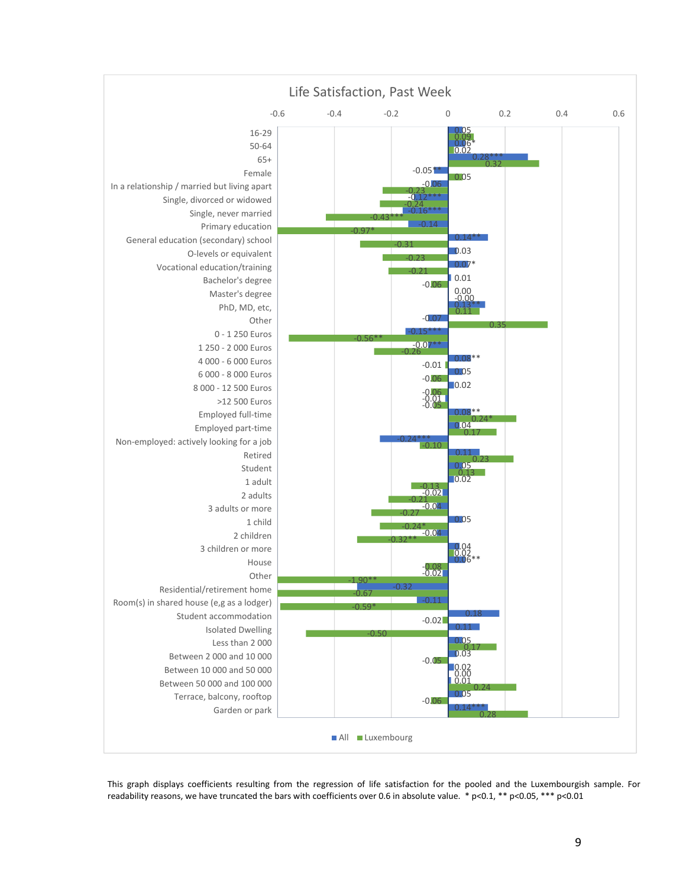Life Satisfaction, Past Week

| Variable | All | Luxembourg |
|---|---|---|
| 16-29 | 0.05 | 0.09 |
| 50-64 | 0.06* | 0.02 |
| 65+ | 0.28*** | 0.32 |
| Female | -0.05** | 0.05 |
| In a relationship / married but living apart | -0.06 | -0.23 |
| Single, divorced or widowed | -0.12*** | -0.24 |
| Single, never married | -0.16*** | -0.43*** |
| Primary education | -0.14 | -0.97* |
| General education (secondary) school | 0.14** | -0.31 |
| O-levels or equivalent | 0.03 | -0.23 |
| Vocational education/training | 0.07* | -0.21 |
| Bachelor's degree | 0.01 | -0.06 |
| Master's degree | 0.00 | -0.00 |
| PhD, MD, etc, | 0.13** | 0.11 |
| Other | -0.07 | 0.35 |
| 0 - 1 250 Euros | -0.15*** | -0.56** |
| 1 250 - 2 000 Euros | -0.07** | -0.26 |
| 4 000 - 6 000 Euros | 0.08** | -0.01 |
| 6 000 - 8 000 Euros | 0.05 | -0.06 |
| 8 000 - 12 500 Euros | 0.02 | -0.06 |
| >12 500 Euros | -0.01 | -0.05 |
| Employed full-time | 0.08** | 0.24* |
| Employed part-time | 0.04 | 0.17 |
| Non-employed: actively looking for a job | -0.24*** | -0.10 |
| Retired | 0.11 | 0.23 |
| Student | 0.05 | 0.13 |
| 1 adult | 0.02 | -0.13 |
| 2 adults | -0.02 | -0.21 |
| 3 adults or more | -0.04 | -0.27 |
| 1 child | 0.05 | -0.24* |
| 2 children | -0.04 | -0.32** |
| 3 children or more | 0.04 | 0.02 |
| House | 0.06** | -0.08 |
| Other | -0.02 | -1.90** |
| Residential/retirement home | -0.32 | -0.67 |
| Room(s) in shared house (e,g as a lodger) | -0.11 | -0.59* |
| Student accommodation | 0.18 | -0.02 |
| Isolated Dwelling | 0.11 | -0.50 |
| Less than 2 000 | 0.05 | 0.17 |
| Between 2 000 and 10 000 | 0.03 | -0.05 |
| Between 10 000 and 50 000 | 0.02 | 0.00 |
| Between 50 000 and 100 000 | 0.01 | 0.24 |
| Terrace, balcony, rooftop | 0.05 | -0.06 |
| Garden or park | 0.14*** | 0.28 |

This graph displays coefficients resulting from the regression of life satisfaction for the pooled and the Luxembourgish sample. For readability reasons, we have truncated the bars with coefficients over 0.6 in absolute value. * p<0.1, ** p<0.05, *** p<0.01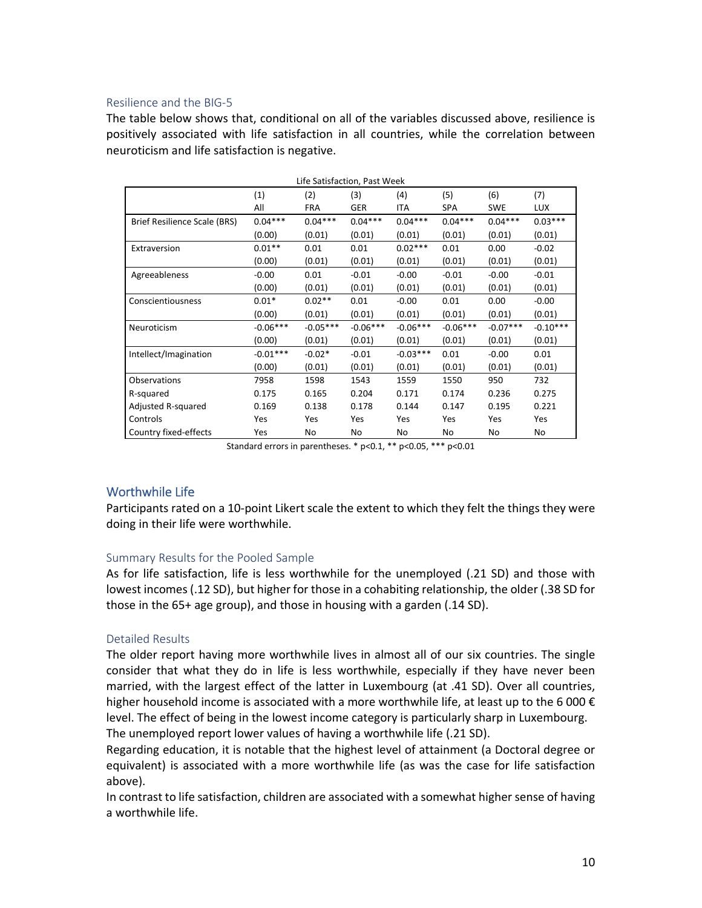### Resilience and the BIG-5

The table below shows that, conditional on all of the variables discussed above, resilience is positively associated with life satisfaction in all countries, while the correlation between neuroticism and life satisfaction is negative.

Life Satisfaction, Past Week

| | (1) | (2) | (3) | (4) | (5) | (6) | (7) |
|---|---|---|---|---|---|---|---|
| | All | FRA | GER | ITA | SPA | SWE | LUX |
| Brief Resilience Scale (BRS) | 0.04*** | 0.04*** | 0.04*** | 0.04*** | 0.04*** | 0.04*** | 0.03*** |
| | (0.00) | (0.01) | (0.01) | (0.01) | (0.01) | (0.01) | (0.01) |
| Extraversion | 0.01** | 0.01 | 0.01 | 0.02*** | 0.01 | 0.00 | -0.02 |
| | (0.00) | (0.01) | (0.01) | (0.01) | (0.01) | (0.01) | (0.01) |
| Agreeableness | -0.00 | 0.01 | -0.01 | -0.00 | -0.01 | -0.00 | -0.01 |
| | (0.00) | (0.01) | (0.01) | (0.01) | (0.01) | (0.01) | (0.01) |
| Conscientiousness | 0.01* | 0.02** | 0.01 | -0.00 | 0.01 | 0.00 | -0.00 |
| | (0.00) | (0.01) | (0.01) | (0.01) | (0.01) | (0.01) | (0.01) |
| Neuroticism | -0.06*** | -0.05*** | -0.06*** | -0.06*** | -0.06*** | -0.07*** | -0.10*** |
| | (0.00) | (0.01) | (0.01) | (0.01) | (0.01) | (0.01) | (0.01) |
| Intellect/Imagination | -0.01*** | -0.02* | -0.01 | -0.03*** | 0.01 | -0.00 | 0.01 |
| | (0.00) | (0.01) | (0.01) | (0.01) | (0.01) | (0.01) | (0.01) |
| Observations | 7958 | 1598 | 1543 | 1559 | 1550 | 950 | 732 |
| R-squared | 0.175 | 0.165 | 0.204 | 0.171 | 0.174 | 0.236 | 0.275 |
| Adjusted R-squared | 0.169 | 0.138 | 0.178 | 0.144 | 0.147 | 0.195 | 0.221 |
| Controls | Yes | Yes | Yes | Yes | Yes | Yes | Yes |
| Country fixed-effects | Yes | No | No | No | No | No | No |

Standard errors in parentheses. * p<0.1, ** p<0.05, *** p<0.01

## Worthwhile Life

Participants rated on a 10-point Likert scale the extent to which they felt the things they were doing in their life were worthwhile.

### Summary Results for the Pooled Sample

As for life satisfaction, life is less worthwhile for the unemployed (.21 SD) and those with lowest incomes (.12 SD), but higher for those in a cohabiting relationship, the older (.38 SD for those in the 65+ age group), and those in housing with a garden (.14 SD).

### Detailed Results

The older report having more worthwhile lives in almost all of our six countries. The single consider that what they do in life is less worthwhile, especially if they have never been married, with the largest effect of the latter in Luxembourg (at .41 SD). Over all countries, higher household income is associated with a more worthwhile life, at least up to the 6 000 € level. The effect of being in the lowest income category is particularly sharp in Luxembourg. The unemployed report lower values of having a worthwhile life (.21 SD).

Regarding education, it is notable that the highest level of attainment (a Doctoral degree or equivalent) is associated with a more worthwhile life (as was the case for life satisfaction above).

In contrast to life satisfaction, children are associated with a somewhat higher sense of having a worthwhile life.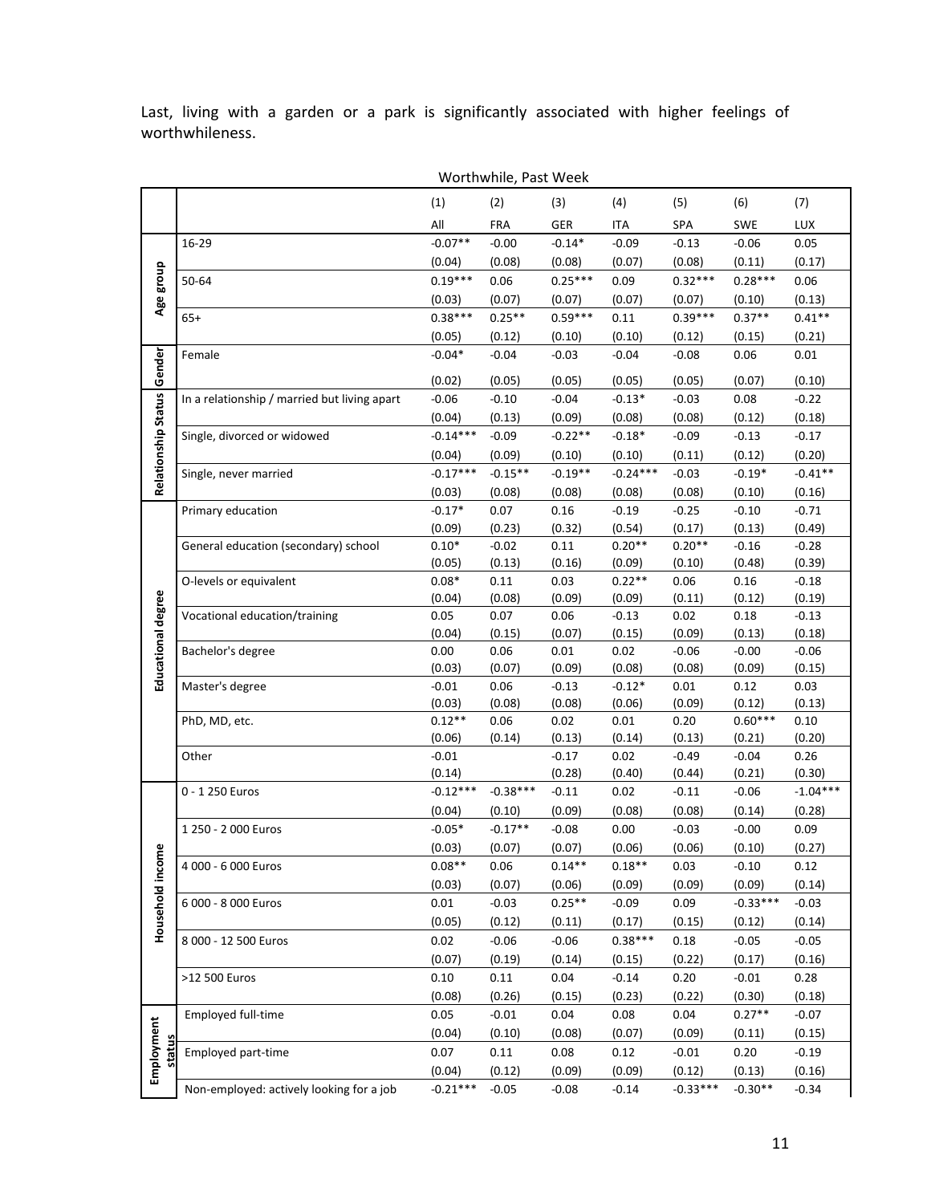Last, living with a garden or a park is significantly associated with higher feelings of worthwhileness.

Worthwhile, Past Week

| | | (1) | (2) | (3) | (4) | (5) | (6) | (7) |
|---|---|---|---|---|---|---|---|---|
| | | All | FRA | GER | ITA | SPA | SWE | LUX |
| Age group | 16-29 | -0.07** | -0.00 | -0.14* | -0.09 | -0.13 | -0.06 | 0.05 |
| | | (0.04) | (0.08) | (0.08) | (0.07) | (0.08) | (0.11) | (0.17) |
| | 50-64 | 0.19*** | 0.06 | 0.25*** | 0.09 | 0.32*** | 0.28*** | 0.06 |
| | | (0.03) | (0.07) | (0.07) | (0.07) | (0.07) | (0.10) | (0.13) |
| | 65+ | 0.38*** | 0.25** | 0.59*** | 0.11 | 0.39*** | 0.37** | 0.41** |
| | | (0.05) | (0.12) | (0.10) | (0.10) | (0.12) | (0.15) | (0.21) |
| Gender | Female | -0.04* | -0.04 | -0.03 | -0.04 | -0.08 | 0.06 | 0.01 |
| | | (0.02) | (0.05) | (0.05) | (0.05) | (0.05) | (0.07) | (0.10) |
| Relationship Status | In a relationship / married but living apart | -0.06 | -0.10 | -0.04 | -0.13* | -0.03 | 0.08 | -0.22 |
| | | (0.04) | (0.13) | (0.09) | (0.08) | (0.08) | (0.12) | (0.18) |
| | Single, divorced or widowed | -0.14*** | -0.09 | -0.22** | -0.18* | -0.09 | -0.13 | -0.17 |
| | | (0.04) | (0.09) | (0.10) | (0.10) | (0.11) | (0.12) | (0.20) |
| | Single, never married | -0.17*** | -0.15** | -0.19** | -0.24*** | -0.03 | -0.19* | -0.41** |
| | | (0.03) | (0.08) | (0.08) | (0.08) | (0.08) | (0.10) | (0.16) |
| Educational degree | Primary education | -0.17* | 0.07 | 0.16 | -0.19 | -0.25 | -0.10 | -0.71 |
| | | (0.09) | (0.23) | (0.32) | (0.54) | (0.17) | (0.13) | (0.49) |
| | General education (secondary) school | 0.10* | -0.02 | 0.11 | 0.20** | 0.20** | -0.16 | -0.28 |
| | | (0.05) | (0.13) | (0.16) | (0.09) | (0.10) | (0.48) | (0.39) |
| | O-levels or equivalent | 0.08* | 0.11 | 0.03 | 0.22** | 0.06 | 0.16 | -0.18 |
| | | (0.04) | (0.08) | (0.09) | (0.09) | (0.11) | (0.12) | (0.19) |
| | Vocational education/training | 0.05 | 0.07 | 0.06 | -0.13 | 0.02 | 0.18 | -0.13 |
| | | (0.04) | (0.15) | (0.07) | (0.15) | (0.09) | (0.13) | (0.18) |
| | Bachelor's degree | 0.00 | 0.06 | 0.01 | 0.02 | -0.06 | -0.00 | -0.06 |
| | | (0.03) | (0.07) | (0.09) | (0.08) | (0.08) | (0.09) | (0.15) |
| | Master's degree | -0.01 | 0.06 | -0.13 | -0.12* | 0.01 | 0.12 | 0.03 |
| | | (0.03) | (0.08) | (0.08) | (0.06) | (0.09) | (0.12) | (0.13) |
| | PhD, MD, etc. | 0.12** | 0.06 | 0.02 | 0.01 | 0.20 | 0.60*** | 0.10 |
| | | (0.06) | (0.14) | (0.13) | (0.14) | (0.13) | (0.21) | (0.20) |
| | Other | -0.01 | | -0.17 | 0.02 | -0.49 | -0.04 | 0.26 |
| | | (0.14) | | (0.28) | (0.40) | (0.44) | (0.21) | (0.30) |
| Household income | 0 - 1 250 Euros | -0.12*** | -0.38*** | -0.11 | 0.02 | -0.11 | -0.06 | -1.04*** |
| | | (0.04) | (0.10) | (0.09) | (0.08) | (0.08) | (0.14) | (0.28) |
| | 1 250 - 2 000 Euros | -0.05* | -0.17** | -0.08 | 0.00 | -0.03 | -0.00 | 0.09 |
| | | (0.03) | (0.07) | (0.07) | (0.06) | (0.06) | (0.10) | (0.27) |
| | 4 000 - 6 000 Euros | 0.08** | 0.06 | 0.14** | 0.18** | 0.03 | -0.10 | 0.12 |
| | | (0.03) | (0.07) | (0.06) | (0.09) | (0.09) | (0.09) | (0.14) |
| | 6 000 - 8 000 Euros | 0.01 | -0.03 | 0.25** | -0.09 | 0.09 | -0.33*** | -0.03 |
| | | (0.05) | (0.12) | (0.11) | (0.17) | (0.15) | (0.12) | (0.14) |
| | 8 000 - 12 500 Euros | 0.02 | -0.06 | -0.06 | 0.38*** | 0.18 | -0.05 | -0.05 |
| | | (0.07) | (0.19) | (0.14) | (0.15) | (0.22) | (0.17) | (0.16) |
| | >12 500 Euros | 0.10 | 0.11 | 0.04 | -0.14 | 0.20 | -0.01 | 0.28 |
| | | (0.08) | (0.26) | (0.15) | (0.23) | (0.22) | (0.30) | (0.18) |
| Employment status | Employed full-time | 0.05 | -0.01 | 0.04 | 0.08 | 0.04 | 0.27** | -0.07 |
| | | (0.04) | (0.10) | (0.08) | (0.07) | (0.09) | (0.11) | (0.15) |
| | Employed part-time | 0.07 | 0.11 | 0.08 | 0.12 | -0.01 | 0.20 | -0.19 |
| | | (0.04) | (0.12) | (0.09) | (0.09) | (0.12) | (0.13) | (0.16) |
| | Non-employed: actively looking for a job | -0.21*** | -0.05 | -0.08 | -0.14 | -0.33*** | -0.30** | -0.34 |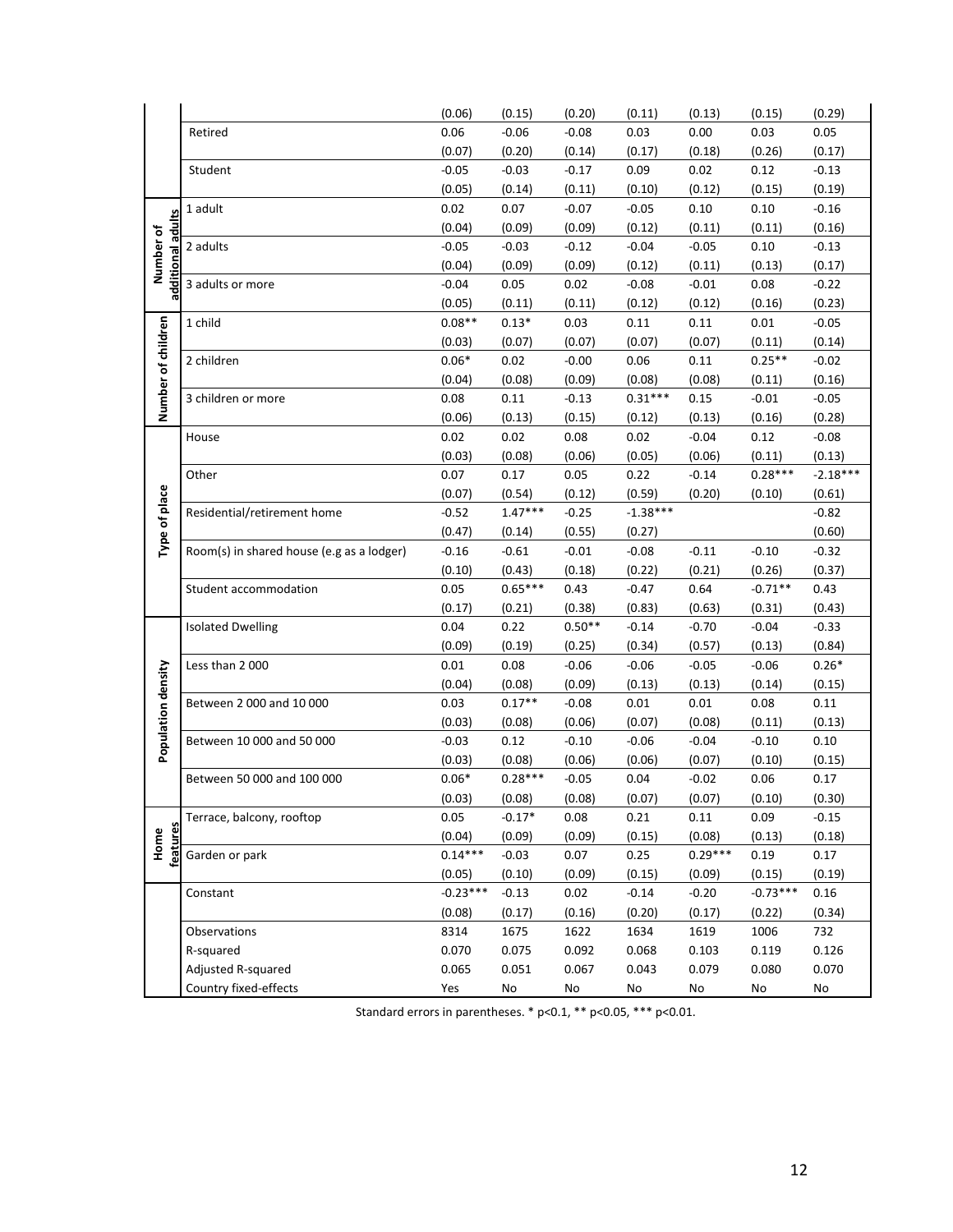| | | | | | | | | |
|---|---|---|---|---|---|---|---|---|
| | | (0.06) | (0.15) | (0.20) | (0.11) | (0.13) | (0.15) | (0.29) |
| | Retired | 0.06 | -0.06 | -0.08 | 0.03 | 0.00 | 0.03 | 0.05 |
| | | (0.07) | (0.20) | (0.14) | (0.17) | (0.18) | (0.26) | (0.17) |
| | Student | -0.05 | -0.03 | -0.17 | 0.09 | 0.02 | 0.12 | -0.13 |
| | | (0.05) | (0.14) | (0.11) | (0.10) | (0.12) | (0.15) | (0.19) |
| Number of additional adults | 1 adult | 0.02 | 0.07 | -0.07 | -0.05 | 0.10 | 0.10 | -0.16 |
| | | (0.04) | (0.09) | (0.09) | (0.12) | (0.11) | (0.11) | (0.16) |
| | 2 adults | -0.05 | -0.03 | -0.12 | -0.04 | -0.05 | 0.10 | -0.13 |
| | | (0.04) | (0.09) | (0.09) | (0.12) | (0.11) | (0.13) | (0.17) |
| | 3 adults or more | -0.04 | 0.05 | 0.02 | -0.08 | -0.01 | 0.08 | -0.22 |
| | | (0.05) | (0.11) | (0.11) | (0.12) | (0.12) | (0.16) | (0.23) |
| Number of children | 1 child | 0.08** | 0.13* | 0.03 | 0.11 | 0.11 | 0.01 | -0.05 |
| | | (0.03) | (0.07) | (0.07) | (0.07) | (0.07) | (0.11) | (0.14) |
| | 2 children | 0.06* | 0.02 | -0.00 | 0.06 | 0.11 | 0.25** | -0.02 |
| | | (0.04) | (0.08) | (0.09) | (0.08) | (0.08) | (0.11) | (0.16) |
| | 3 children or more | 0.08 | 0.11 | -0.13 | 0.31*** | 0.15 | -0.01 | -0.05 |
| | | (0.06) | (0.13) | (0.15) | (0.12) | (0.13) | (0.16) | (0.28) |
| Type of place | House | 0.02 | 0.02 | 0.08 | 0.02 | -0.04 | 0.12 | -0.08 |
| | | (0.03) | (0.08) | (0.06) | (0.05) | (0.06) | (0.11) | (0.13) |
| | Other | 0.07 | 0.17 | 0.05 | 0.22 | -0.14 | 0.28*** | -2.18*** |
| | | (0.07) | (0.54) | (0.12) | (0.59) | (0.20) | (0.10) | (0.61) |
| | Residential/retirement home | -0.52 | 1.47*** | -0.25 | -1.38*** | | | -0.82 |
| | | (0.47) | (0.14) | (0.55) | (0.27) | | | (0.60) |
| | Room(s) in shared house (e.g as a lodger) | -0.16 | -0.61 | -0.01 | -0.08 | -0.11 | -0.10 | -0.32 |
| | | (0.10) | (0.43) | (0.18) | (0.22) | (0.21) | (0.26) | (0.37) |
| | Student accommodation | 0.05 | 0.65*** | 0.43 | -0.47 | 0.64 | -0.71** | 0.43 |
| | | (0.17) | (0.21) | (0.38) | (0.83) | (0.63) | (0.31) | (0.43) |
| Population density | Isolated Dwelling | 0.04 | 0.22 | 0.50** | -0.14 | -0.70 | -0.04 | -0.33 |
| | | (0.09) | (0.19) | (0.25) | (0.34) | (0.57) | (0.13) | (0.84) |
| | Less than 2 000 | 0.01 | 0.08 | -0.06 | -0.06 | -0.05 | -0.06 | 0.26* |
| | | (0.04) | (0.08) | (0.09) | (0.13) | (0.13) | (0.14) | (0.15) |
| | Between 2 000 and 10 000 | 0.03 | 0.17** | -0.08 | 0.01 | 0.01 | 0.08 | 0.11 |
| | | (0.03) | (0.08) | (0.06) | (0.07) | (0.08) | (0.11) | (0.13) |
| | Between 10 000 and 50 000 | -0.03 | 0.12 | -0.10 | -0.06 | -0.04 | -0.10 | 0.10 |
| | | (0.03) | (0.08) | (0.06) | (0.06) | (0.07) | (0.10) | (0.15) |
| | Between 50 000 and 100 000 | 0.06* | 0.28*** | -0.05 | 0.04 | -0.02 | 0.06 | 0.17 |
| | | (0.03) | (0.08) | (0.08) | (0.07) | (0.07) | (0.10) | (0.30) |
| Home features | Terrace, balcony, rooftop | 0.05 | -0.17* | 0.08 | 0.21 | 0.11 | 0.09 | -0.15 |
| | | (0.04) | (0.09) | (0.09) | (0.15) | (0.08) | (0.13) | (0.18) |
| | Garden or park | 0.14*** | -0.03 | 0.07 | 0.25 | 0.29*** | 0.19 | 0.17 |
| | | (0.05) | (0.10) | (0.09) | (0.15) | (0.09) | (0.15) | (0.19) |
| | Constant | -0.23*** | -0.13 | 0.02 | -0.14 | -0.20 | -0.73*** | 0.16 |
| | | (0.08) | (0.17) | (0.16) | (0.20) | (0.17) | (0.22) | (0.34) |
| | Observations | 8314 | 1675 | 1622 | 1634 | 1619 | 1006 | 732 |
| | R-squared | 0.070 | 0.075 | 0.092 | 0.068 | 0.103 | 0.119 | 0.126 |
| | Adjusted R-squared | 0.065 | 0.051 | 0.067 | 0.043 | 0.079 | 0.080 | 0.070 |
| | Country fixed-effects | Yes | No | No | No | No | No | No |

Standard errors in parentheses. * p<0.1, ** p<0.05, *** p<0.01.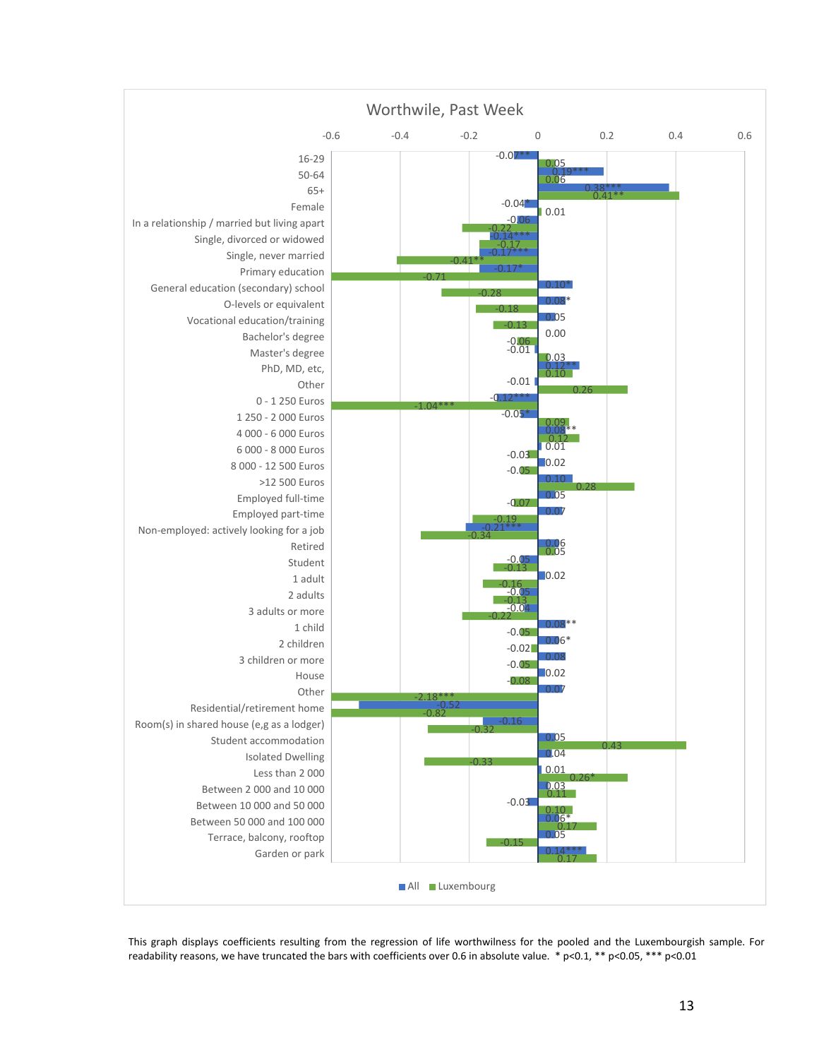Worthwile, Past Week

| | All | Luxembourg |
|---|---|---|
| 16-29 | -0.07** | 0.05 |
| 50-64 | 0.19*** | 0.06 |
| 65+ | 0.38*** | 0.41** |
| Female | -0.04* | 0.01 |
| In a relationship / married but living apart | -0.06 | -0.22 |
| Single, divorced or widowed | -0.14*** | -0.17 |
| Single, never married | -0.17*** | -0.41** |
| Primary education | -0.17* | -0.71 |
| General education (secondary) school | 0.10* | -0.28 |
| O-levels or equivalent | 0.08* | -0.18 |
| Vocational education/training | 0.05 | -0.13 |
| Bachelor's degree | 0.00 | -0.06 |
| Master's degree | -0.01 | 0.03 |
| PhD, MD, etc, | 0.12** | 0.10 |
| Other | -0.01 | 0.26 |
| 0 - 1 250 Euros | -0.12*** | -1.04*** |
| 1 250 - 2 000 Euros | -0.05* | 0.09 |
| 4 000 - 6 000 Euros | 0.08** | 0.12 |
| 6 000 - 8 000 Euros | 0.01 | -0.03 |
| 8 000 - 12 500 Euros | 0.02 | -0.05 |
| >12 500 Euros | 0.10 | 0.28 |
| Employed full-time | 0.05 | -0.07 |
| Employed part-time | 0.07 | -0.19 |
| Non-employed: actively looking for a job | -0.21*** | -0.34 |
| Retired | 0.06 | 0.05 |
| Student | -0.05 | -0.13 |
| 1 adult | 0.02 | -0.16 |
| 2 adults | -0.05 | -0.13 |
| 3 adults or more | -0.04 | -0.22 |
| 1 child | 0.08** | -0.05 |
| 2 children | 0.06* | -0.02 |
| 3 children or more | 0.08 | -0.05 |
| House | 0.02 | -0.08 |
| Other | 0.07 | -2.18*** |
| Residential/retirement home | -0.52 | -0.82 |
| Room(s) in shared house (e,g as a lodger) | -0.16 | -0.32 |
| Student accommodation | 0.05 | 0.43 |
| Isolated Dwelling | 0.04 | -0.33 |
| Less than 2 000 | 0.01 | 0.26* |
| Between 2 000 and 10 000 | 0.03 | 0.11 |
| Between 10 000 and 50 000 | -0.03 | 0.10 |
| Between 50 000 and 100 000 | 0.06* | 0.17 |
| Terrace, balcony, rooftop | 0.05 | -0.15 |
| Garden or park | 0.14*** | 0.17 |

This graph displays coefficients resulting from the regression of life worthwilness for the pooled and the Luxembourgish sample. For readability reasons, we have truncated the bars with coefficients over 0.6 in absolute value. * p<0.1, ** p<0.05, *** p<0.01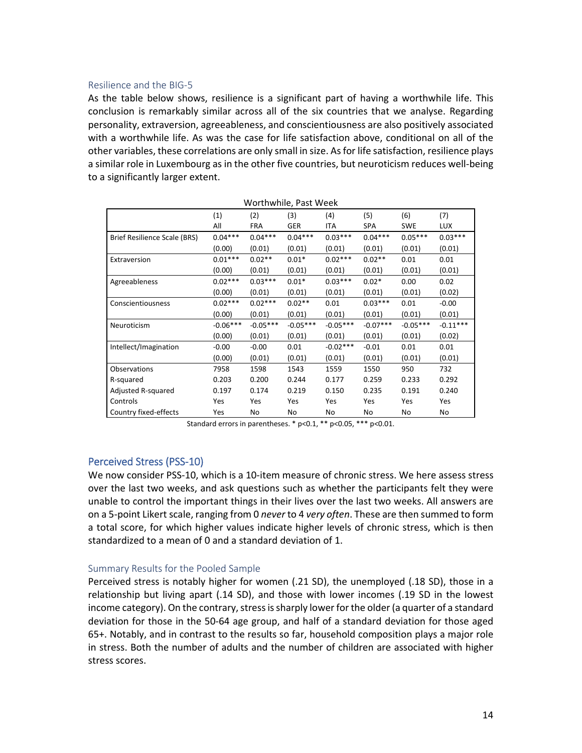### Resilience and the BIG-5

As the table below shows, resilience is a significant part of having a worthwhile life. This conclusion is remarkably similar across all of the six countries that we analyse. Regarding personality, extraversion, agreeableness, and conscientiousness are also positively associated with a worthwhile life. As was the case for life satisfaction above, conditional on all of the other variables, these correlations are only small in size. As for life satisfaction, resilience plays a similar role in Luxembourg as in the other five countries, but neuroticism reduces well-being to a significantly larger extent.

Worthwhile, Past Week

| | (1) | (2) | (3) | (4) | (5) | (6) | (7) |
|---|---|---|---|---|---|---|---|
| | All | FRA | GER | ITA | SPA | SWE | LUX |
| Brief Resilience Scale (BRS) | 0.04*** | 0.04*** | 0.04*** | 0.03*** | 0.04*** | 0.05*** | 0.03*** |
| | (0.00) | (0.01) | (0.01) | (0.01) | (0.01) | (0.01) | (0.01) |
| Extraversion | 0.01*** | 0.02** | 0.01* | 0.02*** | 0.02** | 0.01 | 0.01 |
| | (0.00) | (0.01) | (0.01) | (0.01) | (0.01) | (0.01) | (0.01) |
| Agreeableness | 0.02*** | 0.03*** | 0.01* | 0.03*** | 0.02* | 0.00 | 0.02 |
| | (0.00) | (0.01) | (0.01) | (0.01) | (0.01) | (0.01) | (0.02) |
| Conscientiousness | 0.02*** | 0.02*** | 0.02** | 0.01 | 0.03*** | 0.01 | -0.00 |
| | (0.00) | (0.01) | (0.01) | (0.01) | (0.01) | (0.01) | (0.01) |
| Neuroticism | -0.06*** | -0.05*** | -0.05*** | -0.05*** | -0.07*** | -0.05*** | -0.11*** |
| | (0.00) | (0.01) | (0.01) | (0.01) | (0.01) | (0.01) | (0.02) |
| Intellect/Imagination | -0.00 | -0.00 | 0.01 | -0.02*** | -0.01 | 0.01 | 0.01 |
| | (0.00) | (0.01) | (0.01) | (0.01) | (0.01) | (0.01) | (0.01) |
| Observations | 7958 | 1598 | 1543 | 1559 | 1550 | 950 | 732 |
| R-squared | 0.203 | 0.200 | 0.244 | 0.177 | 0.259 | 0.233 | 0.292 |
| Adjusted R-squared | 0.197 | 0.174 | 0.219 | 0.150 | 0.235 | 0.191 | 0.240 |
| Controls | Yes | Yes | Yes | Yes | Yes | Yes | Yes |
| Country fixed-effects | Yes | No | No | No | No | No | No |

Standard errors in parentheses. * p<0.1, ** p<0.05, *** p<0.01.

## Perceived Stress (PSS-10)

We now consider PSS-10, which is a 10-item measure of chronic stress. We here assess stress over the last two weeks, and ask questions such as whether the participants felt they were unable to control the important things in their lives over the last two weeks. All answers are on a 5-point Likert scale, ranging from 0 *never* to 4 *very often*. These are then summed to form a total score, for which higher values indicate higher levels of chronic stress, which is then standardized to a mean of 0 and a standard deviation of 1.

### Summary Results for the Pooled Sample

Perceived stress is notably higher for women (.21 SD), the unemployed (.18 SD), those in a relationship but living apart (.14 SD), and those with lower incomes (.19 SD in the lowest income category). On the contrary, stress is sharply lower for the older (a quarter of a standard deviation for those in the 50-64 age group, and half of a standard deviation for those aged 65+. Notably, and in contrast to the results so far, household composition plays a major role in stress. Both the number of adults and the number of children are associated with higher stress scores.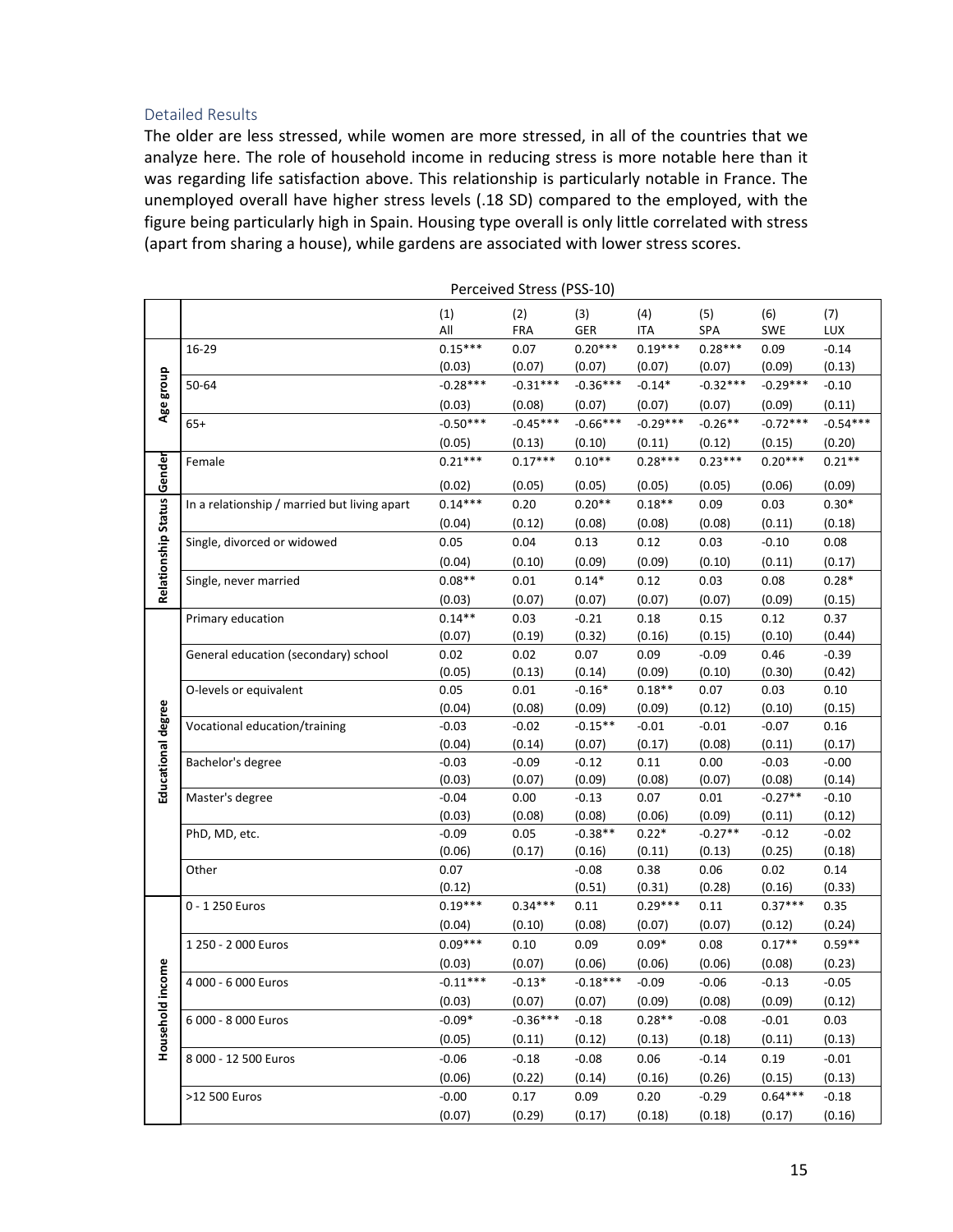### Detailed Results

The older are less stressed, while women are more stressed, in all of the countries that we analyze here. The role of household income in reducing stress is more notable here than it was regarding life satisfaction above. This relationship is particularly notable in France. The unemployed overall have higher stress levels (.18 SD) compared to the employed, with the figure being particularly high in Spain. Housing type overall is only little correlated with stress (apart from sharing a house), while gardens are associated with lower stress scores.

Perceived Stress (PSS-10)

| | | (1) All | (2) FRA | (3) GER | (4) ITA | (5) SPA | (6) SWE | (7) LUX |
|---|---|---|---|---|---|---|---|---|
| Age group | 16-29 | 0.15*** | 0.07 | 0.20*** | 0.19*** | 0.28*** | 0.09 | -0.14 |
| | | (0.03) | (0.07) | (0.07) | (0.07) | (0.07) | (0.09) | (0.13) |
| | 50-64 | -0.28*** | -0.31*** | -0.36*** | -0.14* | -0.32*** | -0.29*** | -0.10 |
| | | (0.03) | (0.08) | (0.07) | (0.07) | (0.07) | (0.09) | (0.11) |
| | 65+ | -0.50*** | -0.45*** | -0.66*** | -0.29*** | -0.26** | -0.72*** | -0.54*** |
| | | (0.05) | (0.13) | (0.10) | (0.11) | (0.12) | (0.15) | (0.20) |
| Gender | Female | 0.21*** | 0.17*** | 0.10** | 0.28*** | 0.23*** | 0.20*** | 0.21** |
| | | (0.02) | (0.05) | (0.05) | (0.05) | (0.05) | (0.06) | (0.09) |
| Relationship Status | In a relationship / married but living apart | 0.14*** | 0.20 | 0.20** | 0.18** | 0.09 | 0.03 | 0.30* |
| | | (0.04) | (0.12) | (0.08) | (0.08) | (0.08) | (0.11) | (0.18) |
| | Single, divorced or widowed | 0.05 | 0.04 | 0.13 | 0.12 | 0.03 | -0.10 | 0.08 |
| | | (0.04) | (0.10) | (0.09) | (0.09) | (0.10) | (0.11) | (0.17) |
| | Single, never married | 0.08** | 0.01 | 0.14* | 0.12 | 0.03 | 0.08 | 0.28* |
| | | (0.03) | (0.07) | (0.07) | (0.07) | (0.07) | (0.09) | (0.15) |
| Educational degree | Primary education | 0.14** | 0.03 | -0.21 | 0.18 | 0.15 | 0.12 | 0.37 |
| | | (0.07) | (0.19) | (0.32) | (0.16) | (0.15) | (0.10) | (0.44) |
| | General education (secondary) school | 0.02 | 0.02 | 0.07 | 0.09 | -0.09 | 0.46 | -0.39 |
| | | (0.05) | (0.13) | (0.14) | (0.09) | (0.10) | (0.30) | (0.42) |
| | O-levels or equivalent | 0.05 | 0.01 | -0.16* | 0.18** | 0.07 | 0.03 | 0.10 |
| | | (0.04) | (0.08) | (0.09) | (0.09) | (0.12) | (0.10) | (0.15) |
| | Vocational education/training | -0.03 | -0.02 | -0.15** | -0.01 | -0.01 | -0.07 | 0.16 |
| | | (0.04) | (0.14) | (0.07) | (0.17) | (0.08) | (0.11) | (0.17) |
| | Bachelor's degree | -0.03 | -0.09 | -0.12 | 0.11 | 0.00 | -0.03 | -0.00 |
| | | (0.03) | (0.07) | (0.09) | (0.08) | (0.07) | (0.08) | (0.14) |
| | Master's degree | -0.04 | 0.00 | -0.13 | 0.07 | 0.01 | -0.27** | -0.10 |
| | | (0.03) | (0.08) | (0.08) | (0.06) | (0.09) | (0.11) | (0.12) |
| | PhD, MD, etc. | -0.09 | 0.05 | -0.38** | 0.22* | -0.27** | -0.12 | -0.02 |
| | | (0.06) | (0.17) | (0.16) | (0.11) | (0.13) | (0.25) | (0.18) |
| | Other | 0.07 | | -0.08 | 0.38 | 0.06 | 0.02 | 0.14 |
| | | (0.12) | | (0.51) | (0.31) | (0.28) | (0.16) | (0.33) |
| Household income | 0 - 1 250 Euros | 0.19*** | 0.34*** | 0.11 | 0.29*** | 0.11 | 0.37*** | 0.35 |
| | | (0.04) | (0.10) | (0.08) | (0.07) | (0.07) | (0.12) | (0.24) |
| | 1 250 - 2 000 Euros | 0.09*** | 0.10 | 0.09 | 0.09* | 0.08 | 0.17** | 0.59** |
| | | (0.03) | (0.07) | (0.06) | (0.06) | (0.06) | (0.08) | (0.23) |
| | 4 000 - 6 000 Euros | -0.11*** | -0.13* | -0.18*** | -0.09 | -0.06 | -0.13 | -0.05 |
| | | (0.03) | (0.07) | (0.07) | (0.09) | (0.08) | (0.09) | (0.12) |
| | 6 000 - 8 000 Euros | -0.09* | -0.36*** | -0.18 | 0.28** | -0.08 | -0.01 | 0.03 |
| | | (0.05) | (0.11) | (0.12) | (0.13) | (0.18) | (0.11) | (0.13) |
| | 8 000 - 12 500 Euros | -0.06 | -0.18 | -0.08 | 0.06 | -0.14 | 0.19 | -0.01 |
| | | (0.06) | (0.22) | (0.14) | (0.16) | (0.26) | (0.15) | (0.13) |
| | >12 500 Euros | -0.00 | 0.17 | 0.09 | 0.20 | -0.29 | 0.64*** | -0.18 |
| | | (0.07) | (0.29) | (0.17) | (0.18) | (0.18) | (0.17) | (0.16) |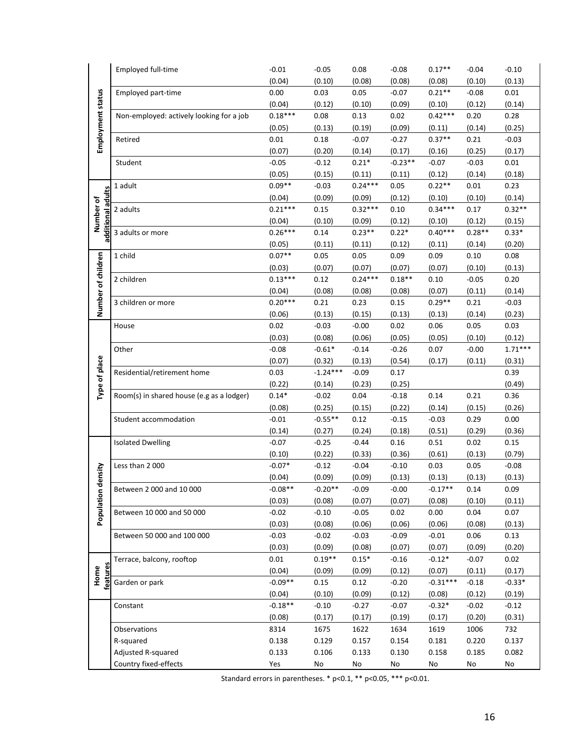| | | | | | | | | |
|---|---|---|---|---|---|---|---|---|
| **Employment status** | Employed full-time | -0.01 | -0.05 | 0.08 | -0.08 | 0.17** | -0.04 | -0.10 |
| | | (0.04) | (0.10) | (0.08) | (0.08) | (0.08) | (0.10) | (0.13) |
| | Employed part-time | 0.00 | 0.03 | 0.05 | -0.07 | 0.21** | -0.08 | 0.01 |
| | | (0.04) | (0.12) | (0.10) | (0.09) | (0.10) | (0.12) | (0.14) |
| | Non-employed: actively looking for a job | 0.18*** | 0.08 | 0.13 | 0.02 | 0.42*** | 0.20 | 0.28 |
| | | (0.05) | (0.13) | (0.19) | (0.09) | (0.11) | (0.14) | (0.25) |
| | Retired | 0.01 | 0.18 | -0.07 | -0.27 | 0.37** | 0.21 | -0.03 |
| | | (0.07) | (0.20) | (0.14) | (0.17) | (0.16) | (0.25) | (0.17) |
| | Student | -0.05 | -0.12 | 0.21* | -0.23** | -0.07 | -0.03 | 0.01 |
| | | (0.05) | (0.15) | (0.11) | (0.11) | (0.12) | (0.14) | (0.18) |
| **Number of additional adults** | 1 adult | 0.09** | -0.03 | 0.24*** | 0.05 | 0.22** | 0.01 | 0.23 |
| | | (0.04) | (0.09) | (0.09) | (0.12) | (0.10) | (0.10) | (0.14) |
| | 2 adults | 0.21*** | 0.15 | 0.32*** | 0.10 | 0.34*** | 0.17 | 0.32** |
| | | (0.04) | (0.10) | (0.09) | (0.12) | (0.10) | (0.12) | (0.15) |
| | 3 adults or more | 0.26*** | 0.14 | 0.23** | 0.22* | 0.40*** | 0.28** | 0.33* |
| | | (0.05) | (0.11) | (0.11) | (0.12) | (0.11) | (0.14) | (0.20) |
| **Number of children** | 1 child | 0.07** | 0.05 | 0.05 | 0.09 | 0.09 | 0.10 | 0.08 |
| | | (0.03) | (0.07) | (0.07) | (0.07) | (0.07) | (0.10) | (0.13) |
| | 2 children | 0.13*** | 0.12 | 0.24*** | 0.18** | 0.10 | -0.05 | 0.20 |
| | | (0.04) | (0.08) | (0.08) | (0.08) | (0.07) | (0.11) | (0.14) |
| | 3 children or more | 0.20*** | 0.21 | 0.23 | 0.15 | 0.29** | 0.21 | -0.03 |
| | | (0.06) | (0.13) | (0.15) | (0.13) | (0.13) | (0.14) | (0.23) |
| **Type of place** | House | 0.02 | -0.03 | -0.00 | 0.02 | 0.06 | 0.05 | 0.03 |
| | | (0.03) | (0.08) | (0.06) | (0.05) | (0.05) | (0.10) | (0.12) |
| | Other | -0.08 | -0.61* | -0.14 | -0.26 | 0.07 | -0.00 | 1.71*** |
| | | (0.07) | (0.32) | (0.13) | (0.54) | (0.17) | (0.11) | (0.31) |
| | Residential/retirement home | 0.03 | -1.24*** | -0.09 | 0.17 | | | 0.39 |
| | | (0.22) | (0.14) | (0.23) | (0.25) | | | (0.49) |
| | Room(s) in shared house (e.g as a lodger) | 0.14* | -0.02 | 0.04 | -0.18 | 0.14 | 0.21 | 0.36 |
| | | (0.08) | (0.25) | (0.15) | (0.22) | (0.14) | (0.15) | (0.26) |
| | Student accommodation | -0.01 | -0.55** | 0.12 | -0.15 | -0.03 | 0.29 | 0.00 |
| | | (0.14) | (0.27) | (0.24) | (0.18) | (0.51) | (0.29) | (0.36) |
| **Population density** | Isolated Dwelling | -0.07 | -0.25 | -0.44 | 0.16 | 0.51 | 0.02 | 0.15 |
| | | (0.10) | (0.22) | (0.33) | (0.36) | (0.61) | (0.13) | (0.79) |
| | Less than 2 000 | -0.07* | -0.12 | -0.04 | -0.10 | 0.03 | 0.05 | -0.08 |
| | | (0.04) | (0.09) | (0.09) | (0.13) | (0.13) | (0.13) | (0.13) |
| | Between 2 000 and 10 000 | -0.08** | -0.20** | -0.09 | -0.00 | -0.17** | 0.14 | 0.09 |
| | | (0.03) | (0.08) | (0.07) | (0.07) | (0.08) | (0.10) | (0.11) |
| | Between 10 000 and 50 000 | -0.02 | -0.10 | -0.05 | 0.02 | 0.00 | 0.04 | 0.07 |
| | | (0.03) | (0.08) | (0.06) | (0.06) | (0.06) | (0.08) | (0.13) |
| | Between 50 000 and 100 000 | -0.03 | -0.02 | -0.03 | -0.09 | -0.01 | 0.06 | 0.13 |
| | | (0.03) | (0.09) | (0.08) | (0.07) | (0.07) | (0.09) | (0.20) |
| **Home features** | Terrace, balcony, rooftop | 0.01 | 0.19** | 0.15* | -0.16 | -0.12* | -0.07 | 0.02 |
| | | (0.04) | (0.09) | (0.09) | (0.12) | (0.07) | (0.11) | (0.17) |
| | Garden or park | -0.09** | 0.15 | 0.12 | -0.20 | -0.31*** | -0.18 | -0.33* |
| | | (0.04) | (0.10) | (0.09) | (0.12) | (0.08) | (0.12) | (0.19) |
| | Constant | -0.18** | -0.10 | -0.27 | -0.07 | -0.32* | -0.02 | -0.12 |
| | | (0.08) | (0.17) | (0.17) | (0.19) | (0.17) | (0.20) | (0.31) |
| | Observations | 8314 | 1675 | 1622 | 1634 | 1619 | 1006 | 732 |
| | R-squared | 0.138 | 0.129 | 0.157 | 0.154 | 0.181 | 0.220 | 0.137 |
| | Adjusted R-squared | 0.133 | 0.106 | 0.133 | 0.130 | 0.158 | 0.185 | 0.082 |
| | Country fixed-effects | Yes | No | No | No | No | No | No |

Standard errors in parentheses. * p<0.1, ** p<0.05, *** p<0.01.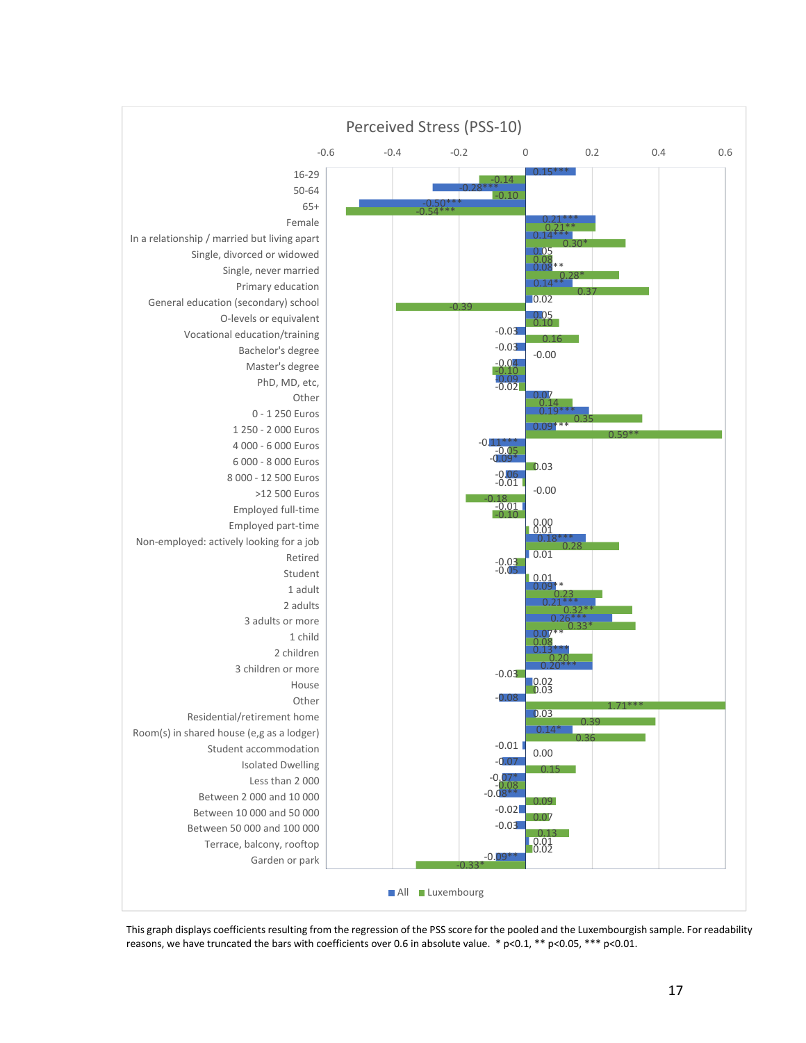## Perceived Stress (PSS-10)

| Variable | All | Luxembourg |
|---|---|---|
| 16-29 | 0.15*** | -0.14 |
| 50-64 | -0.28*** | -0.10 |
| 65+ | -0.50*** | -0.54*** |
| Female | 0.21*** | 0.21** |
| In a relationship / married but living apart | 0.14*** | 0.30* |
| Single, divorced or widowed | 0.05 | 0.08 |
| Single, never married | 0.08** | 0.28* |
| Primary education | 0.14** | 0.37 |
| General education (secondary) school | 0.02 | -0.39 |
| O-levels or equivalent | 0.05 | 0.10 |
| Vocational education/training | -0.03 | 0.16 |
| Bachelor's degree | -0.03 | -0.00 |
| Master's degree | -0.04 | -0.10 |
| PhD, MD, etc, | -0.09 | -0.02 |
| Other | 0.07 | 0.14 |
| 0 - 1 250 Euros | 0.19*** | 0.35 |
| 1 250 - 2 000 Euros | 0.09*** | 0.59** |
| 4 000 - 6 000 Euros | -0.11*** | -0.05 |
| 6 000 - 8 000 Euros | -0.09* | 0.03 |
| 8 000 - 12 500 Euros | -0.06 | -0.01 |
| >12 500 Euros | -0.00 | -0.18 |
| Employed full-time | -0.01 | -0.10 |
| Employed part-time | 0.00 | 0.01 |
| Non-employed: actively looking for a job | 0.18*** | 0.28 |
| Retired | 0.01 | -0.03 |
| Student | -0.05 | 0.01 |
| 1 adult | 0.09** | 0.23 |
| 2 adults | 0.21*** | 0.32** |
| 3 adults or more | 0.26*** | 0.33* |
| 1 child | 0.07** | 0.08 |
| 2 children | 0.13*** | 0.20 |
| 3 children or more | 0.20*** | -0.03 |
| House | 0.02 | 0.03 |
| Other | -0.08 | 1.71*** |
| Residential/retirement home | 0.03 | 0.39 |
| Room(s) in shared house (e,g as a lodger) | 0.14* | 0.36 |
| Student accommodation | -0.01 | 0.00 |
| Isolated Dwelling | -0.07 | 0.15 |
| Less than 2 000 | -0.07* | -0.08 |
| Between 2 000 and 10 000 | -0.08** | 0.09 |
| Between 10 000 and 50 000 | -0.02 | 0.07 |
| Between 50 000 and 100 000 | -0.03 | 0.13 |
| Terrace, balcony, rooftop | 0.01 | 0.02 |
| Garden or park | -0.09** | -0.33* |

This graph displays coefficients resulting from the regression of the PSS score for the pooled and the Luxembourgish sample. For readability reasons, we have truncated the bars with coefficients over 0.6 in absolute value. * p<0.1, ** p<0.05, *** p<0.01.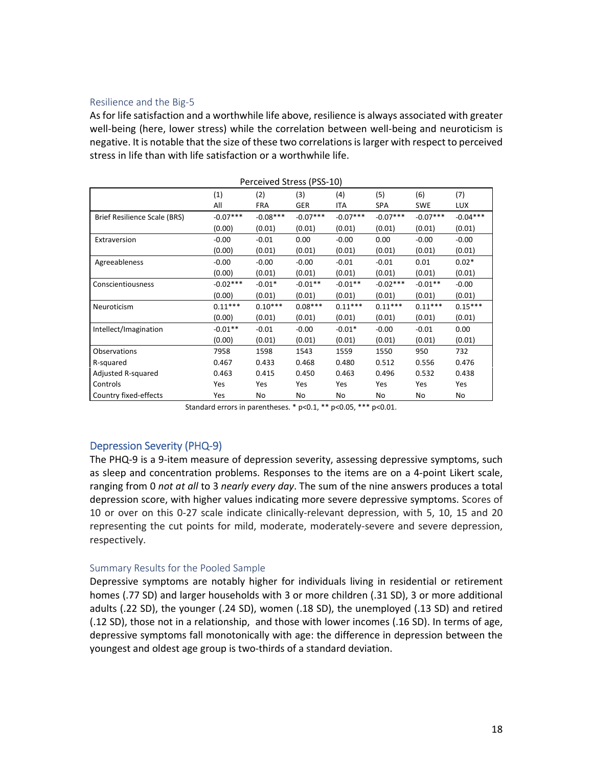### Resilience and the Big-5

As for life satisfaction and a worthwhile life above, resilience is always associated with greater well-being (here, lower stress) while the correlation between well-being and neuroticism is negative. It is notable that the size of these two correlations is larger with respect to perceived stress in life than with life satisfaction or a worthwhile life.

Perceived Stress (PSS-10)

| | (1)<br>All | (2)<br>FRA | (3)<br>GER | (4)<br>ITA | (5)<br>SPA | (6)<br>SWE | (7)<br>LUX |
|---|---|---|---|---|---|---|---|
| Brief Resilience Scale (BRS) | -0.07*** | -0.08*** | -0.07*** | -0.07*** | -0.07*** | -0.07*** | -0.04*** |
| | (0.00) | (0.01) | (0.01) | (0.01) | (0.01) | (0.01) | (0.01) |
| Extraversion | -0.00 | -0.01 | 0.00 | -0.00 | 0.00 | -0.00 | -0.00 |
| | (0.00) | (0.01) | (0.01) | (0.01) | (0.01) | (0.01) | (0.01) |
| Agreeableness | -0.00 | -0.00 | -0.00 | -0.01 | -0.01 | 0.01 | 0.02* |
| | (0.00) | (0.01) | (0.01) | (0.01) | (0.01) | (0.01) | (0.01) |
| Conscientiousness | -0.02*** | -0.01* | -0.01** | -0.01** | -0.02*** | -0.01** | -0.00 |
| | (0.00) | (0.01) | (0.01) | (0.01) | (0.01) | (0.01) | (0.01) |
| Neuroticism | 0.11*** | 0.10*** | 0.08*** | 0.11*** | 0.11*** | 0.11*** | 0.15*** |
| | (0.00) | (0.01) | (0.01) | (0.01) | (0.01) | (0.01) | (0.01) |
| Intellect/Imagination | -0.01** | -0.01 | -0.00 | -0.01* | -0.00 | -0.01 | 0.00 |
| | (0.00) | (0.01) | (0.01) | (0.01) | (0.01) | (0.01) | (0.01) |
| Observations | 7958 | 1598 | 1543 | 1559 | 1550 | 950 | 732 |
| R-squared | 0.467 | 0.433 | 0.468 | 0.480 | 0.512 | 0.556 | 0.476 |
| Adjusted R-squared | 0.463 | 0.415 | 0.450 | 0.463 | 0.496 | 0.532 | 0.438 |
| Controls | Yes | Yes | Yes | Yes | Yes | Yes | Yes |
| Country fixed-effects | Yes | No | No | No | No | No | No |

Standard errors in parentheses. * p<0.1, ** p<0.05, *** p<0.01.

## Depression Severity (PHQ-9)

The PHQ-9 is a 9-item measure of depression severity, assessing depressive symptoms, such as sleep and concentration problems. Responses to the items are on a 4-point Likert scale, ranging from 0 *not at all* to 3 *nearly every day*. The sum of the nine answers produces a total depression score, with higher values indicating more severe depressive symptoms. Scores of 10 or over on this 0-27 scale indicate clinically-relevant depression, with 5, 10, 15 and 20 representing the cut points for mild, moderate, moderately-severe and severe depression, respectively.

### Summary Results for the Pooled Sample

Depressive symptoms are notably higher for individuals living in residential or retirement homes (.77 SD) and larger households with 3 or more children (.31 SD), 3 or more additional adults (.22 SD), the younger (.24 SD), women (.18 SD), the unemployed (.13 SD) and retired (.12 SD), those not in a relationship, and those with lower incomes (.16 SD). In terms of age, depressive symptoms fall monotonically with age: the difference in depression between the youngest and oldest age group is two-thirds of a standard deviation.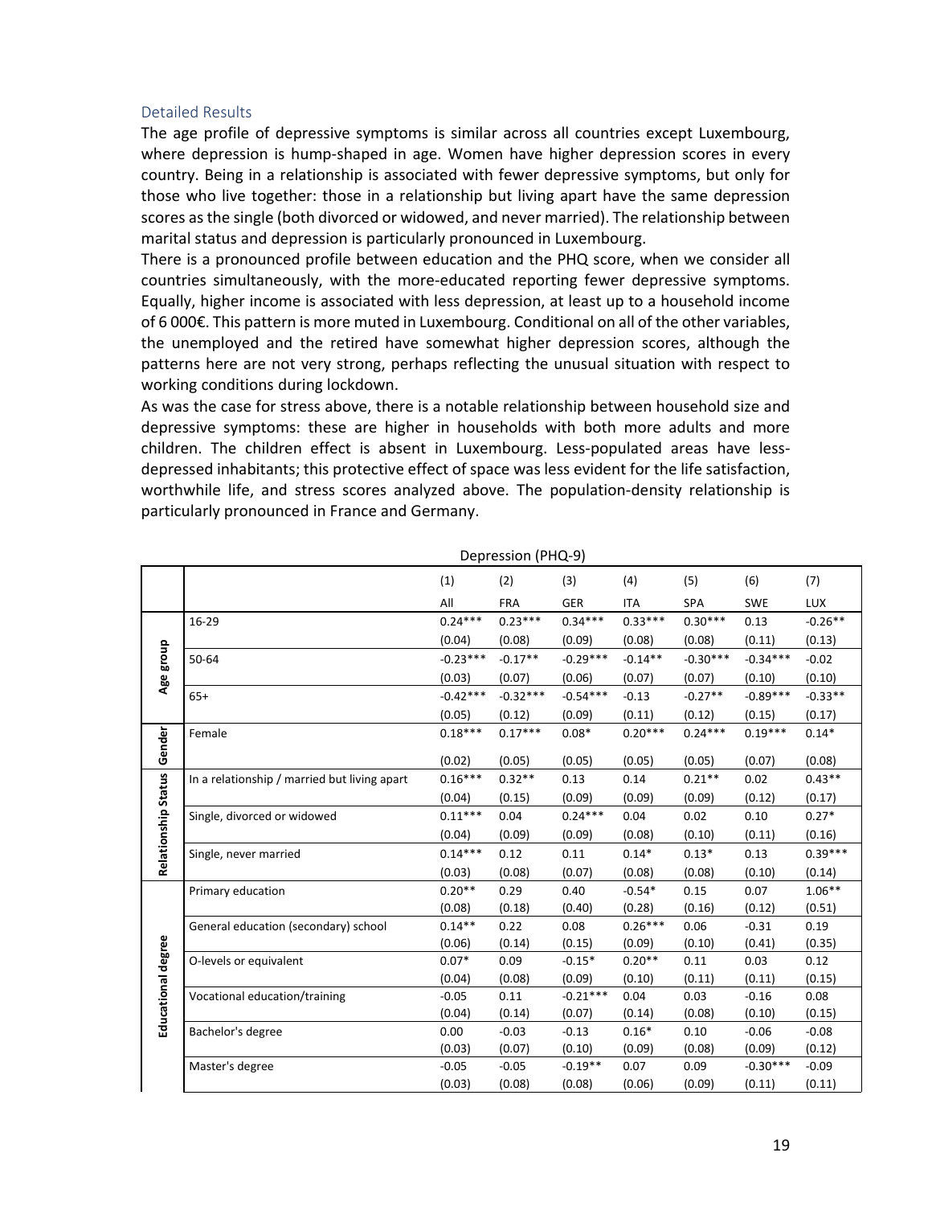### Detailed Results

The age profile of depressive symptoms is similar across all countries except Luxembourg, where depression is hump-shaped in age. Women have higher depression scores in every country. Being in a relationship is associated with fewer depressive symptoms, but only for those who live together: those in a relationship but living apart have the same depression scores as the single (both divorced or widowed, and never married). The relationship between marital status and depression is particularly pronounced in Luxembourg.

There is a pronounced profile between education and the PHQ score, when we consider all countries simultaneously, with the more-educated reporting fewer depressive symptoms. Equally, higher income is associated with less depression, at least up to a household income of 6 000€. This pattern is more muted in Luxembourg. Conditional on all of the other variables, the unemployed and the retired have somewhat higher depression scores, although the patterns here are not very strong, perhaps reflecting the unusual situation with respect to working conditions during lockdown.

As was the case for stress above, there is a notable relationship between household size and depressive symptoms: these are higher in households with both more adults and more children. The children effect is absent in Luxembourg. Less-populated areas have less-depressed inhabitants; this protective effect of space was less evident for the life satisfaction, worthwhile life, and stress scores analyzed above. The population-density relationship is particularly pronounced in France and Germany.

Depression (PHQ-9)

| | | (1) | (2) | (3) | (4) | (5) | (6) | (7) |
|---|---|---|---|---|---|---|---|---|
| | | All | FRA | GER | ITA | SPA | SWE | LUX |
| Age group | 16-29 | 0.24*** | 0.23*** | 0.34*** | 0.33*** | 0.30*** | 0.13 | -0.26** |
| | | (0.04) | (0.08) | (0.09) | (0.08) | (0.08) | (0.11) | (0.13) |
| | 50-64 | -0.23*** | -0.17** | -0.29*** | -0.14** | -0.30*** | -0.34*** | -0.02 |
| | | (0.03) | (0.07) | (0.06) | (0.07) | (0.07) | (0.10) | (0.10) |
| | 65+ | -0.42*** | -0.32*** | -0.54*** | -0.13 | -0.27** | -0.89*** | -0.33** |
| | | (0.05) | (0.12) | (0.09) | (0.11) | (0.12) | (0.15) | (0.17) |
| Gender | Female | 0.18*** | 0.17*** | 0.08* | 0.20*** | 0.24*** | 0.19*** | 0.14* |
| | | (0.02) | (0.05) | (0.05) | (0.05) | (0.05) | (0.07) | (0.08) |
| Relationship Status | In a relationship / married but living apart | 0.16*** | 0.32** | 0.13 | 0.14 | 0.21** | 0.02 | 0.43** |
| | | (0.04) | (0.15) | (0.09) | (0.09) | (0.09) | (0.12) | (0.17) |
| | Single, divorced or widowed | 0.11*** | 0.04 | 0.24*** | 0.04 | 0.02 | 0.10 | 0.27* |
| | | (0.04) | (0.09) | (0.09) | (0.08) | (0.10) | (0.11) | (0.16) |
| | Single, never married | 0.14*** | 0.12 | 0.11 | 0.14* | 0.13* | 0.13 | 0.39*** |
| | | (0.03) | (0.08) | (0.07) | (0.08) | (0.08) | (0.10) | (0.14) |
| Educational degree | Primary education | 0.20** | 0.29 | 0.40 | -0.54* | 0.15 | 0.07 | 1.06** |
| | | (0.08) | (0.18) | (0.40) | (0.28) | (0.16) | (0.12) | (0.51) |
| | General education (secondary) school | 0.14** | 0.22 | 0.08 | 0.26*** | 0.06 | -0.31 | 0.19 |
| | | (0.06) | (0.14) | (0.15) | (0.09) | (0.10) | (0.41) | (0.35) |
| | O-levels or equivalent | 0.07* | 0.09 | -0.15* | 0.20** | 0.11 | 0.03 | 0.12 |
| | | (0.04) | (0.08) | (0.09) | (0.10) | (0.11) | (0.11) | (0.15) |
| | Vocational education/training | -0.05 | 0.11 | -0.21*** | 0.04 | 0.03 | -0.16 | 0.08 |
| | | (0.04) | (0.14) | (0.07) | (0.14) | (0.08) | (0.10) | (0.15) |
| | Bachelor's degree | 0.00 | -0.03 | -0.13 | 0.16* | 0.10 | -0.06 | -0.08 |
| | | (0.03) | (0.07) | (0.10) | (0.09) | (0.08) | (0.09) | (0.12) |
| | Master's degree | -0.05 | -0.05 | -0.19** | 0.07 | 0.09 | -0.30*** | -0.09 |
| | | (0.03) | (0.08) | (0.08) | (0.06) | (0.09) | (0.11) | (0.11) |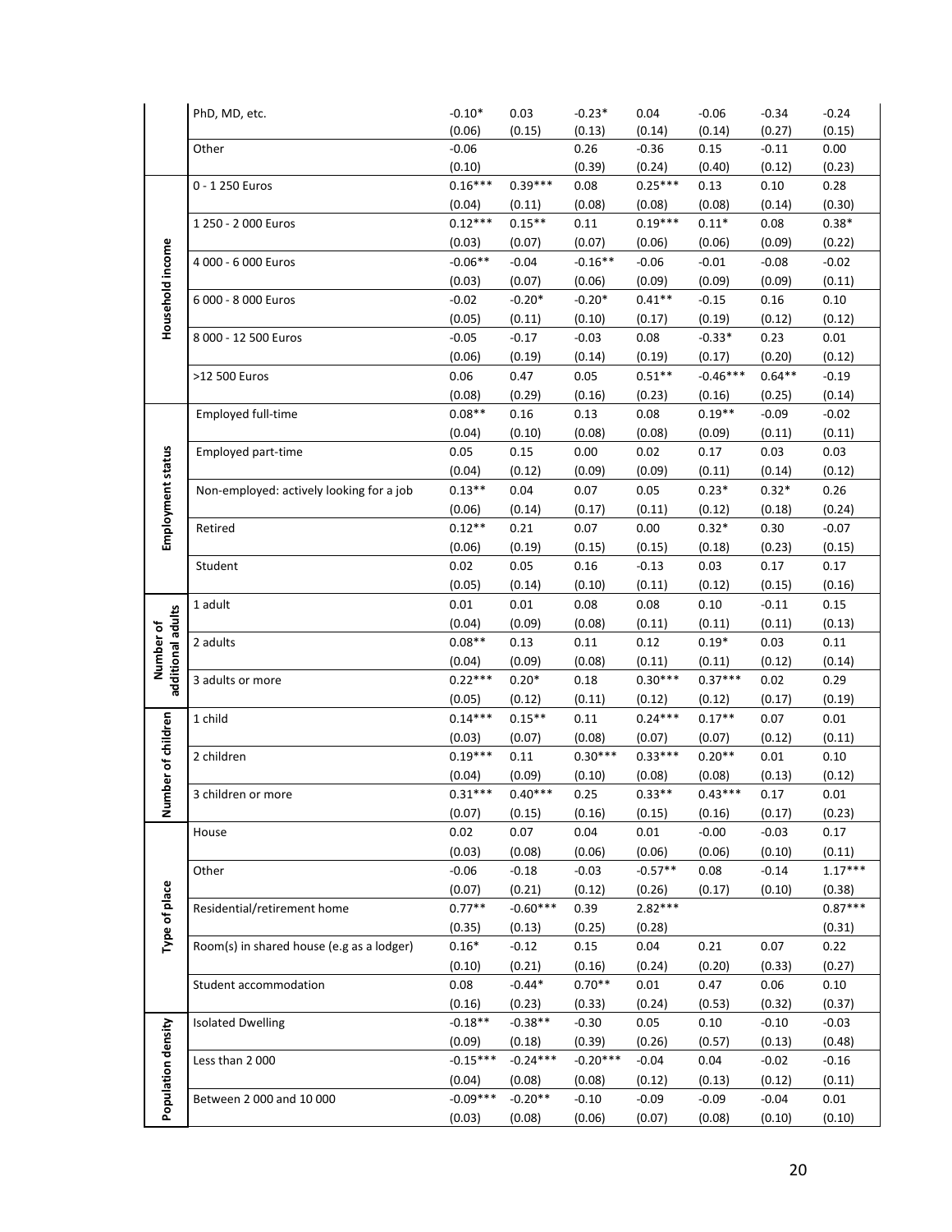| | | | | | | | | |
|---|---|---|---|---|---|---|---|---|
| | PhD, MD, etc. | -0.10* | 0.03 | -0.23* | 0.04 | -0.06 | -0.34 | -0.24 |
| | | (0.06) | (0.15) | (0.13) | (0.14) | (0.14) | (0.27) | (0.15) |
| | Other | -0.06 | | 0.26 | -0.36 | 0.15 | -0.11 | 0.00 |
| | | (0.10) | | (0.39) | (0.24) | (0.40) | (0.12) | (0.23) |
| **Household income** | 0 - 1 250 Euros | 0.16*** | 0.39*** | 0.08 | 0.25*** | 0.13 | 0.10 | 0.28 |
| | | (0.04) | (0.11) | (0.08) | (0.08) | (0.08) | (0.14) | (0.30) |
| | 1 250 - 2 000 Euros | 0.12*** | 0.15** | 0.11 | 0.19*** | 0.11* | 0.08 | 0.38* |
| | | (0.03) | (0.07) | (0.07) | (0.06) | (0.06) | (0.09) | (0.22) |
| | 4 000 - 6 000 Euros | -0.06** | -0.04 | -0.16** | -0.06 | -0.01 | -0.08 | -0.02 |
| | | (0.03) | (0.07) | (0.06) | (0.09) | (0.09) | (0.09) | (0.11) |
| | 6 000 - 8 000 Euros | -0.02 | -0.20* | -0.20* | 0.41** | -0.15 | 0.16 | 0.10 |
| | | (0.05) | (0.11) | (0.10) | (0.17) | (0.19) | (0.12) | (0.12) |
| | 8 000 - 12 500 Euros | -0.05 | -0.17 | -0.03 | 0.08 | -0.33* | 0.23 | 0.01 |
| | | (0.06) | (0.19) | (0.14) | (0.19) | (0.17) | (0.20) | (0.12) |
| | >12 500 Euros | 0.06 | 0.47 | 0.05 | 0.51** | -0.46*** | 0.64** | -0.19 |
| | | (0.08) | (0.29) | (0.16) | (0.23) | (0.16) | (0.25) | (0.14) |
| **Employment status** | Employed full-time | 0.08** | 0.16 | 0.13 | 0.08 | 0.19** | -0.09 | -0.02 |
| | | (0.04) | (0.10) | (0.08) | (0.08) | (0.09) | (0.11) | (0.11) |
| | Employed part-time | 0.05 | 0.15 | 0.00 | 0.02 | 0.17 | 0.03 | 0.03 |
| | | (0.04) | (0.12) | (0.09) | (0.09) | (0.11) | (0.14) | (0.12) |
| | Non-employed: actively looking for a job | 0.13** | 0.04 | 0.07 | 0.05 | 0.23* | 0.32* | 0.26 |
| | | (0.06) | (0.14) | (0.17) | (0.11) | (0.12) | (0.18) | (0.24) |
| | Retired | 0.12** | 0.21 | 0.07 | 0.00 | 0.32* | 0.30 | -0.07 |
| | | (0.06) | (0.19) | (0.15) | (0.15) | (0.18) | (0.23) | (0.15) |
| | Student | 0.02 | 0.05 | 0.16 | -0.13 | 0.03 | 0.17 | 0.17 |
| | | (0.05) | (0.14) | (0.10) | (0.11) | (0.12) | (0.15) | (0.16) |
| **Number of additional adults** | 1 adult | 0.01 | 0.01 | 0.08 | 0.08 | 0.10 | -0.11 | 0.15 |
| | | (0.04) | (0.09) | (0.08) | (0.11) | (0.11) | (0.11) | (0.13) |
| | 2 adults | 0.08** | 0.13 | 0.11 | 0.12 | 0.19* | 0.03 | 0.11 |
| | | (0.04) | (0.09) | (0.08) | (0.11) | (0.11) | (0.12) | (0.14) |
| | 3 adults or more | 0.22*** | 0.20* | 0.18 | 0.30*** | 0.37*** | 0.02 | 0.29 |
| | | (0.05) | (0.12) | (0.11) | (0.12) | (0.12) | (0.17) | (0.19) |
| **Number of children** | 1 child | 0.14*** | 0.15** | 0.11 | 0.24*** | 0.17** | 0.07 | 0.01 |
| | | (0.03) | (0.07) | (0.08) | (0.07) | (0.07) | (0.12) | (0.11) |
| | 2 children | 0.19*** | 0.11 | 0.30*** | 0.33*** | 0.20** | 0.01 | 0.10 |
| | | (0.04) | (0.09) | (0.10) | (0.08) | (0.08) | (0.13) | (0.12) |
| | 3 children or more | 0.31*** | 0.40*** | 0.25 | 0.33** | 0.43*** | 0.17 | 0.01 |
| | | (0.07) | (0.15) | (0.16) | (0.15) | (0.16) | (0.17) | (0.23) |
| **Type of place** | House | 0.02 | 0.07 | 0.04 | 0.01 | -0.00 | -0.03 | 0.17 |
| | | (0.03) | (0.08) | (0.06) | (0.06) | (0.06) | (0.10) | (0.11) |
| | Other | -0.06 | -0.18 | -0.03 | -0.57** | 0.08 | -0.14 | 1.17*** |
| | | (0.07) | (0.21) | (0.12) | (0.26) | (0.17) | (0.10) | (0.38) |
| | Residential/retirement home | 0.77** | -0.60*** | 0.39 | 2.82*** | | | 0.87*** |
| | | (0.35) | (0.13) | (0.25) | (0.28) | | | (0.31) |
| | Room(s) in shared house (e.g as a lodger) | 0.16* | -0.12 | 0.15 | 0.04 | 0.21 | 0.07 | 0.22 |
| | | (0.10) | (0.21) | (0.16) | (0.24) | (0.20) | (0.33) | (0.27) |
| | Student accommodation | 0.08 | -0.44* | 0.70** | 0.01 | 0.47 | 0.06 | 0.10 |
| | | (0.16) | (0.23) | (0.33) | (0.24) | (0.53) | (0.32) | (0.37) |
| **Population density** | Isolated Dwelling | -0.18** | -0.38** | -0.30 | 0.05 | 0.10 | -0.10 | -0.03 |
| | | (0.09) | (0.18) | (0.39) | (0.26) | (0.57) | (0.13) | (0.48) |
| | Less than 2 000 | -0.15*** | -0.24*** | -0.20*** | -0.04 | 0.04 | -0.02 | -0.16 |
| | | (0.04) | (0.08) | (0.08) | (0.12) | (0.13) | (0.12) | (0.11) |
| | Between 2 000 and 10 000 | -0.09*** | -0.20** | -0.10 | -0.09 | -0.09 | -0.04 | 0.01 |
| | | (0.03) | (0.08) | (0.06) | (0.07) | (0.08) | (0.10) | (0.10) |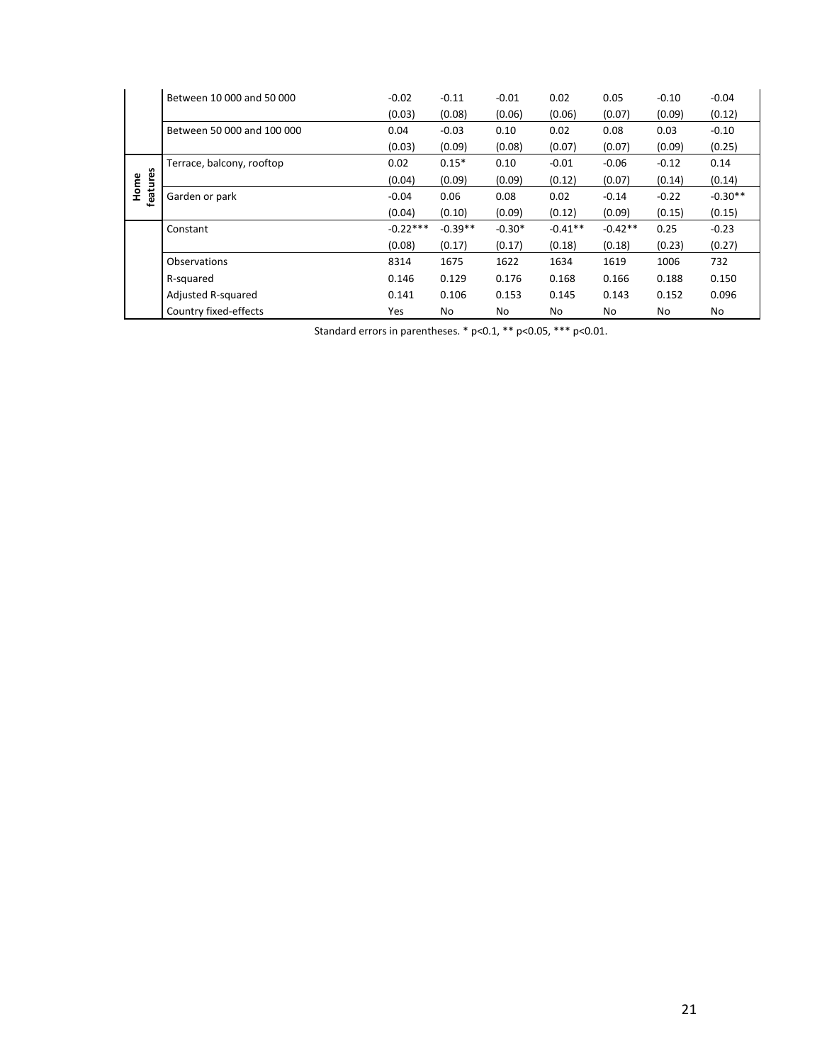| | | | | | | | | |
|---|---|---|---|---|---|---|---|---|
| | Between 10 000 and 50 000 | -0.02 | -0.11 | -0.01 | 0.02 | 0.05 | -0.10 | -0.04 |
| | | (0.03) | (0.08) | (0.06) | (0.06) | (0.07) | (0.09) | (0.12) |
| | Between 50 000 and 100 000 | 0.04 | -0.03 | 0.10 | 0.02 | 0.08 | 0.03 | -0.10 |
| | | (0.03) | (0.09) | (0.08) | (0.07) | (0.07) | (0.09) | (0.25) |
| Home features | Terrace, balcony, rooftop | 0.02 | 0.15* | 0.10 | -0.01 | -0.06 | -0.12 | 0.14 |
| | | (0.04) | (0.09) | (0.09) | (0.12) | (0.07) | (0.14) | (0.14) |
| | Garden or park | -0.04 | 0.06 | 0.08 | 0.02 | -0.14 | -0.22 | -0.30** |
| | | (0.04) | (0.10) | (0.09) | (0.12) | (0.09) | (0.15) | (0.15) |
| | Constant | -0.22*** | -0.39** | -0.30* | -0.41** | -0.42** | 0.25 | -0.23 |
| | | (0.08) | (0.17) | (0.17) | (0.18) | (0.18) | (0.23) | (0.27) |
| | Observations | 8314 | 1675 | 1622 | 1634 | 1619 | 1006 | 732 |
| | R-squared | 0.146 | 0.129 | 0.176 | 0.168 | 0.166 | 0.188 | 0.150 |
| | Adjusted R-squared | 0.141 | 0.106 | 0.153 | 0.145 | 0.143 | 0.152 | 0.096 |
| | Country fixed-effects | Yes | No | No | No | No | No | No |

Standard errors in parentheses. * p<0.1, ** p<0.05, *** p<0.01.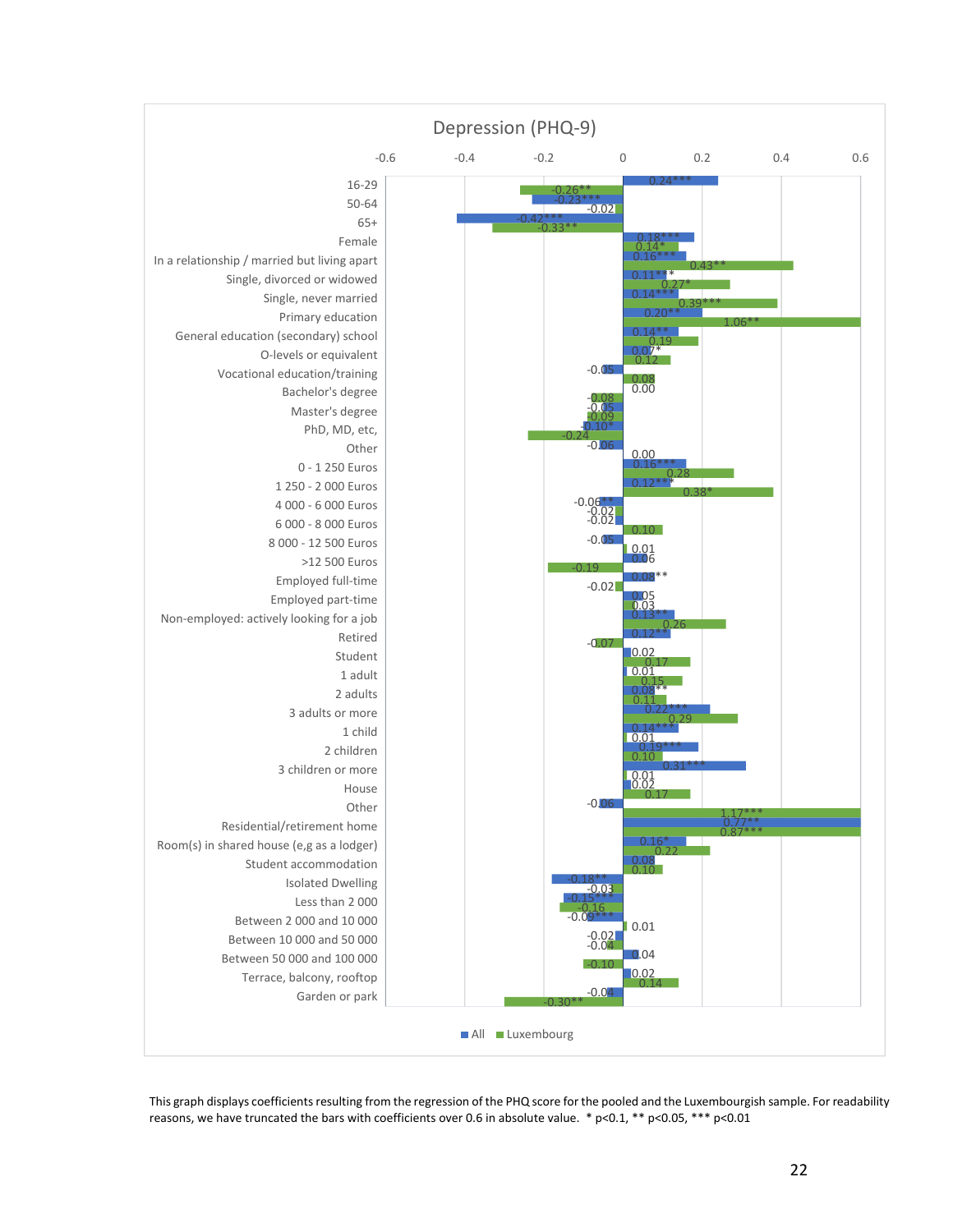# Depression (PHQ-9)

| Variable | All | Luxembourg |
|---|---|---|
| 16-29 | 0.24*** | -0.26** |
| 50-64 | -0.23*** | -0.02 |
| 65+ | -0.42*** | -0.33** |
| Female | 0.18*** | 0.14* |
| In a relationship / married but living apart | 0.16*** | 0.43** |
| Single, divorced or widowed | 0.11*** | 0.27* |
| Single, never married | 0.14*** | 0.39*** |
| Primary education | 0.20** | 1.06** |
| General education (secondary) school | 0.14** | 0.19 |
| O-levels or equivalent | 0.07* | 0.12 |
| Vocational education/training | -0.05 | 0.08 |
| Bachelor's degree | 0.00 | -0.08 |
| Master's degree | -0.05 | -0.09 |
| PhD, MD, etc, | -0.10* | -0.24 |
| Other | -0.06 | 0.00 |
| 0 - 1 250 Euros | 0.16*** | 0.28 |
| 1 250 - 2 000 Euros | 0.12*** | 0.38* |
| 4 000 - 6 000 Euros | -0.06** | -0.02 |
| 6 000 - 8 000 Euros | -0.02 | 0.10 |
| 8 000 - 12 500 Euros | -0.05 | 0.01 |
| >12 500 Euros | 0.06 | -0.19 |
| Employed full-time | 0.08** | -0.02 |
| Employed part-time | 0.05 | 0.03 |
| Non-employed: actively looking for a job | 0.13** | 0.26 |
| Retired | 0.12** | -0.07 |
| Student | 0.02 | 0.17 |
| 1 adult | 0.01 | 0.15 |
| 2 adults | 0.08** | 0.11 |
| 3 adults or more | 0.22*** | 0.29 |
| 1 child | 0.14*** | 0.01 |
| 2 children | 0.19*** | 0.10 |
| 3 children or more | 0.31*** | 0.01 |
| House | 0.02 | 0.17 |
| Other | -0.06 | 1.17*** |
| Residential/retirement home | 0.77** | 0.87*** |
| Room(s) in shared house (e,g as a lodger) | 0.16* | 0.22 |
| Student accommodation | 0.08 | 0.10 |
| Isolated Dwelling | -0.18** | -0.03 |
| Less than 2 000 | -0.15*** | -0.16 |
| Between 2 000 and 10 000 | -0.09*** | 0.01 |
| Between 10 000 and 50 000 | -0.02 | -0.04 |
| Between 50 000 and 100 000 | 0.04 | -0.10 |
| Terrace, balcony, rooftop | 0.02 | 0.14 |
| Garden or park | -0.04 | -0.30** |

This graph displays coefficients resulting from the regression of the PHQ score for the pooled and the Luxembourgish sample. For readability reasons, we have truncated the bars with coefficients over 0.6 in absolute value. * p<0.1, ** p<0.05, *** p<0.01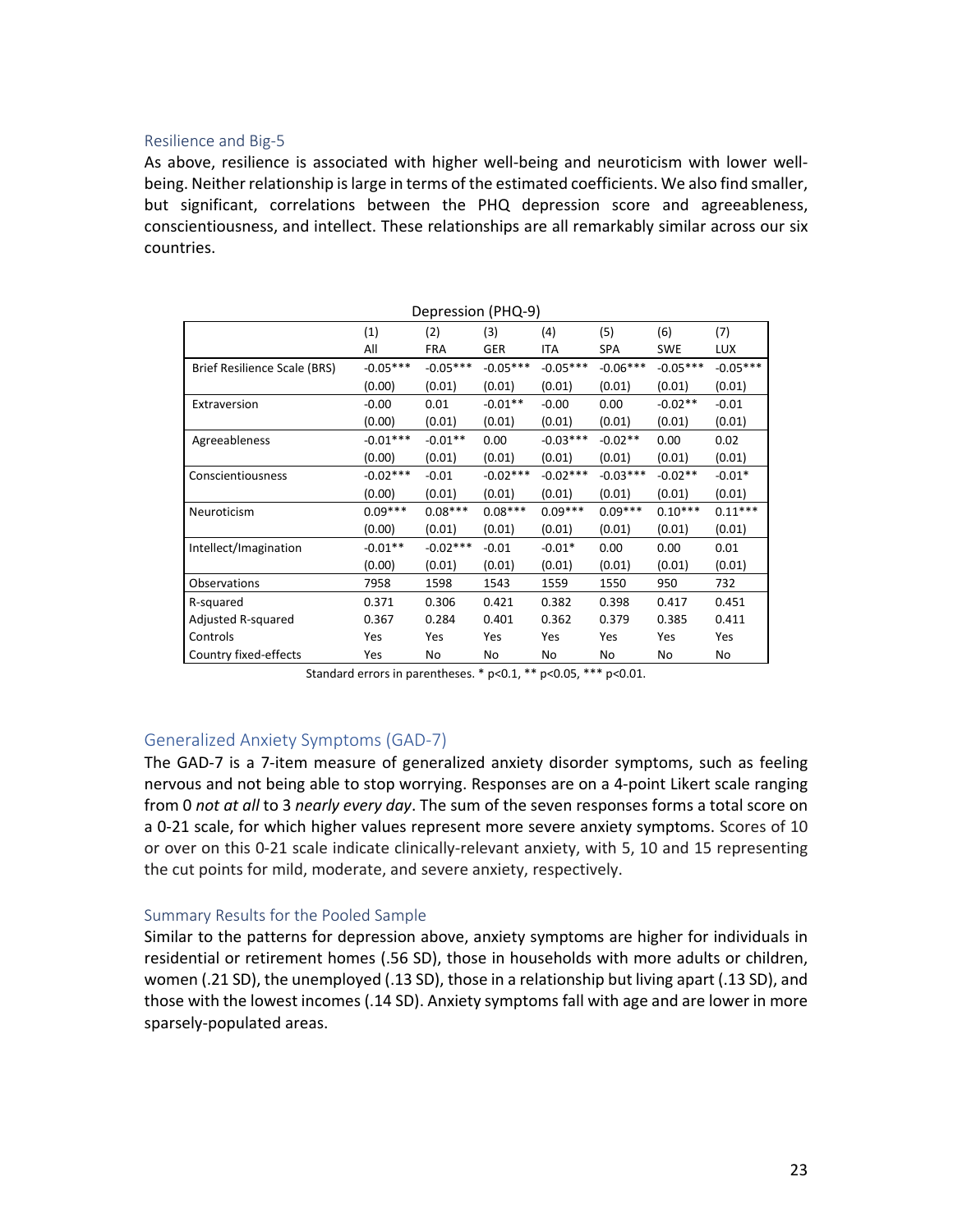### Resilience and Big-5

As above, resilience is associated with higher well-being and neuroticism with lower well-being. Neither relationship is large in terms of the estimated coefficients. We also find smaller, but significant, correlations between the PHQ depression score and agreeableness, conscientiousness, and intellect. These relationships are all remarkably similar across our six countries.

| Depression (PHQ-9) | | | | | | | |
|---|---|---|---|---|---|---|---|
| | (1) | (2) | (3) | (4) | (5) | (6) | (7) |
| | All | FRA | GER | ITA | SPA | SWE | LUX |
| Brief Resilience Scale (BRS) | -0.05*** | -0.05*** | -0.05*** | -0.05*** | -0.06*** | -0.05*** | -0.05*** |
| | (0.00) | (0.01) | (0.01) | (0.01) | (0.01) | (0.01) | (0.01) |
| Extraversion | -0.00 | 0.01 | -0.01** | -0.00 | 0.00 | -0.02** | -0.01 |
| | (0.00) | (0.01) | (0.01) | (0.01) | (0.01) | (0.01) | (0.01) |
| Agreeableness | -0.01*** | -0.01** | 0.00 | -0.03*** | -0.02** | 0.00 | 0.02 |
| | (0.00) | (0.01) | (0.01) | (0.01) | (0.01) | (0.01) | (0.01) |
| Conscientiousness | -0.02*** | -0.01 | -0.02*** | -0.02*** | -0.03*** | -0.02** | -0.01* |
| | (0.00) | (0.01) | (0.01) | (0.01) | (0.01) | (0.01) | (0.01) |
| Neuroticism | 0.09*** | 0.08*** | 0.08*** | 0.09*** | 0.09*** | 0.10*** | 0.11*** |
| | (0.00) | (0.01) | (0.01) | (0.01) | (0.01) | (0.01) | (0.01) |
| Intellect/Imagination | -0.01** | -0.02*** | -0.01 | -0.01* | 0.00 | 0.00 | 0.01 |
| | (0.00) | (0.01) | (0.01) | (0.01) | (0.01) | (0.01) | (0.01) |
| Observations | 7958 | 1598 | 1543 | 1559 | 1550 | 950 | 732 |
| R-squared | 0.371 | 0.306 | 0.421 | 0.382 | 0.398 | 0.417 | 0.451 |
| Adjusted R-squared | 0.367 | 0.284 | 0.401 | 0.362 | 0.379 | 0.385 | 0.411 |
| Controls | Yes | Yes | Yes | Yes | Yes | Yes | Yes |
| Country fixed-effects | Yes | No | No | No | No | No | No |

Standard errors in parentheses. * p<0.1, ** p<0.05, *** p<0.01.

## Generalized Anxiety Symptoms (GAD-7)

The GAD-7 is a 7-item measure of generalized anxiety disorder symptoms, such as feeling nervous and not being able to stop worrying. Responses are on a 4-point Likert scale ranging from 0 *not at all* to 3 *nearly every day*. The sum of the seven responses forms a total score on a 0-21 scale, for which higher values represent more severe anxiety symptoms. Scores of 10 or over on this 0-21 scale indicate clinically-relevant anxiety, with 5, 10 and 15 representing the cut points for mild, moderate, and severe anxiety, respectively.

### Summary Results for the Pooled Sample

Similar to the patterns for depression above, anxiety symptoms are higher for individuals in residential or retirement homes (.56 SD), those in households with more adults or children, women (.21 SD), the unemployed (.13 SD), those in a relationship but living apart (.13 SD), and those with the lowest incomes (.14 SD). Anxiety symptoms fall with age and are lower in more sparsely-populated areas.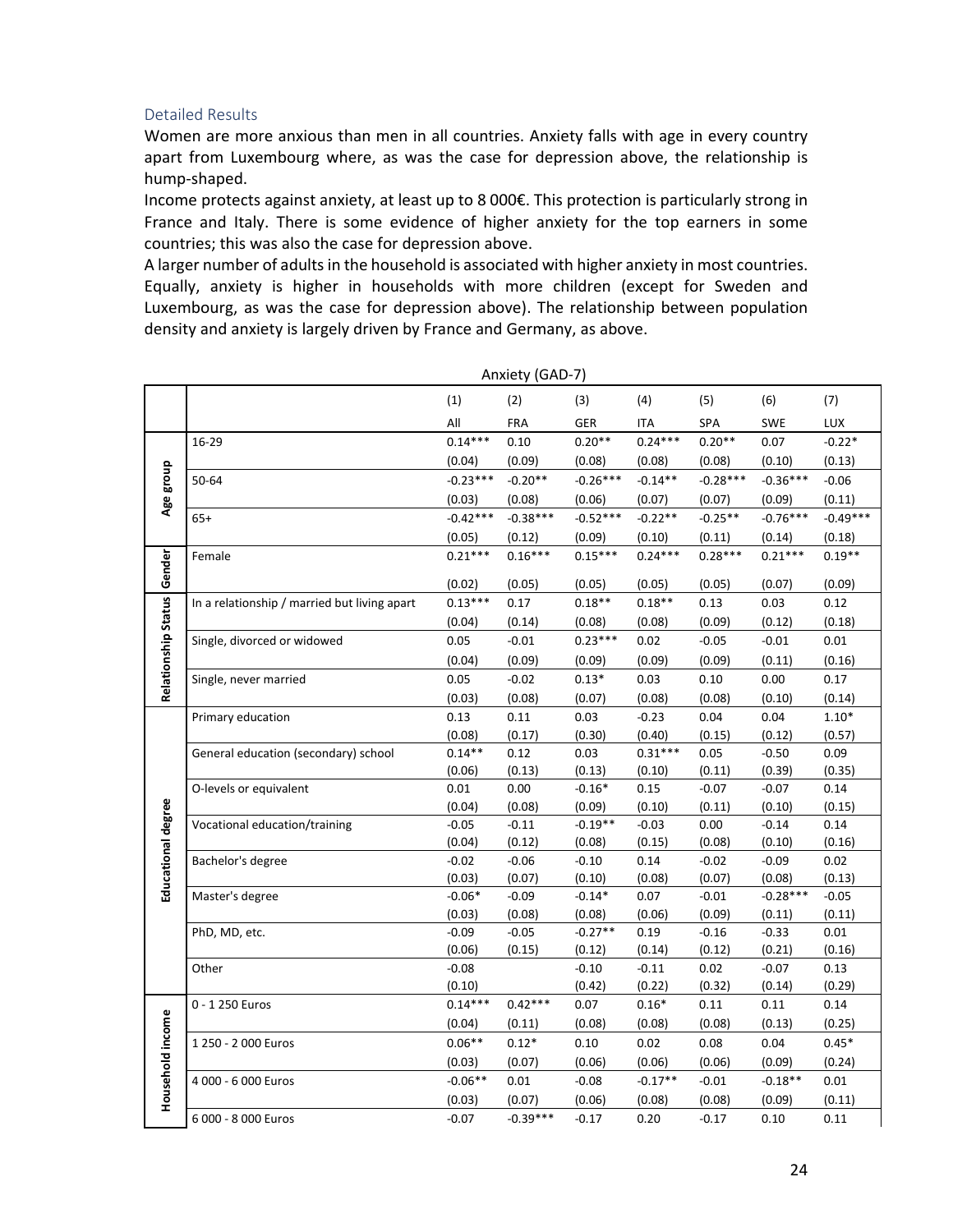### Detailed Results

Women are more anxious than men in all countries. Anxiety falls with age in every country apart from Luxembourg where, as was the case for depression above, the relationship is hump-shaped.

Income protects against anxiety, at least up to 8 000€. This protection is particularly strong in France and Italy. There is some evidence of higher anxiety for the top earners in some countries; this was also the case for depression above.

A larger number of adults in the household is associated with higher anxiety in most countries. Equally, anxiety is higher in households with more children (except for Sweden and Luxembourg, as was the case for depression above). The relationship between population density and anxiety is largely driven by France and Germany, as above.

Anxiety (GAD-7)

| | | (1) | (2) | (3) | (4) | (5) | (6) | (7) |
|---|---|---|---|---|---|---|---|---|
| | | All | FRA | GER | ITA | SPA | SWE | LUX |
| Age group | 16-29 | 0.14*** | 0.10 | 0.20** | 0.24*** | 0.20** | 0.07 | -0.22* |
| | | (0.04) | (0.09) | (0.08) | (0.08) | (0.08) | (0.10) | (0.13) |
| | 50-64 | -0.23*** | -0.20** | -0.26*** | -0.14** | -0.28*** | -0.36*** | -0.06 |
| | | (0.03) | (0.08) | (0.06) | (0.07) | (0.07) | (0.09) | (0.11) |
| | 65+ | -0.42*** | -0.38*** | -0.52*** | -0.22** | -0.25** | -0.76*** | -0.49*** |
| | | (0.05) | (0.12) | (0.09) | (0.10) | (0.11) | (0.14) | (0.18) |
| Gender | Female | 0.21*** | 0.16*** | 0.15*** | 0.24*** | 0.28*** | 0.21*** | 0.19** |
| | | (0.02) | (0.05) | (0.05) | (0.05) | (0.05) | (0.07) | (0.09) |
| Relationship Status | In a relationship / married but living apart | 0.13*** | 0.17 | 0.18** | 0.18** | 0.13 | 0.03 | 0.12 |
| | | (0.04) | (0.14) | (0.08) | (0.08) | (0.09) | (0.12) | (0.18) |
| | Single, divorced or widowed | 0.05 | -0.01 | 0.23*** | 0.02 | -0.05 | -0.01 | 0.01 |
| | | (0.04) | (0.09) | (0.09) | (0.09) | (0.09) | (0.11) | (0.16) |
| | Single, never married | 0.05 | -0.02 | 0.13* | 0.03 | 0.10 | 0.00 | 0.17 |
| | | (0.03) | (0.08) | (0.07) | (0.08) | (0.08) | (0.10) | (0.14) |
| Educational degree | Primary education | 0.13 | 0.11 | 0.03 | -0.23 | 0.04 | 0.04 | 1.10* |
| | | (0.08) | (0.17) | (0.30) | (0.40) | (0.15) | (0.12) | (0.57) |
| | General education (secondary) school | 0.14** | 0.12 | 0.03 | 0.31*** | 0.05 | -0.50 | 0.09 |
| | | (0.06) | (0.13) | (0.13) | (0.10) | (0.11) | (0.39) | (0.35) |
| | O-levels or equivalent | 0.01 | 0.00 | -0.16* | 0.15 | -0.07 | -0.07 | 0.14 |
| | | (0.04) | (0.08) | (0.09) | (0.10) | (0.11) | (0.10) | (0.15) |
| | Vocational education/training | -0.05 | -0.11 | -0.19** | -0.03 | 0.00 | -0.14 | 0.14 |
| | | (0.04) | (0.12) | (0.08) | (0.15) | (0.08) | (0.10) | (0.16) |
| | Bachelor's degree | -0.02 | -0.06 | -0.10 | 0.14 | -0.02 | -0.09 | 0.02 |
| | | (0.03) | (0.07) | (0.10) | (0.08) | (0.07) | (0.08) | (0.13) |
| | Master's degree | -0.06* | -0.09 | -0.14* | 0.07 | -0.01 | -0.28*** | -0.05 |
| | | (0.03) | (0.08) | (0.08) | (0.06) | (0.09) | (0.11) | (0.11) |
| | PhD, MD, etc. | -0.09 | -0.05 | -0.27** | 0.19 | -0.16 | -0.33 | 0.01 |
| | | (0.06) | (0.15) | (0.12) | (0.14) | (0.12) | (0.21) | (0.16) |
| | Other | -0.08 | | -0.10 | -0.11 | 0.02 | -0.07 | 0.13 |
| | | (0.10) | | (0.42) | (0.22) | (0.32) | (0.14) | (0.29) |
| Household income | 0 - 1 250 Euros | 0.14*** | 0.42*** | 0.07 | 0.16* | 0.11 | 0.11 | 0.14 |
| | | (0.04) | (0.11) | (0.08) | (0.08) | (0.08) | (0.13) | (0.25) |
| | 1 250 - 2 000 Euros | 0.06** | 0.12* | 0.10 | 0.02 | 0.08 | 0.04 | 0.45* |
| | | (0.03) | (0.07) | (0.06) | (0.06) | (0.06) | (0.09) | (0.24) |
| | 4 000 - 6 000 Euros | -0.06** | 0.01 | -0.08 | -0.17** | -0.01 | -0.18** | 0.01 |
| | | (0.03) | (0.07) | (0.06) | (0.08) | (0.08) | (0.09) | (0.11) |
| | 6 000 - 8 000 Euros | -0.07 | -0.39*** | -0.17 | 0.20 | -0.17 | 0.10 | 0.11 |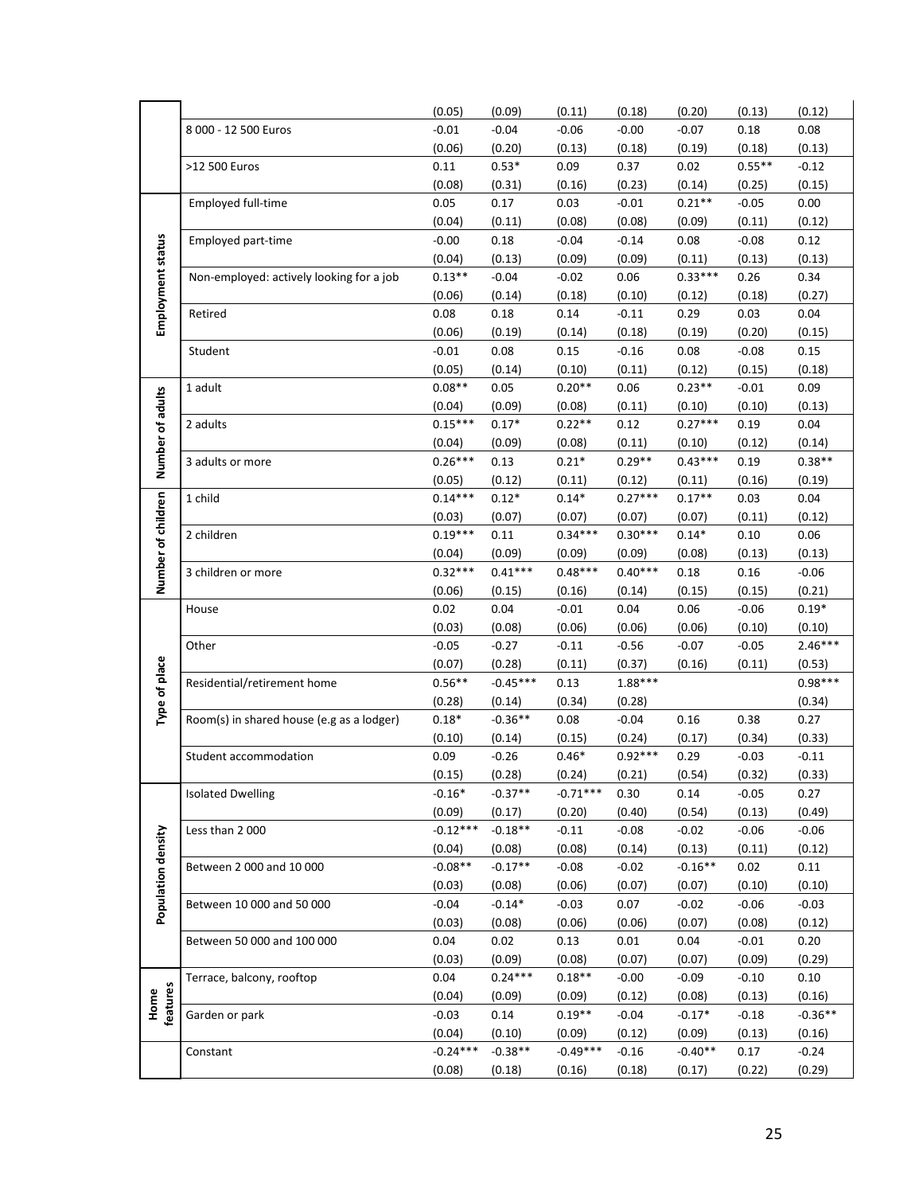| | | | | | | | | |
|---|---|---|---|---|---|---|---|---|
| | | (0.05) | (0.09) | (0.11) | (0.18) | (0.20) | (0.13) | (0.12) |
| | 8 000 - 12 500 Euros | -0.01 | -0.04 | -0.06 | -0.00 | -0.07 | 0.18 | 0.08 |
| | | (0.06) | (0.20) | (0.13) | (0.18) | (0.19) | (0.18) | (0.13) |
| | >12 500 Euros | 0.11 | 0.53* | 0.09 | 0.37 | 0.02 | 0.55** | -0.12 |
| | | (0.08) | (0.31) | (0.16) | (0.23) | (0.14) | (0.25) | (0.15) |
| Employment status | Employed full-time | 0.05 | 0.17 | 0.03 | -0.01 | 0.21** | -0.05 | 0.00 |
| | | (0.04) | (0.11) | (0.08) | (0.08) | (0.09) | (0.11) | (0.12) |
| | Employed part-time | -0.00 | 0.18 | -0.04 | -0.14 | 0.08 | -0.08 | 0.12 |
| | | (0.04) | (0.13) | (0.09) | (0.09) | (0.11) | (0.13) | (0.13) |
| | Non-employed: actively looking for a job | 0.13** | -0.04 | -0.02 | 0.06 | 0.33*** | 0.26 | 0.34 |
| | | (0.06) | (0.14) | (0.18) | (0.10) | (0.12) | (0.18) | (0.27) |
| | Retired | 0.08 | 0.18 | 0.14 | -0.11 | 0.29 | 0.03 | 0.04 |
| | | (0.06) | (0.19) | (0.14) | (0.18) | (0.19) | (0.20) | (0.15) |
| | Student | -0.01 | 0.08 | 0.15 | -0.16 | 0.08 | -0.08 | 0.15 |
| | | (0.05) | (0.14) | (0.10) | (0.11) | (0.12) | (0.15) | (0.18) |
| Number of adults | 1 adult | 0.08** | 0.05 | 0.20** | 0.06 | 0.23** | -0.01 | 0.09 |
| | | (0.04) | (0.09) | (0.08) | (0.11) | (0.10) | (0.10) | (0.13) |
| | 2 adults | 0.15*** | 0.17* | 0.22** | 0.12 | 0.27*** | 0.19 | 0.04 |
| | | (0.04) | (0.09) | (0.08) | (0.11) | (0.10) | (0.12) | (0.14) |
| | 3 adults or more | 0.26*** | 0.13 | 0.21* | 0.29** | 0.43*** | 0.19 | 0.38** |
| | | (0.05) | (0.12) | (0.11) | (0.12) | (0.11) | (0.16) | (0.19) |
| Number of children | 1 child | 0.14*** | 0.12* | 0.14* | 0.27*** | 0.17** | 0.03 | 0.04 |
| | | (0.03) | (0.07) | (0.07) | (0.07) | (0.07) | (0.11) | (0.12) |
| | 2 children | 0.19*** | 0.11 | 0.34*** | 0.30*** | 0.14* | 0.10 | 0.06 |
| | | (0.04) | (0.09) | (0.09) | (0.09) | (0.08) | (0.13) | (0.13) |
| | 3 children or more | 0.32*** | 0.41*** | 0.48*** | 0.40*** | 0.18 | 0.16 | -0.06 |
| | | (0.06) | (0.15) | (0.16) | (0.14) | (0.15) | (0.15) | (0.21) |
| Type of place | House | 0.02 | 0.04 | -0.01 | 0.04 | 0.06 | -0.06 | 0.19* |
| | | (0.03) | (0.08) | (0.06) | (0.06) | (0.06) | (0.10) | (0.10) |
| | Other | -0.05 | -0.27 | -0.11 | -0.56 | -0.07 | -0.05 | 2.46*** |
| | | (0.07) | (0.28) | (0.11) | (0.37) | (0.16) | (0.11) | (0.53) |
| | Residential/retirement home | 0.56** | -0.45*** | 0.13 | 1.88*** | | | 0.98*** |
| | | (0.28) | (0.14) | (0.34) | (0.28) | | | (0.34) |
| | Room(s) in shared house (e.g as a lodger) | 0.18* | -0.36** | 0.08 | -0.04 | 0.16 | 0.38 | 0.27 |
| | | (0.10) | (0.14) | (0.15) | (0.24) | (0.17) | (0.34) | (0.33) |
| | Student accommodation | 0.09 | -0.26 | 0.46* | 0.92*** | 0.29 | -0.03 | -0.11 |
| | | (0.15) | (0.28) | (0.24) | (0.21) | (0.54) | (0.32) | (0.33) |
| Population density | Isolated Dwelling | -0.16* | -0.37** | -0.71*** | 0.30 | 0.14 | -0.05 | 0.27 |
| | | (0.09) | (0.17) | (0.20) | (0.40) | (0.54) | (0.13) | (0.49) |
| | Less than 2 000 | -0.12*** | -0.18** | -0.11 | -0.08 | -0.02 | -0.06 | -0.06 |
| | | (0.04) | (0.08) | (0.08) | (0.14) | (0.13) | (0.11) | (0.12) |
| | Between 2 000 and 10 000 | -0.08** | -0.17** | -0.08 | -0.02 | -0.16** | 0.02 | 0.11 |
| | | (0.03) | (0.08) | (0.06) | (0.07) | (0.07) | (0.10) | (0.10) |
| | Between 10 000 and 50 000 | -0.04 | -0.14* | -0.03 | 0.07 | -0.02 | -0.06 | -0.03 |
| | | (0.03) | (0.08) | (0.06) | (0.06) | (0.07) | (0.08) | (0.12) |
| | Between 50 000 and 100 000 | 0.04 | 0.02 | 0.13 | 0.01 | 0.04 | -0.01 | 0.20 |
| | | (0.03) | (0.09) | (0.08) | (0.07) | (0.07) | (0.09) | (0.29) |
| Home features | Terrace, balcony, rooftop | 0.04 | 0.24*** | 0.18** | -0.00 | -0.09 | -0.10 | 0.10 |
| | | (0.04) | (0.09) | (0.09) | (0.12) | (0.08) | (0.13) | (0.16) |
| | Garden or park | -0.03 | 0.14 | 0.19** | -0.04 | -0.17* | -0.18 | -0.36** |
| | | (0.04) | (0.10) | (0.09) | (0.12) | (0.09) | (0.13) | (0.16) |
| | Constant | -0.24*** | -0.38** | -0.49*** | -0.16 | -0.40** | 0.17 | -0.24 |
| | | (0.08) | (0.18) | (0.16) | (0.18) | (0.17) | (0.22) | (0.29) |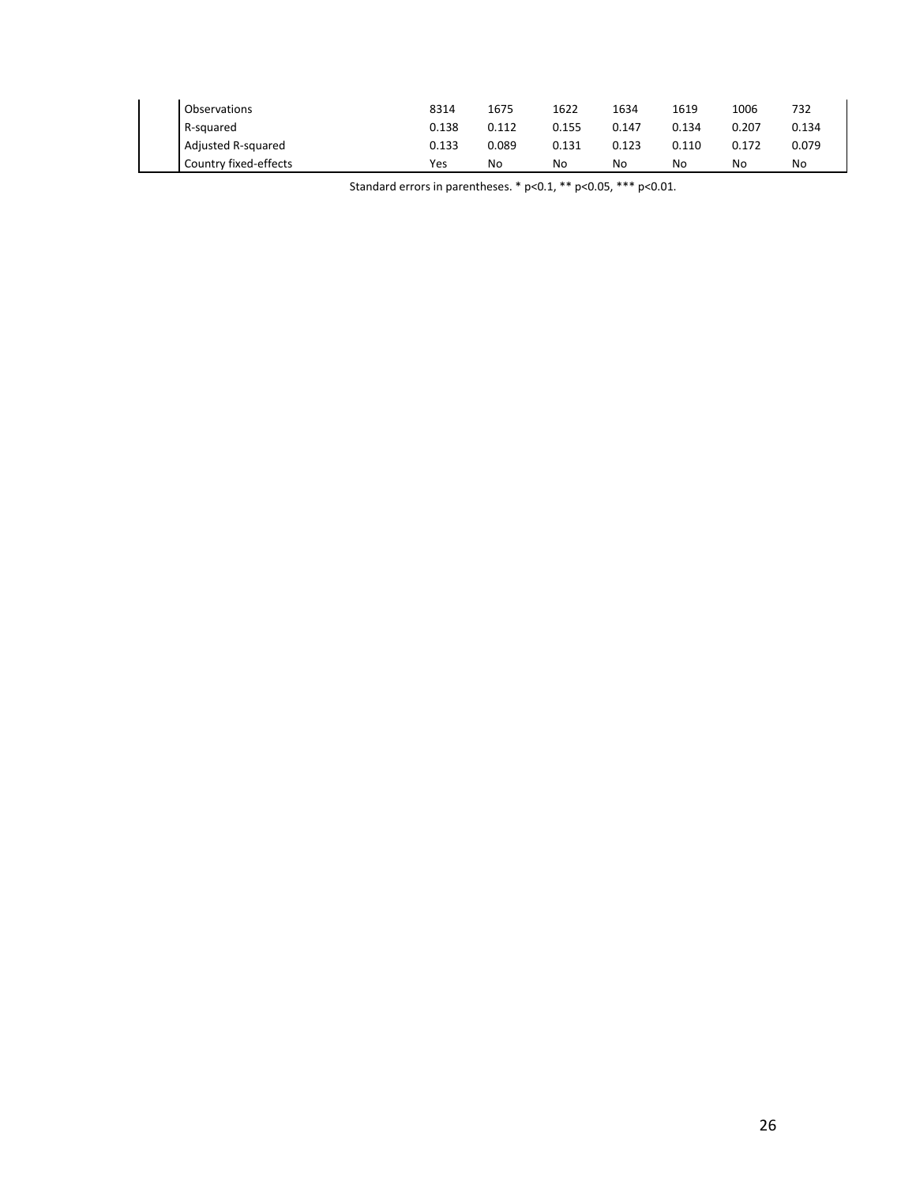| | | | | | | | |
|---|---|---|---|---|---|---|---|
| Observations | 8314 | 1675 | 1622 | 1634 | 1619 | 1006 | 732 |
| R-squared | 0.138 | 0.112 | 0.155 | 0.147 | 0.134 | 0.207 | 0.134 |
| Adjusted R-squared | 0.133 | 0.089 | 0.131 | 0.123 | 0.110 | 0.172 | 0.079 |
| Country fixed-effects | Yes | No | No | No | No | No | No |

Standard errors in parentheses. * p<0.1, ** p<0.05, *** p<0.01.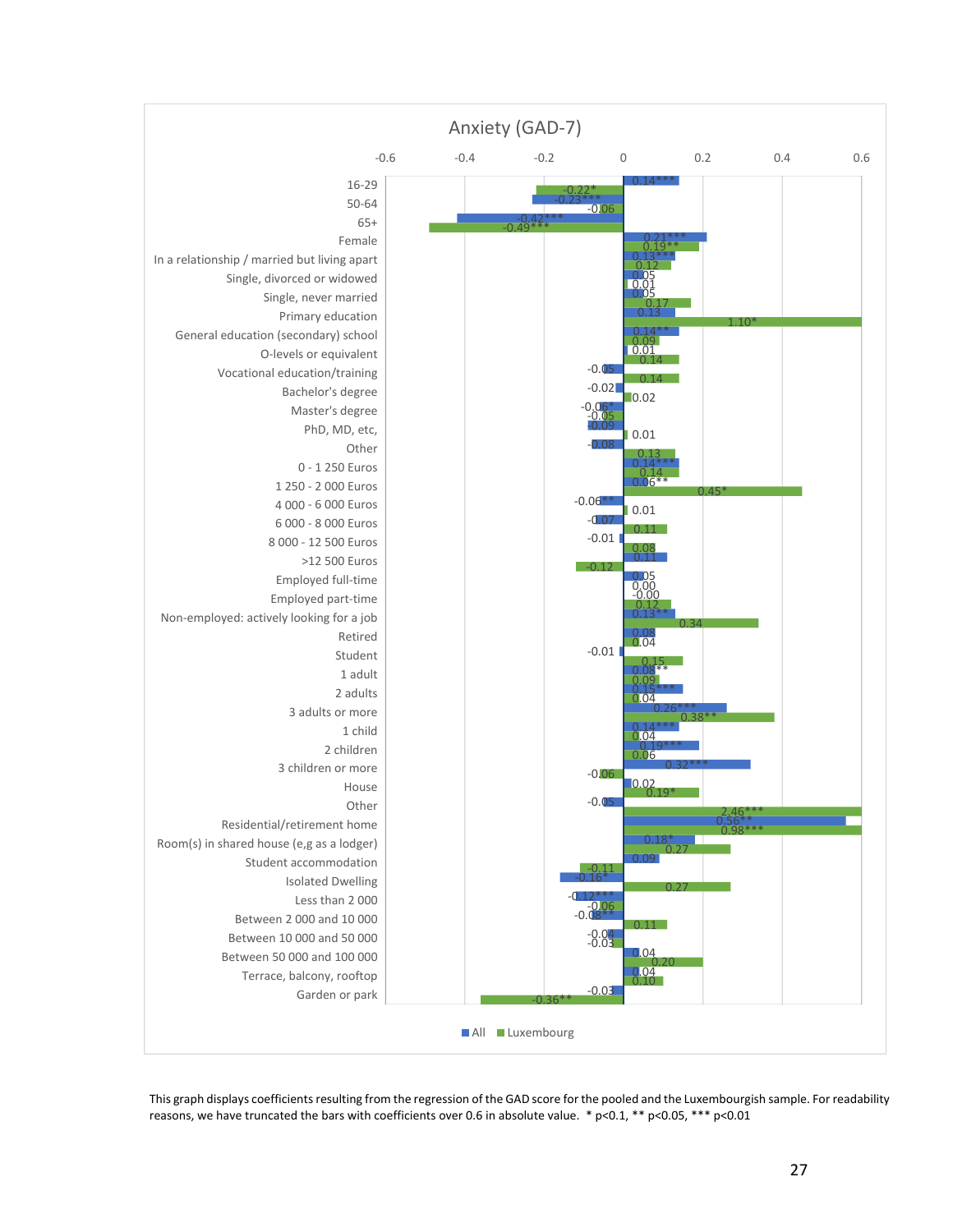Anxiety (GAD-7)

| | All | Luxembourg |
|---|---|---|
| 16-29 | 0.14*** | -0.22* |
| 50-64 | -0.23*** | -0.06 |
| 65+ | -0.42*** | -0.49*** |
| Female | 0.21*** | 0.19** |
| In a relationship / married but living apart | 0.13*** | 0.12 |
| Single, divorced or widowed | 0.05 | 0.01 |
| Single, never married | 0.05 | 0.17 |
| Primary education | 0.13 | 1.10* |
| General education (secondary) school | 0.14** | 0.09 |
| O-levels or equivalent | 0.01 | 0.14 |
| Vocational education/training | -0.05 | 0.14 |
| Bachelor's degree | -0.02 | 0.02 |
| Master's degree | -0.06* | -0.05 |
| PhD, MD, etc, | -0.09 | 0.01 |
| Other | -0.08 | 0.13 |
| 0 - 1 250 Euros | 0.14*** | 0.14 |
| 1 250 - 2 000 Euros | 0.06** | 0.45* |
| 4 000 - 6 000 Euros | -0.06** | 0.01 |
| 6 000 - 8 000 Euros | -0.07 | 0.11 |
| 8 000 - 12 500 Euros | -0.01 | 0.08 |
| >12 500 Euros | 0.11 | -0.12 |
| Employed full-time | 0.05 | 0.00 |
| Employed part-time | -0.00 | 0.12 |
| Non-employed: actively looking for a job | 0.13** | 0.34 |
| Retired | 0.08 | 0.04 |
| Student | -0.01 | 0.15 |
| 1 adult | 0.08** | 0.09 |
| 2 adults | 0.15*** | 0.04 |
| 3 adults or more | 0.26*** | 0.38** |
| 1 child | 0.14*** | 0.04 |
| 2 children | 0.19*** | 0.06 |
| 3 children or more | 0.32*** | -0.06 |
| House | 0.02 | 0.19* |
| Other | -0.05 | 2.46*** |
| Residential/retirement home | 0.56** | 0.98*** |
| Room(s) in shared house (e,g as a lodger) | 0.18* | 0.27 |
| Student accommodation | 0.09 | -0.11 |
| Isolated Dwelling | -0.16* | 0.27 |
| Less than 2 000 | -0.12*** | -0.06 |
| Between 2 000 and 10 000 | -0.08** | 0.11 |
| Between 10 000 and 50 000 | -0.04 | -0.03 |
| Between 50 000 and 100 000 | 0.04 | 0.20 |
| Terrace, balcony, rooftop | 0.04 | 0.10 |
| Garden or park | -0.03 | -0.36** |

This graph displays coefficients resulting from the regression of the GAD score for the pooled and the Luxembourgish sample. For readability reasons, we have truncated the bars with coefficients over 0.6 in absolute value. * p<0.1, ** p<0.05, *** p<0.01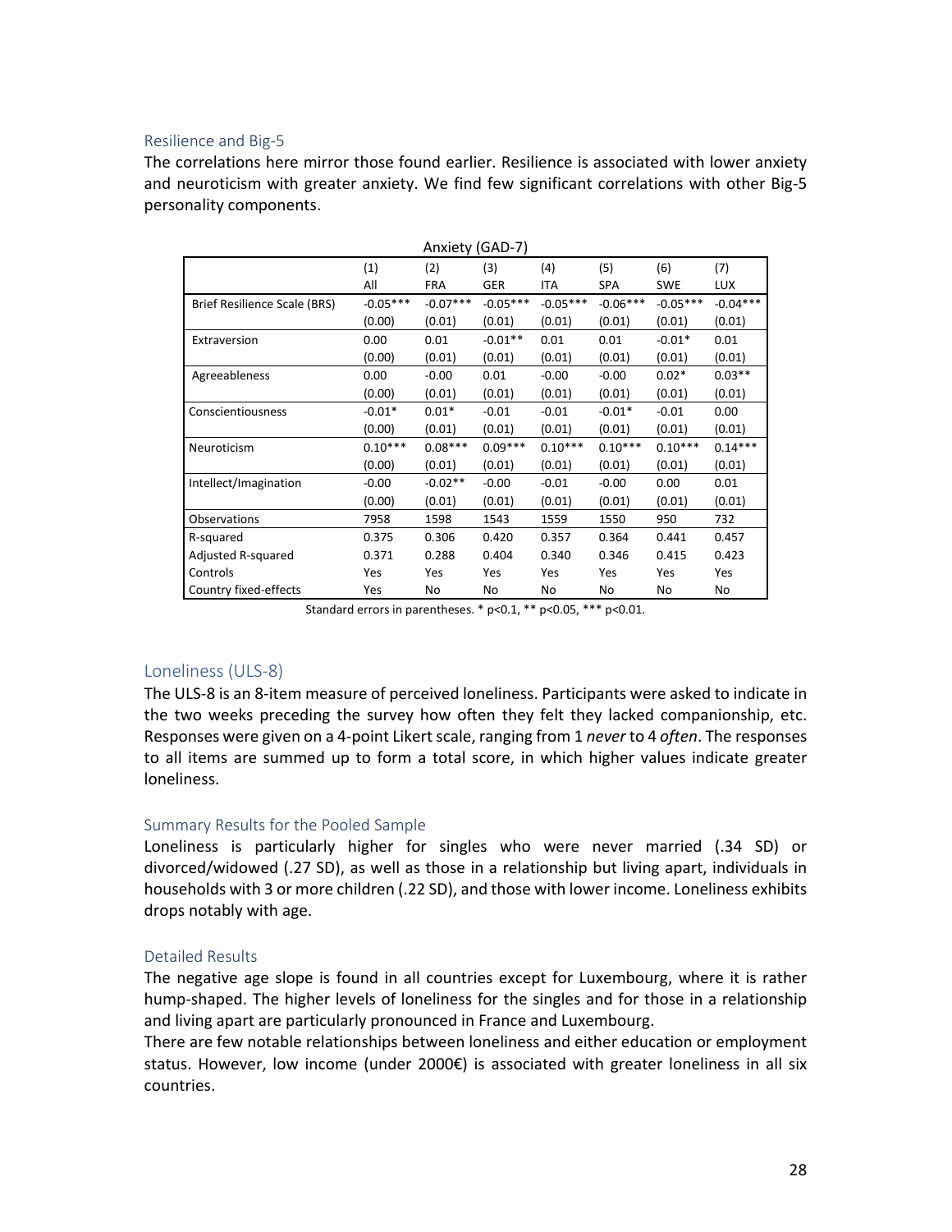### Resilience and Big-5

The correlations here mirror those found earlier. Resilience is associated with lower anxiety and neuroticism with greater anxiety. We find few significant correlations with other Big-5 personality components.

Anxiety (GAD-7)

| | (1) All | (2) FRA | (3) GER | (4) ITA | (5) SPA | (6) SWE | (7) LUX |
|---|---|---|---|---|---|---|---|
| Brief Resilience Scale (BRS) | -0.05*** | -0.07*** | -0.05*** | -0.05*** | -0.06*** | -0.05*** | -0.04*** |
| | (0.00) | (0.01) | (0.01) | (0.01) | (0.01) | (0.01) | (0.01) |
| Extraversion | 0.00 | 0.01 | -0.01** | 0.01 | 0.01 | -0.01* | 0.01 |
| | (0.00) | (0.01) | (0.01) | (0.01) | (0.01) | (0.01) | (0.01) |
| Agreeableness | 0.00 | -0.00 | 0.01 | -0.00 | -0.00 | 0.02* | 0.03** |
| | (0.00) | (0.01) | (0.01) | (0.01) | (0.01) | (0.01) | (0.01) |
| Conscientiousness | -0.01* | 0.01* | -0.01 | -0.01 | -0.01* | -0.01 | 0.00 |
| | (0.00) | (0.01) | (0.01) | (0.01) | (0.01) | (0.01) | (0.01) |
| Neuroticism | 0.10*** | 0.08*** | 0.09*** | 0.10*** | 0.10*** | 0.10*** | 0.14*** |
| | (0.00) | (0.01) | (0.01) | (0.01) | (0.01) | (0.01) | (0.01) |
| Intellect/Imagination | -0.00 | -0.02** | -0.00 | -0.01 | -0.00 | 0.00 | 0.01 |
| | (0.00) | (0.01) | (0.01) | (0.01) | (0.01) | (0.01) | (0.01) |
| Observations | 7958 | 1598 | 1543 | 1559 | 1550 | 950 | 732 |
| R-squared | 0.375 | 0.306 | 0.420 | 0.357 | 0.364 | 0.441 | 0.457 |
| Adjusted R-squared | 0.371 | 0.288 | 0.404 | 0.340 | 0.346 | 0.415 | 0.423 |
| Controls | Yes | Yes | Yes | Yes | Yes | Yes | Yes |
| Country fixed-effects | Yes | No | No | No | No | No | No |

Standard errors in parentheses. * p<0.1, ** p<0.05, *** p<0.01.

## Loneliness (ULS-8)

The ULS-8 is an 8-item measure of perceived loneliness. Participants were asked to indicate in the two weeks preceding the survey how often they felt they lacked companionship, etc. Responses were given on a 4-point Likert scale, ranging from 1 *never* to 4 *often*. The responses to all items are summed up to form a total score, in which higher values indicate greater loneliness.

### Summary Results for the Pooled Sample

Loneliness is particularly higher for singles who were never married (.34 SD) or divorced/widowed (.27 SD), as well as those in a relationship but living apart, individuals in households with 3 or more children (.22 SD), and those with lower income. Loneliness exhibits drops notably with age.

### Detailed Results

The negative age slope is found in all countries except for Luxembourg, where it is rather hump-shaped. The higher levels of loneliness for the singles and for those in a relationship and living apart are particularly pronounced in France and Luxembourg.

There are few notable relationships between loneliness and either education or employment status. However, low income (under 2000€) is associated with greater loneliness in all six countries.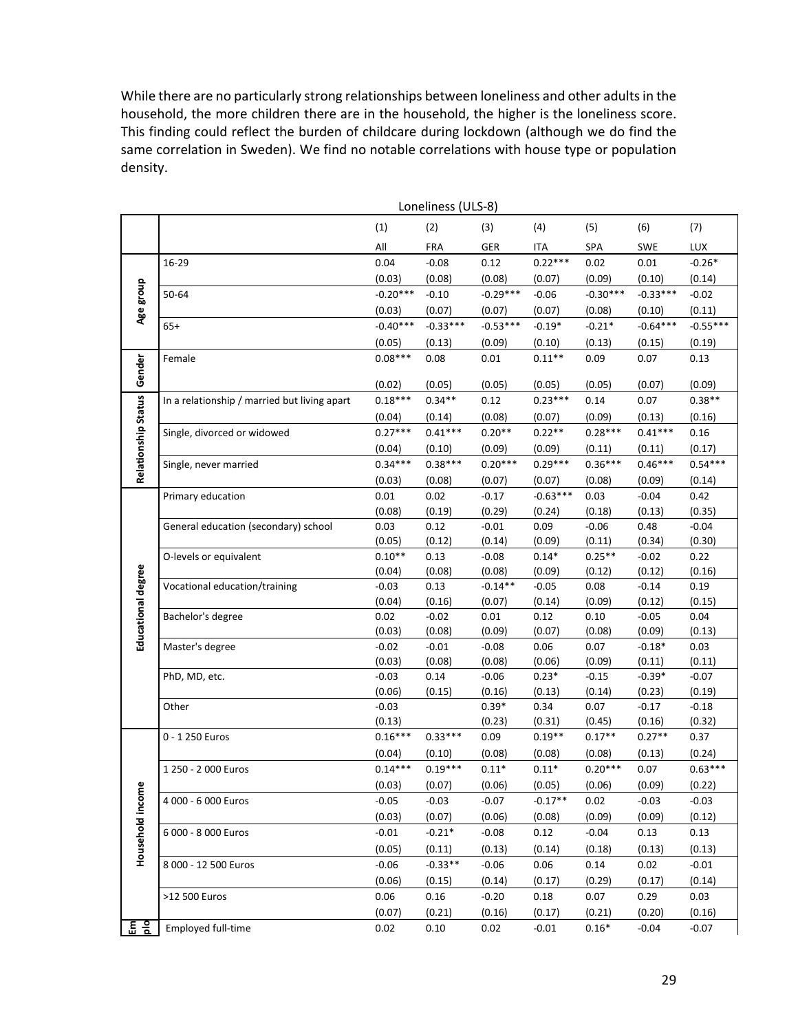While there are no particularly strong relationships between loneliness and other adults in the household, the more children there are in the household, the higher is the loneliness score. This finding could reflect the burden of childcare during lockdown (although we do find the same correlation in Sweden). We find no notable correlations with house type or population density.

| | | Loneliness (ULS-8) | | | | | | |
|---|---|---|---|---|---|---|---|---|
| | | (1) | (2) | (3) | (4) | (5) | (6) | (7) |
| | | All | FRA | GER | ITA | SPA | SWE | LUX |
| Age group | 16-29 | 0.04 | -0.08 | 0.12 | 0.22*** | 0.02 | 0.01 | -0.26* |
| | | (0.03) | (0.08) | (0.08) | (0.07) | (0.09) | (0.10) | (0.14) |
| | 50-64 | -0.20*** | -0.10 | -0.29*** | -0.06 | -0.30*** | -0.33*** | -0.02 |
| | | (0.03) | (0.07) | (0.07) | (0.07) | (0.08) | (0.10) | (0.11) |
| | 65+ | -0.40*** | -0.33*** | -0.53*** | -0.19* | -0.21* | -0.64*** | -0.55*** |
| | | (0.05) | (0.13) | (0.09) | (0.10) | (0.13) | (0.15) | (0.19) |
| Gender | Female | 0.08*** | 0.08 | 0.01 | 0.11** | 0.09 | 0.07 | 0.13 |
| | | (0.02) | (0.05) | (0.05) | (0.05) | (0.05) | (0.07) | (0.09) |
| Relationship Status | In a relationship / married but living apart | 0.18*** | 0.34** | 0.12 | 0.23*** | 0.14 | 0.07 | 0.38** |
| | | (0.04) | (0.14) | (0.08) | (0.07) | (0.09) | (0.13) | (0.16) |
| | Single, divorced or widowed | 0.27*** | 0.41*** | 0.20** | 0.22** | 0.28*** | 0.41*** | 0.16 |
| | | (0.04) | (0.10) | (0.09) | (0.09) | (0.11) | (0.11) | (0.17) |
| | Single, never married | 0.34*** | 0.38*** | 0.20*** | 0.29*** | 0.36*** | 0.46*** | 0.54*** |
| | | (0.03) | (0.08) | (0.07) | (0.07) | (0.08) | (0.09) | (0.14) |
| Educational degree | Primary education | 0.01 | 0.02 | -0.17 | -0.63*** | 0.03 | -0.04 | 0.42 |
| | | (0.08) | (0.19) | (0.29) | (0.24) | (0.18) | (0.13) | (0.35) |
| | General education (secondary) school | 0.03 | 0.12 | -0.01 | 0.09 | -0.06 | 0.48 | -0.04 |
| | | (0.05) | (0.12) | (0.14) | (0.09) | (0.11) | (0.34) | (0.30) |
| | O-levels or equivalent | 0.10** | 0.13 | -0.08 | 0.14* | 0.25** | -0.02 | 0.22 |
| | | (0.04) | (0.08) | (0.08) | (0.09) | (0.12) | (0.12) | (0.16) |
| | Vocational education/training | -0.03 | 0.13 | -0.14** | -0.05 | 0.08 | -0.14 | 0.19 |
| | | (0.04) | (0.16) | (0.07) | (0.14) | (0.09) | (0.12) | (0.15) |
| | Bachelor's degree | 0.02 | -0.02 | 0.01 | 0.12 | 0.10 | -0.05 | 0.04 |
| | | (0.03) | (0.08) | (0.09) | (0.07) | (0.08) | (0.09) | (0.13) |
| | Master's degree | -0.02 | -0.01 | -0.08 | 0.06 | 0.07 | -0.18* | 0.03 |
| | | (0.03) | (0.08) | (0.08) | (0.06) | (0.09) | (0.11) | (0.11) |
| | PhD, MD, etc. | -0.03 | 0.14 | -0.06 | 0.23* | -0.15 | -0.39* | -0.07 |
| | | (0.06) | (0.15) | (0.16) | (0.13) | (0.14) | (0.23) | (0.19) |
| | Other | -0.03 | | 0.39* | 0.34 | 0.07 | -0.17 | -0.18 |
| | | (0.13) | | (0.23) | (0.31) | (0.45) | (0.16) | (0.32) |
| Household income | 0 - 1 250 Euros | 0.16*** | 0.33*** | 0.09 | 0.19** | 0.17** | 0.27** | 0.37 |
| | | (0.04) | (0.10) | (0.08) | (0.08) | (0.08) | (0.13) | (0.24) |
| | 1 250 - 2 000 Euros | 0.14*** | 0.19*** | 0.11* | 0.11* | 0.20*** | 0.07 | 0.63*** |
| | | (0.03) | (0.07) | (0.06) | (0.05) | (0.06) | (0.09) | (0.22) |
| | 4 000 - 6 000 Euros | -0.05 | -0.03 | -0.07 | -0.17** | 0.02 | -0.03 | -0.03 |
| | | (0.03) | (0.07) | (0.06) | (0.08) | (0.09) | (0.09) | (0.12) |
| | 6 000 - 8 000 Euros | -0.01 | -0.21* | -0.08 | 0.12 | -0.04 | 0.13 | 0.13 |
| | | (0.05) | (0.11) | (0.13) | (0.14) | (0.18) | (0.13) | (0.13) |
| | 8 000 - 12 500 Euros | -0.06 | -0.33** | -0.06 | 0.06 | 0.14 | 0.02 | -0.01 |
| | | (0.06) | (0.15) | (0.14) | (0.17) | (0.29) | (0.17) | (0.14) |
| | >12 500 Euros | 0.06 | 0.16 | -0.20 | 0.18 | 0.07 | 0.29 | 0.03 |
| | | (0.07) | (0.21) | (0.16) | (0.17) | (0.21) | (0.20) | (0.16) |
| Emplo | Employed full-time | 0.02 | 0.10 | 0.02 | -0.01 | 0.16* | -0.04 | -0.07 |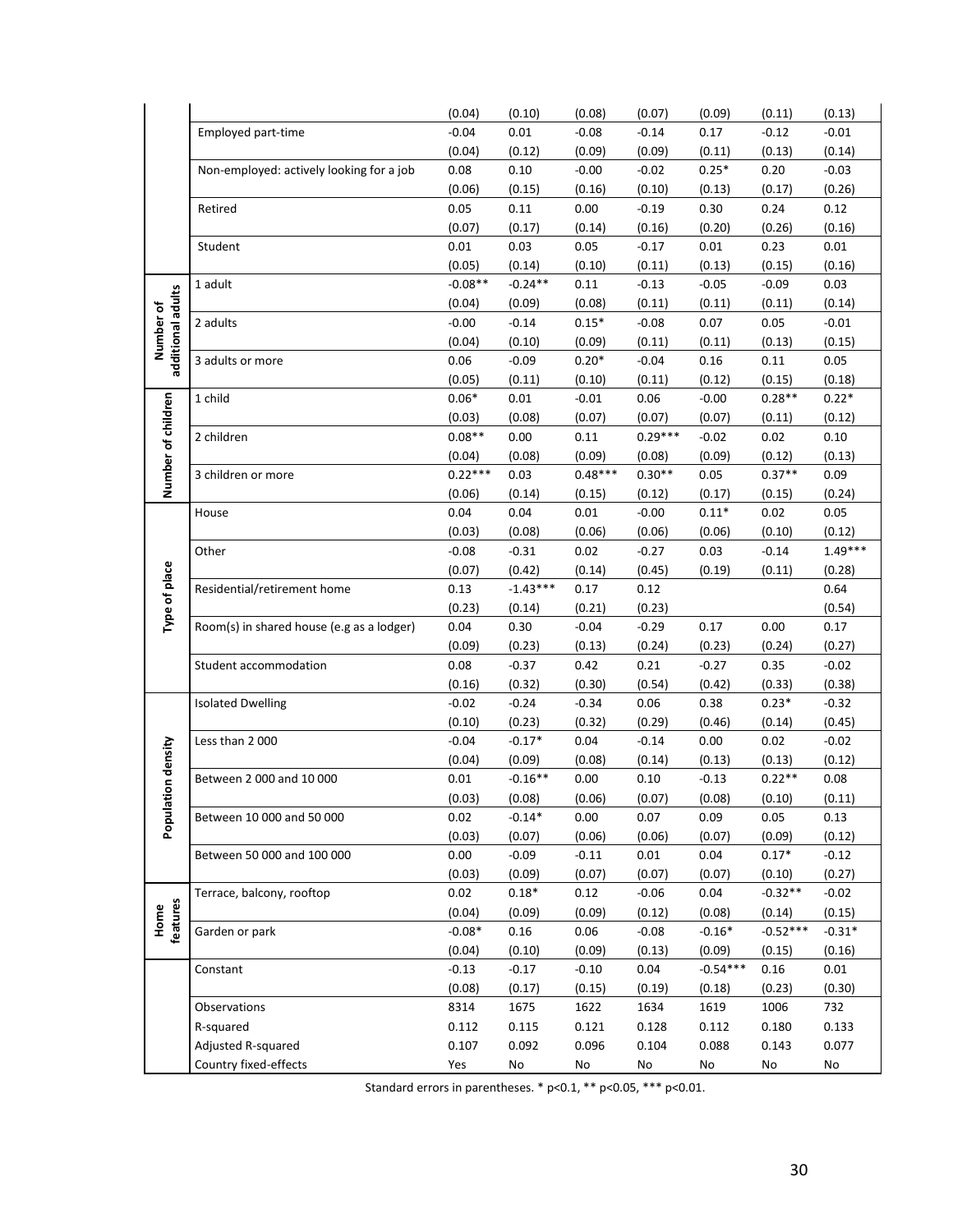| | | | | | | | | |
|---|---|---|---|---|---|---|---|---|
| | | (0.04) | (0.10) | (0.08) | (0.07) | (0.09) | (0.11) | (0.13) |
| | Employed part-time | -0.04 | 0.01 | -0.08 | -0.14 | 0.17 | -0.12 | -0.01 |
| | | (0.04) | (0.12) | (0.09) | (0.09) | (0.11) | (0.13) | (0.14) |
| | Non-employed: actively looking for a job | 0.08 | 0.10 | -0.00 | -0.02 | 0.25* | 0.20 | -0.03 |
| | | (0.06) | (0.15) | (0.16) | (0.10) | (0.13) | (0.17) | (0.26) |
| | Retired | 0.05 | 0.11 | 0.00 | -0.19 | 0.30 | 0.24 | 0.12 |
| | | (0.07) | (0.17) | (0.14) | (0.16) | (0.20) | (0.26) | (0.16) |
| | Student | 0.01 | 0.03 | 0.05 | -0.17 | 0.01 | 0.23 | 0.01 |
| | | (0.05) | (0.14) | (0.10) | (0.11) | (0.13) | (0.15) | (0.16) |
| Number of additional adults | 1 adult | -0.08** | -0.24** | 0.11 | -0.13 | -0.05 | -0.09 | 0.03 |
| | | (0.04) | (0.09) | (0.08) | (0.11) | (0.11) | (0.11) | (0.14) |
| | 2 adults | -0.00 | -0.14 | 0.15* | -0.08 | 0.07 | 0.05 | -0.01 |
| | | (0.04) | (0.10) | (0.09) | (0.11) | (0.11) | (0.13) | (0.15) |
| | 3 adults or more | 0.06 | -0.09 | 0.20* | -0.04 | 0.16 | 0.11 | 0.05 |
| | | (0.05) | (0.11) | (0.10) | (0.11) | (0.12) | (0.15) | (0.18) |
| Number of children | 1 child | 0.06* | 0.01 | -0.01 | 0.06 | -0.00 | 0.28** | 0.22* |
| | | (0.03) | (0.08) | (0.07) | (0.07) | (0.07) | (0.11) | (0.12) |
| | 2 children | 0.08** | 0.00 | 0.11 | 0.29*** | -0.02 | 0.02 | 0.10 |
| | | (0.04) | (0.08) | (0.09) | (0.08) | (0.09) | (0.12) | (0.13) |
| | 3 children or more | 0.22*** | 0.03 | 0.48*** | 0.30** | 0.05 | 0.37** | 0.09 |
| | | (0.06) | (0.14) | (0.15) | (0.12) | (0.17) | (0.15) | (0.24) |
| Type of place | House | 0.04 | 0.04 | 0.01 | -0.00 | 0.11* | 0.02 | 0.05 |
| | | (0.03) | (0.08) | (0.06) | (0.06) | (0.06) | (0.10) | (0.12) |
| | Other | -0.08 | -0.31 | 0.02 | -0.27 | 0.03 | -0.14 | 1.49*** |
| | | (0.07) | (0.42) | (0.14) | (0.45) | (0.19) | (0.11) | (0.28) |
| | Residential/retirement home | 0.13 | -1.43*** | 0.17 | 0.12 | | | 0.64 |
| | | (0.23) | (0.14) | (0.21) | (0.23) | | | (0.54) |
| | Room(s) in shared house (e.g as a lodger) | 0.04 | 0.30 | -0.04 | -0.29 | 0.17 | 0.00 | 0.17 |
| | | (0.09) | (0.23) | (0.13) | (0.24) | (0.23) | (0.24) | (0.27) |
| | Student accommodation | 0.08 | -0.37 | 0.42 | 0.21 | -0.27 | 0.35 | -0.02 |
| | | (0.16) | (0.32) | (0.30) | (0.54) | (0.42) | (0.33) | (0.38) |
| Population density | Isolated Dwelling | -0.02 | -0.24 | -0.34 | 0.06 | 0.38 | 0.23* | -0.32 |
| | | (0.10) | (0.23) | (0.32) | (0.29) | (0.46) | (0.14) | (0.45) |
| | Less than 2 000 | -0.04 | -0.17* | 0.04 | -0.14 | 0.00 | 0.02 | -0.02 |
| | | (0.04) | (0.09) | (0.08) | (0.14) | (0.13) | (0.13) | (0.12) |
| | Between 2 000 and 10 000 | 0.01 | -0.16** | 0.00 | 0.10 | -0.13 | 0.22** | 0.08 |
| | | (0.03) | (0.08) | (0.06) | (0.07) | (0.08) | (0.10) | (0.11) |
| | Between 10 000 and 50 000 | 0.02 | -0.14* | 0.00 | 0.07 | 0.09 | 0.05 | 0.13 |
| | | (0.03) | (0.07) | (0.06) | (0.06) | (0.07) | (0.09) | (0.12) |
| | Between 50 000 and 100 000 | 0.00 | -0.09 | -0.11 | 0.01 | 0.04 | 0.17* | -0.12 |
| | | (0.03) | (0.09) | (0.07) | (0.07) | (0.07) | (0.10) | (0.27) |
| Home features | Terrace, balcony, rooftop | 0.02 | 0.18* | 0.12 | -0.06 | 0.04 | -0.32** | -0.02 |
| | | (0.04) | (0.09) | (0.09) | (0.12) | (0.08) | (0.14) | (0.15) |
| | Garden or park | -0.08* | 0.16 | 0.06 | -0.08 | -0.16* | -0.52*** | -0.31* |
| | | (0.04) | (0.10) | (0.09) | (0.13) | (0.09) | (0.15) | (0.16) |
| | Constant | -0.13 | -0.17 | -0.10 | 0.04 | -0.54*** | 0.16 | 0.01 |
| | | (0.08) | (0.17) | (0.15) | (0.19) | (0.18) | (0.23) | (0.30) |
| | Observations | 8314 | 1675 | 1622 | 1634 | 1619 | 1006 | 732 |
| | R-squared | 0.112 | 0.115 | 0.121 | 0.128 | 0.112 | 0.180 | 0.133 |
| | Adjusted R-squared | 0.107 | 0.092 | 0.096 | 0.104 | 0.088 | 0.143 | 0.077 |
| | Country fixed-effects | Yes | No | No | No | No | No | No |

Standard errors in parentheses. * p<0.1, ** p<0.05, *** p<0.01.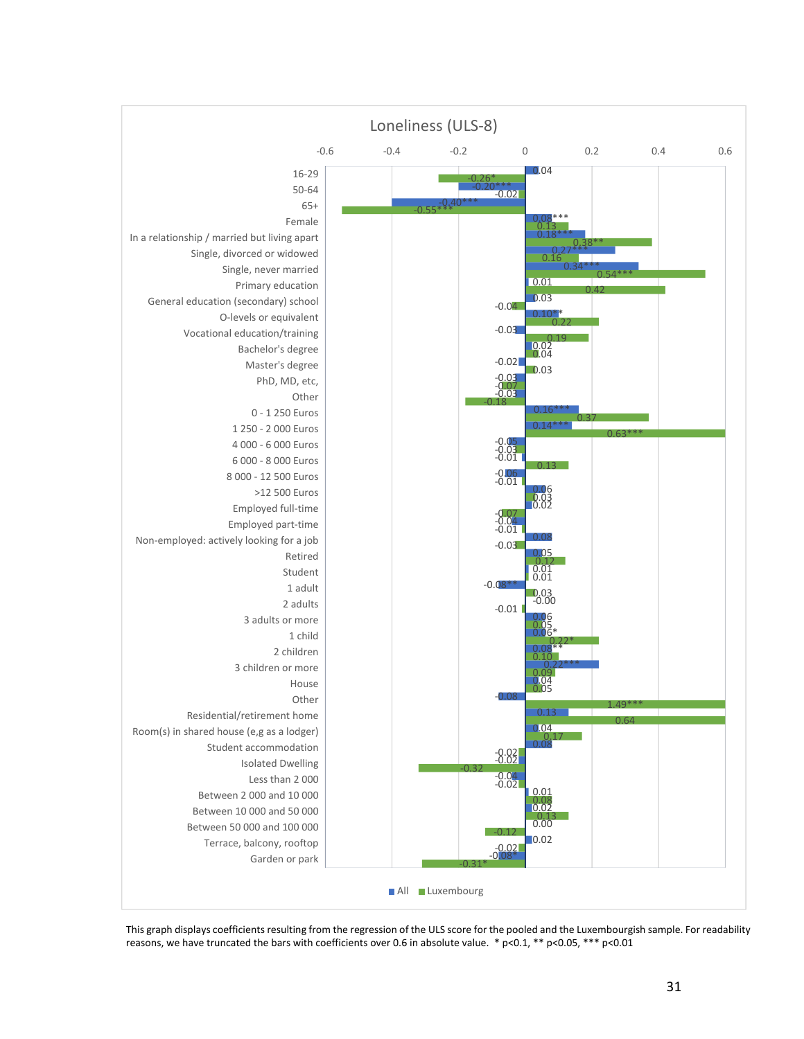## Loneliness (ULS-8)

| Variable | All | Luxembourg |
|---|---|---|
| 16-29 | 0.04 | -0.26* |
| 50-64 | -0.20*** | -0.02 |
| 65+ | -0.40*** | -0.55*** |
| Female | 0.08*** | 0.13 |
| In a relationship / married but living apart | 0.18*** | 0.38** |
| Single, divorced or widowed | 0.27*** | 0.16 |
| Single, never married | 0.34*** | 0.54*** |
| Primary education | 0.01 | 0.42 |
| General education (secondary) school | 0.03 | -0.04 |
| O-levels or equivalent | 0.10** | 0.22 |
| Vocational education/training | -0.03 | 0.19 |
| Bachelor's degree | 0.02 | 0.04 |
| Master's degree | -0.02 | 0.03 |
| PhD, MD, etc, | -0.03 | -0.07 |
| Other | -0.03 | -0.18 |
| 0 - 1 250 Euros | 0.16*** | 0.37 |
| 1 250 - 2 000 Euros | 0.14*** | 0.63*** |
| 4 000 - 6 000 Euros | -0.05 | -0.03 |
| 6 000 - 8 000 Euros | -0.01 | 0.13 |
| 8 000 - 12 500 Euros | -0.06 | -0.01 |
| >12 500 Euros | 0.06 | 0.03 |
| Employed full-time | 0.02 | -0.07 |
| Employed part-time | -0.04 | -0.01 |
| Non-employed: actively looking for a job | 0.08 | -0.03 |
| Retired | 0.05 | 0.12 |
| Student | 0.01 | 0.01 |
| 1 adult | -0.08** | 0.03 |
| 2 adults | -0.00 | -0.01 |
| 3 adults or more | 0.06 | 0.05 |
| 1 child | 0.06* | 0.22* |
| 2 children | 0.08** | 0.10 |
| 3 children or more | 0.22*** | 0.09 |
| House | 0.04 | 0.05 |
| Other | -0.08 | 1.49*** |
| Residential/retirement home | 0.13 | 0.64 |
| Room(s) in shared house (e,g as a lodger) | 0.04 | 0.17 |
| Student accommodation | 0.08 | -0.02 |
| Isolated Dwelling | -0.02 | -0.32 |
| Less than 2 000 | -0.04 | -0.02 |
| Between 2 000 and 10 000 | 0.01 | 0.08 |
| Between 10 000 and 50 000 | 0.02 | 0.13 |
| Between 50 000 and 100 000 | 0.00 | -0.12 |
| Terrace, balcony, rooftop | 0.02 | -0.02 |
| Garden or park | -0.08* | -0.31* |

This graph displays coefficients resulting from the regression of the ULS score for the pooled and the Luxembourgish sample. For readability reasons, we have truncated the bars with coefficients over 0.6 in absolute value. * p<0.1, ** p<0.05, *** p<0.01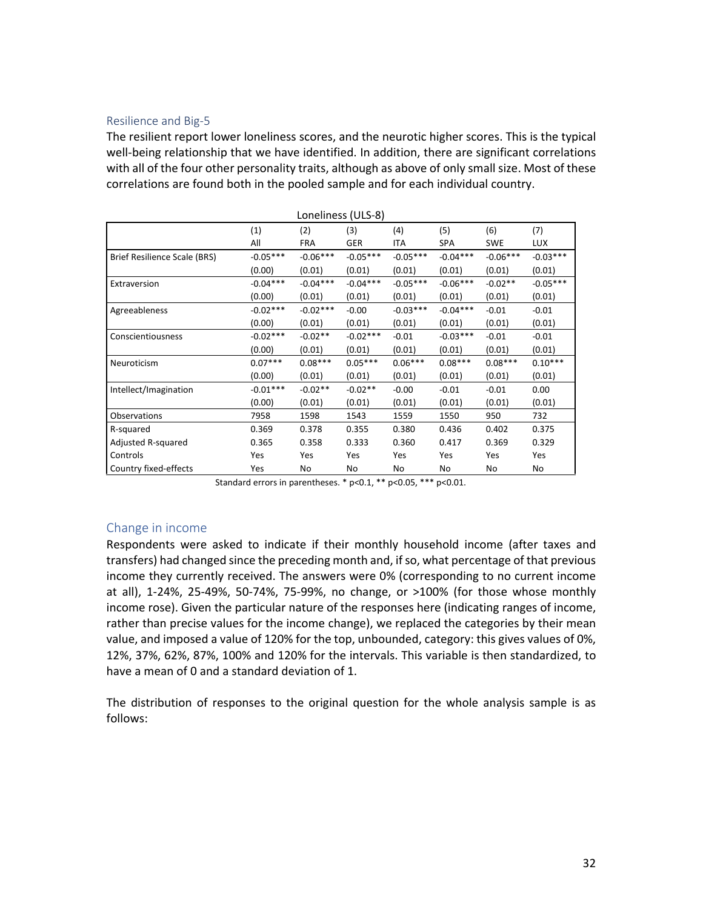## Resilience and Big-5

The resilient report lower loneliness scores, and the neurotic higher scores. This is the typical well-being relationship that we have identified. In addition, there are significant correlations with all of the four other personality traits, although as above of only small size. Most of these correlations are found both in the pooled sample and for each individual country.

Loneliness (ULS-8)

| | (1) | (2) | (3) | (4) | (5) | (6) | (7) |
|---|---|---|---|---|---|---|---|
| | All | FRA | GER | ITA | SPA | SWE | LUX |
| Brief Resilience Scale (BRS) | -0.05*** | -0.06*** | -0.05*** | -0.05*** | -0.04*** | -0.06*** | -0.03*** |
| | (0.00) | (0.01) | (0.01) | (0.01) | (0.01) | (0.01) | (0.01) |
| Extraversion | -0.04*** | -0.04*** | -0.04*** | -0.05*** | -0.06*** | -0.02** | -0.05*** |
| | (0.00) | (0.01) | (0.01) | (0.01) | (0.01) | (0.01) | (0.01) |
| Agreeableness | -0.02*** | -0.02*** | -0.00 | -0.03*** | -0.04*** | -0.01 | -0.01 |
| | (0.00) | (0.01) | (0.01) | (0.01) | (0.01) | (0.01) | (0.01) |
| Conscientiousness | -0.02*** | -0.02** | -0.02*** | -0.01 | -0.03*** | -0.01 | -0.01 |
| | (0.00) | (0.01) | (0.01) | (0.01) | (0.01) | (0.01) | (0.01) |
| Neuroticism | 0.07*** | 0.08*** | 0.05*** | 0.06*** | 0.08*** | 0.08*** | 0.10*** |
| | (0.00) | (0.01) | (0.01) | (0.01) | (0.01) | (0.01) | (0.01) |
| Intellect/Imagination | -0.01*** | -0.02** | -0.02** | -0.00 | -0.01 | -0.01 | 0.00 |
| | (0.00) | (0.01) | (0.01) | (0.01) | (0.01) | (0.01) | (0.01) |
| Observations | 7958 | 1598 | 1543 | 1559 | 1550 | 950 | 732 |
| R-squared | 0.369 | 0.378 | 0.355 | 0.380 | 0.436 | 0.402 | 0.375 |
| Adjusted R-squared | 0.365 | 0.358 | 0.333 | 0.360 | 0.417 | 0.369 | 0.329 |
| Controls | Yes | Yes | Yes | Yes | Yes | Yes | Yes |
| Country fixed-effects | Yes | No | No | No | No | No | No |

Standard errors in parentheses. * p<0.1, ** p<0.05, *** p<0.01.

## Change in income

Respondents were asked to indicate if their monthly household income (after taxes and transfers) had changed since the preceding month and, if so, what percentage of that previous income they currently received. The answers were 0% (corresponding to no current income at all), 1-24%, 25-49%, 50-74%, 75-99%, no change, or >100% (for those whose monthly income rose). Given the particular nature of the responses here (indicating ranges of income, rather than precise values for the income change), we replaced the categories by their mean value, and imposed a value of 120% for the top, unbounded, category: this gives values of 0%, 12%, 37%, 62%, 87%, 100% and 120% for the intervals. This variable is then standardized, to have a mean of 0 and a standard deviation of 1.

The distribution of responses to the original question for the whole analysis sample is as follows: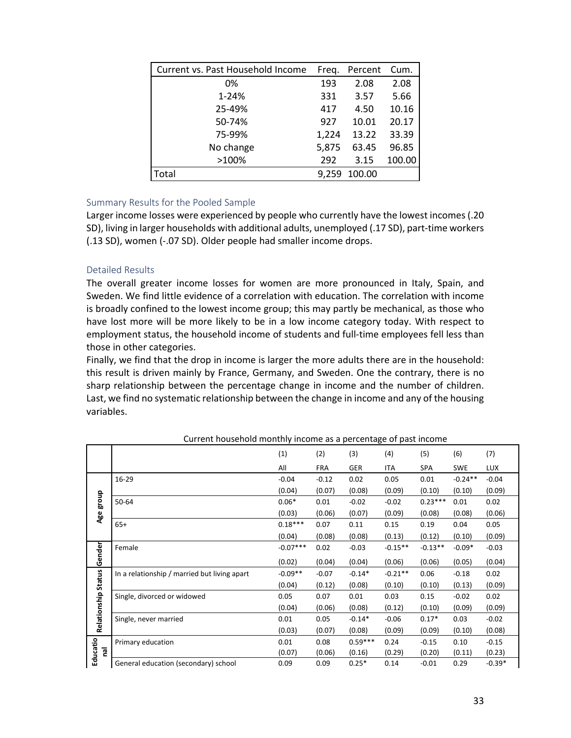| Current vs. Past Household Income | Freq. | Percent | Cum. |
|---|---|---|---|
| 0% | 193 | 2.08 | 2.08 |
| 1-24% | 331 | 3.57 | 5.66 |
| 25-49% | 417 | 4.50 | 10.16 |
| 50-74% | 927 | 10.01 | 20.17 |
| 75-99% | 1,224 | 13.22 | 33.39 |
| No change | 5,875 | 63.45 | 96.85 |
| >100% | 292 | 3.15 | 100.00 |
| Total | 9,259 | 100.00 | |

### Summary Results for the Pooled Sample

Larger income losses were experienced by people who currently have the lowest incomes (.20 SD), living in larger households with additional adults, unemployed (.17 SD), part-time workers (.13 SD), women (-.07 SD). Older people had smaller income drops.

### Detailed Results

The overall greater income losses for women are more pronounced in Italy, Spain, and Sweden. We find little evidence of a correlation with education. The correlation with income is broadly confined to the lowest income group; this may partly be mechanical, as those who have lost more will be more likely to be in a low income category today. With respect to employment status, the household income of students and full-time employees fell less than those in other categories.

Finally, we find that the drop in income is larger the more adults there are in the household: this result is driven mainly by France, Germany, and Sweden. One the contrary, there is no sharp relationship between the percentage change in income and the number of children. Last, we find no systematic relationship between the change in income and any of the housing variables.

Current household monthly income as a percentage of past income

| | | (1) | (2) | (3) | (4) | (5) | (6) | (7) |
|---|---|---|---|---|---|---|---|---|
| | | All | FRA | GER | ITA | SPA | SWE | LUX |
| Age group | 16-29 | -0.04 | -0.12 | 0.02 | 0.05 | 0.01 | -0.24** | -0.04 |
| | | (0.04) | (0.07) | (0.08) | (0.09) | (0.10) | (0.10) | (0.09) |
| | 50-64 | 0.06* | 0.01 | -0.02 | -0.02 | 0.23*** | 0.01 | 0.02 |
| | | (0.03) | (0.06) | (0.07) | (0.09) | (0.08) | (0.08) | (0.06) |
| | 65+ | 0.18*** | 0.07 | 0.11 | 0.15 | 0.19 | 0.04 | 0.05 |
| | | (0.04) | (0.08) | (0.08) | (0.13) | (0.12) | (0.10) | (0.09) |
| Gender | Female | -0.07*** | 0.02 | -0.03 | -0.15** | -0.13** | -0.09* | -0.03 |
| | | (0.02) | (0.04) | (0.04) | (0.06) | (0.06) | (0.05) | (0.04) |
| Relationship Status | In a relationship / married but living apart | -0.09** | -0.07 | -0.14* | -0.21** | 0.06 | -0.18 | 0.02 |
| | | (0.04) | (0.12) | (0.08) | (0.10) | (0.10) | (0.13) | (0.09) |
| | Single, divorced or widowed | 0.05 | 0.07 | 0.01 | 0.03 | 0.15 | -0.02 | 0.02 |
| | | (0.04) | (0.06) | (0.08) | (0.12) | (0.10) | (0.09) | (0.09) |
| | Single, never married | 0.01 | 0.05 | -0.14* | -0.06 | 0.17* | 0.03 | -0.02 |
| | | (0.03) | (0.07) | (0.08) | (0.09) | (0.09) | (0.10) | (0.08) |
| Educational | Primary education | 0.01 | 0.08 | 0.59*** | 0.24 | -0.15 | 0.10 | -0.15 |
| | | (0.07) | (0.06) | (0.16) | (0.29) | (0.20) | (0.11) | (0.23) |
| | General education (secondary) school | 0.09 | 0.09 | 0.25* | 0.14 | -0.01 | 0.29 | -0.39* |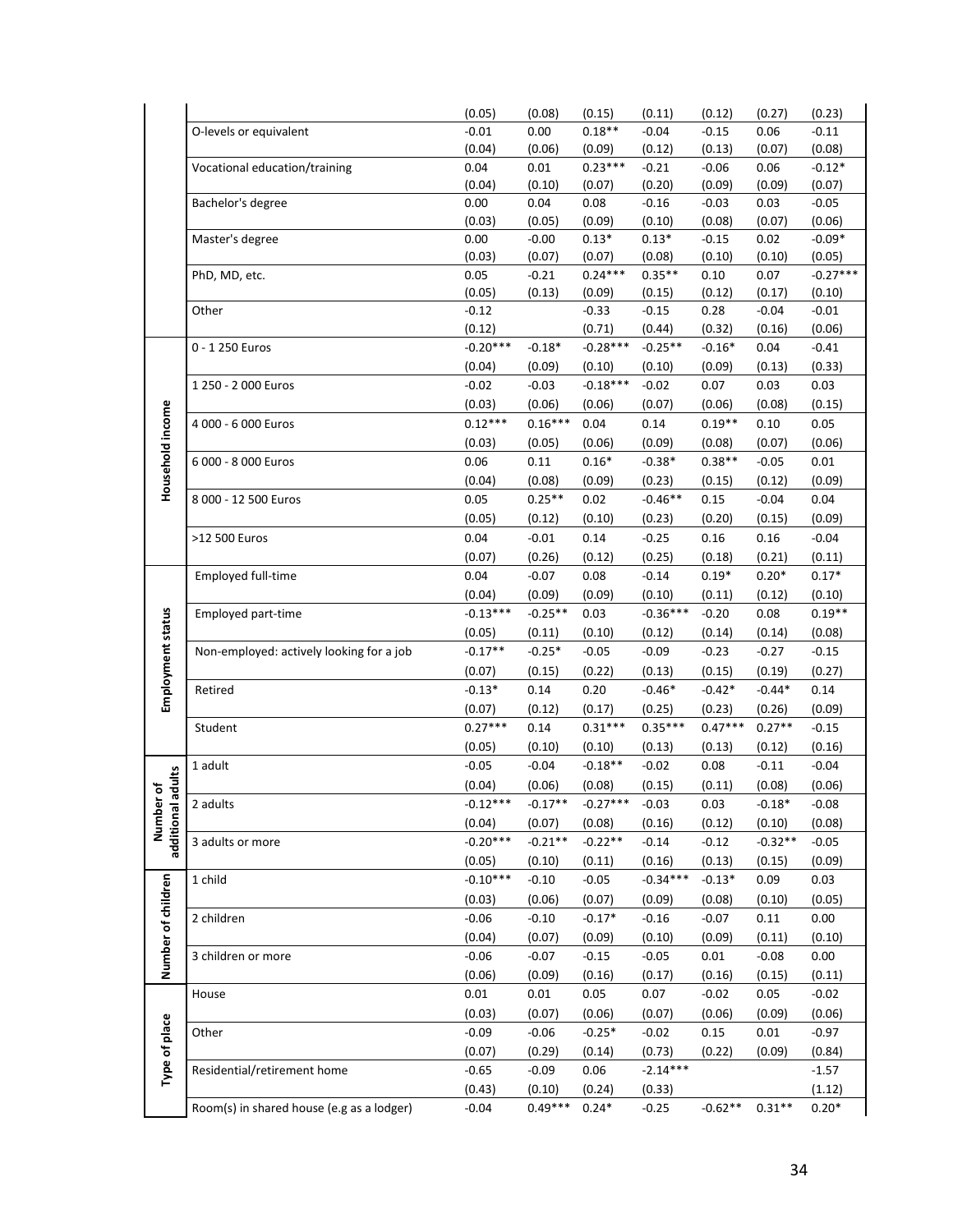| | | | | | | | | |
|---|---|---|---|---|---|---|---|---|
| | | (0.05) | (0.08) | (0.15) | (0.11) | (0.12) | (0.27) | (0.23) |
| | O-levels or equivalent | -0.01 | 0.00 | 0.18** | -0.04 | -0.15 | 0.06 | -0.11 |
| | | (0.04) | (0.06) | (0.09) | (0.12) | (0.13) | (0.07) | (0.08) |
| | Vocational education/training | 0.04 | 0.01 | 0.23*** | -0.21 | -0.06 | 0.06 | -0.12* |
| | | (0.04) | (0.10) | (0.07) | (0.20) | (0.09) | (0.09) | (0.07) |
| | Bachelor's degree | 0.00 | 0.04 | 0.08 | -0.16 | -0.03 | 0.03 | -0.05 |
| | | (0.03) | (0.05) | (0.09) | (0.10) | (0.08) | (0.07) | (0.06) |
| | Master's degree | 0.00 | -0.00 | 0.13* | 0.13* | -0.15 | 0.02 | -0.09* |
| | | (0.03) | (0.07) | (0.07) | (0.08) | (0.10) | (0.10) | (0.05) |
| | PhD, MD, etc. | 0.05 | -0.21 | 0.24*** | 0.35** | 0.10 | 0.07 | -0.27*** |
| | | (0.05) | (0.13) | (0.09) | (0.15) | (0.12) | (0.17) | (0.10) |
| | Other | -0.12 | | -0.33 | -0.15 | 0.28 | -0.04 | -0.01 |
| | | (0.12) | | (0.71) | (0.44) | (0.32) | (0.16) | (0.06) |
| Household income | 0 - 1 250 Euros | -0.20*** | -0.18* | -0.28*** | -0.25** | -0.16* | 0.04 | -0.41 |
| | | (0.04) | (0.09) | (0.10) | (0.10) | (0.09) | (0.13) | (0.33) |
| | 1 250 - 2 000 Euros | -0.02 | -0.03 | -0.18*** | -0.02 | 0.07 | 0.03 | 0.03 |
| | | (0.03) | (0.06) | (0.06) | (0.07) | (0.06) | (0.08) | (0.15) |
| | 4 000 - 6 000 Euros | 0.12*** | 0.16*** | 0.04 | 0.14 | 0.19** | 0.10 | 0.05 |
| | | (0.03) | (0.05) | (0.06) | (0.09) | (0.08) | (0.07) | (0.06) |
| | 6 000 - 8 000 Euros | 0.06 | 0.11 | 0.16* | -0.38* | 0.38** | -0.05 | 0.01 |
| | | (0.04) | (0.08) | (0.09) | (0.23) | (0.15) | (0.12) | (0.09) |
| | 8 000 - 12 500 Euros | 0.05 | 0.25** | 0.02 | -0.46** | 0.15 | -0.04 | 0.04 |
| | | (0.05) | (0.12) | (0.10) | (0.23) | (0.20) | (0.15) | (0.09) |
| | >12 500 Euros | 0.04 | -0.01 | 0.14 | -0.25 | 0.16 | 0.16 | -0.04 |
| | | (0.07) | (0.26) | (0.12) | (0.25) | (0.18) | (0.21) | (0.11) |
| Employment status | Employed full-time | 0.04 | -0.07 | 0.08 | -0.14 | 0.19* | 0.20* | 0.17* |
| | | (0.04) | (0.09) | (0.09) | (0.10) | (0.11) | (0.12) | (0.10) |
| | Employed part-time | -0.13*** | -0.25** | 0.03 | -0.36*** | -0.20 | 0.08 | 0.19** |
| | | (0.05) | (0.11) | (0.10) | (0.12) | (0.14) | (0.14) | (0.08) |
| | Non-employed: actively looking for a job | -0.17** | -0.25* | -0.05 | -0.09 | -0.23 | -0.27 | -0.15 |
| | | (0.07) | (0.15) | (0.22) | (0.13) | (0.15) | (0.19) | (0.27) |
| | Retired | -0.13* | 0.14 | 0.20 | -0.46* | -0.42* | -0.44* | 0.14 |
| | | (0.07) | (0.12) | (0.17) | (0.25) | (0.23) | (0.26) | (0.09) |
| | Student | 0.27*** | 0.14 | 0.31*** | 0.35*** | 0.47*** | 0.27** | -0.15 |
| | | (0.05) | (0.10) | (0.10) | (0.13) | (0.13) | (0.12) | (0.16) |
| Number of additional adults | 1 adult | -0.05 | -0.04 | -0.18** | -0.02 | 0.08 | -0.11 | -0.04 |
| | | (0.04) | (0.06) | (0.08) | (0.15) | (0.11) | (0.08) | (0.06) |
| | 2 adults | -0.12*** | -0.17** | -0.27*** | -0.03 | 0.03 | -0.18* | -0.08 |
| | | (0.04) | (0.07) | (0.08) | (0.16) | (0.12) | (0.10) | (0.08) |
| | 3 adults or more | -0.20*** | -0.21** | -0.22** | -0.14 | -0.12 | -0.32** | -0.05 |
| | | (0.05) | (0.10) | (0.11) | (0.16) | (0.13) | (0.15) | (0.09) |
| Number of children | 1 child | -0.10*** | -0.10 | -0.05 | -0.34*** | -0.13* | 0.09 | 0.03 |
| | | (0.03) | (0.06) | (0.07) | (0.09) | (0.08) | (0.10) | (0.05) |
| | 2 children | -0.06 | -0.10 | -0.17* | -0.16 | -0.07 | 0.11 | 0.00 |
| | | (0.04) | (0.07) | (0.09) | (0.10) | (0.09) | (0.11) | (0.10) |
| | 3 children or more | -0.06 | -0.07 | -0.15 | -0.05 | 0.01 | -0.08 | 0.00 |
| | | (0.06) | (0.09) | (0.16) | (0.17) | (0.16) | (0.15) | (0.11) |
| Type of place | House | 0.01 | 0.01 | 0.05 | 0.07 | -0.02 | 0.05 | -0.02 |
| | | (0.03) | (0.07) | (0.06) | (0.07) | (0.06) | (0.09) | (0.06) |
| | Other | -0.09 | -0.06 | -0.25* | -0.02 | 0.15 | 0.01 | -0.97 |
| | | (0.07) | (0.29) | (0.14) | (0.73) | (0.22) | (0.09) | (0.84) |
| | Residential/retirement home | -0.65 | -0.09 | 0.06 | -2.14*** | | | -1.57 |
| | | (0.43) | (0.10) | (0.24) | (0.33) | | | (1.12) |
| | Room(s) in shared house (e.g as a lodger) | -0.04 | 0.49*** | 0.24* | -0.25 | -0.62** | 0.31** | 0.20* |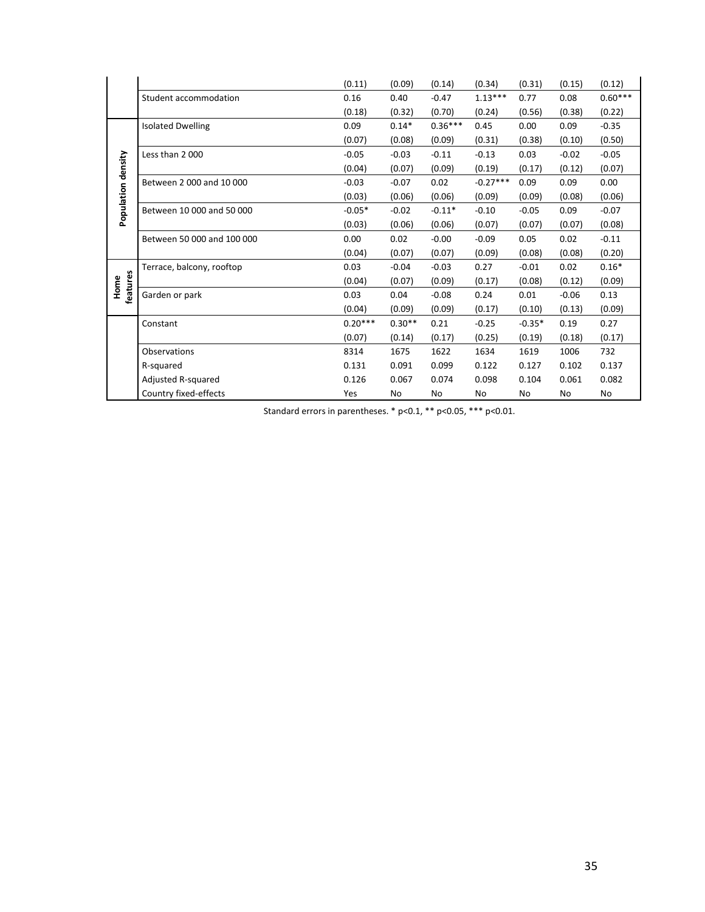| | | | | | | | | |
|---|---|---|---|---|---|---|---|---|
| | | (0.11) | (0.09) | (0.14) | (0.34) | (0.31) | (0.15) | (0.12) |
| | Student accommodation | 0.16 | 0.40 | -0.47 | 1.13*** | 0.77 | 0.08 | 0.60*** |
| | | (0.18) | (0.32) | (0.70) | (0.24) | (0.56) | (0.38) | (0.22) |
| Population density | Isolated Dwelling | 0.09 | 0.14* | 0.36*** | 0.45 | 0.00 | 0.09 | -0.35 |
| | | (0.07) | (0.08) | (0.09) | (0.31) | (0.38) | (0.10) | (0.50) |
| | Less than 2 000 | -0.05 | -0.03 | -0.11 | -0.13 | 0.03 | -0.02 | -0.05 |
| | | (0.04) | (0.07) | (0.09) | (0.19) | (0.17) | (0.12) | (0.07) |
| | Between 2 000 and 10 000 | -0.03 | -0.07 | 0.02 | -0.27*** | 0.09 | 0.09 | 0.00 |
| | | (0.03) | (0.06) | (0.06) | (0.09) | (0.09) | (0.08) | (0.06) |
| | Between 10 000 and 50 000 | -0.05* | -0.02 | -0.11* | -0.10 | -0.05 | 0.09 | -0.07 |
| | | (0.03) | (0.06) | (0.06) | (0.07) | (0.07) | (0.07) | (0.08) |
| | Between 50 000 and 100 000 | 0.00 | 0.02 | -0.00 | -0.09 | 0.05 | 0.02 | -0.11 |
| | | (0.04) | (0.07) | (0.07) | (0.09) | (0.08) | (0.08) | (0.20) |
| Home features | Terrace, balcony, rooftop | 0.03 | -0.04 | -0.03 | 0.27 | -0.01 | 0.02 | 0.16* |
| | | (0.04) | (0.07) | (0.09) | (0.17) | (0.08) | (0.12) | (0.09) |
| | Garden or park | 0.03 | 0.04 | -0.08 | 0.24 | 0.01 | -0.06 | 0.13 |
| | | (0.04) | (0.09) | (0.09) | (0.17) | (0.10) | (0.13) | (0.09) |
| | Constant | 0.20*** | 0.30** | 0.21 | -0.25 | -0.35* | 0.19 | 0.27 |
| | | (0.07) | (0.14) | (0.17) | (0.25) | (0.19) | (0.18) | (0.17) |
| | Observations | 8314 | 1675 | 1622 | 1634 | 1619 | 1006 | 732 |
| | R-squared | 0.131 | 0.091 | 0.099 | 0.122 | 0.127 | 0.102 | 0.137 |
| | Adjusted R-squared | 0.126 | 0.067 | 0.074 | 0.098 | 0.104 | 0.061 | 0.082 |
| | Country fixed-effects | Yes | No | No | No | No | No | No |

Standard errors in parentheses. * p<0.1, ** p<0.05, *** p<0.01.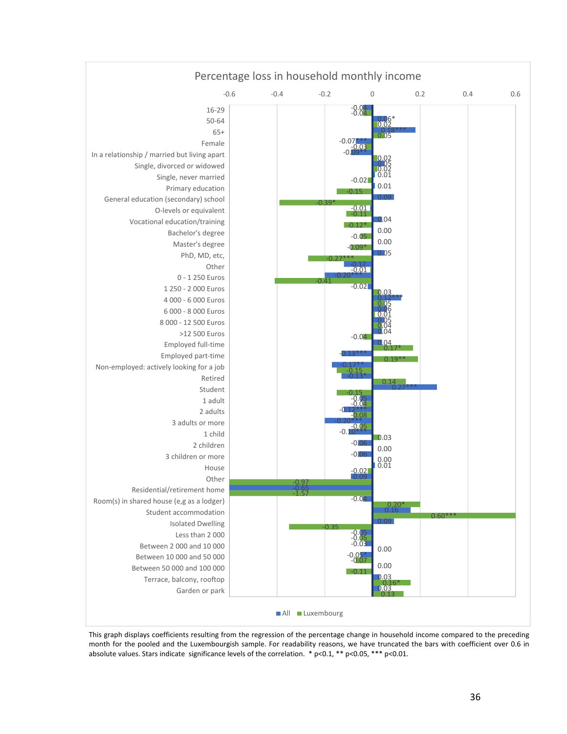## Percentage loss in household monthly income

| | All | Luxembourg |
|---|---|---|
| 16-29 | -0.04 | -0.04 |
| 50-64 | 0.06* | 0.02 |
| 65+ | 0.18*** | 0.05 |
| Female | -0.07*** | -0.03 |
| In a relationship / married but living apart | -0.09** | 0.02 |
| Single, divorced or widowed | 0.05 | 0.02 |
| Single, never married | 0.01 | -0.02 |
| Primary education | 0.01 | -0.15 |
| General education (secondary) school | 0.09 | -0.39* |
| O-levels or equivalent | -0.01 | -0.11 |
| Vocational education/training | 0.04 | -0.12* |
| Bachelor's degree | 0.00 | -0.05 |
| Master's degree | 0.00 | -0.09* |
| PhD, MD, etc, | 0.05 | -0.27*** |
| Other | -0.12 | -0.01 |
| 0 - 1 250 Euros | -0.20*** | -0.41 |
| 1 250 - 2 000 Euros | -0.02 | 0.03 |
| 4 000 - 6 000 Euros | 0.12*** | 0.05 |
| 6 000 - 8 000 Euros | 0.06 | 0.01 |
| 8 000 - 12 500 Euros | 0.05 | 0.04 |
| >12 500 Euros | 0.04 | -0.04 |
| Employed full-time | 0.04 | 0.17* |
| Employed part-time | -0.13*** | 0.19** |
| Non-employed: actively looking for a job | -0.17** | -0.15 |
| Retired | -0.13* | 0.14 |
| Student | 0.27*** | -0.15 |
| 1 adult | -0.05 | -0.04 |
| 2 adults | -0.12*** | -0.08 |
| 3 adults or more | -0.20*** | -0.05 |
| 1 child | -0.10*** | 0.03 |
| 2 children | -0.06 | 0.00 |
| 3 children or more | -0.06 | 0.00 |
| House | 0.01 | -0.02 |
| Other | -0.09 | -0.97 |
| Residential/retirement home | -0.65 | -1.57 |
| Room(s) in shared house (e,g as a lodger) | -0.04 | 0.20* |
| Student accommodation | 0.16 | 0.60*** |
| Isolated Dwelling | 0.09 | -0.35 |
| Less than 2 000 | -0.05 | -0.05 |
| Between 2 000 and 10 000 | -0.03 | 0.00 |
| Between 10 000 and 50 000 | -0.05* | -0.07 |
| Between 50 000 and 100 000 | 0.00 | -0.11 |
| Terrace, balcony, rooftop | 0.03 | 0.16* |
| Garden or park | 0.03 | 0.13 |

This graph displays coefficients resulting from the regression of the percentage change in household income compared to the preceding month for the pooled and the Luxembourgish sample. For readability reasons, we have truncated the bars with coefficient over 0.6 in absolute values. Stars indicate significance levels of the correlation. * p<0.1, ** p<0.05, *** p<0.01.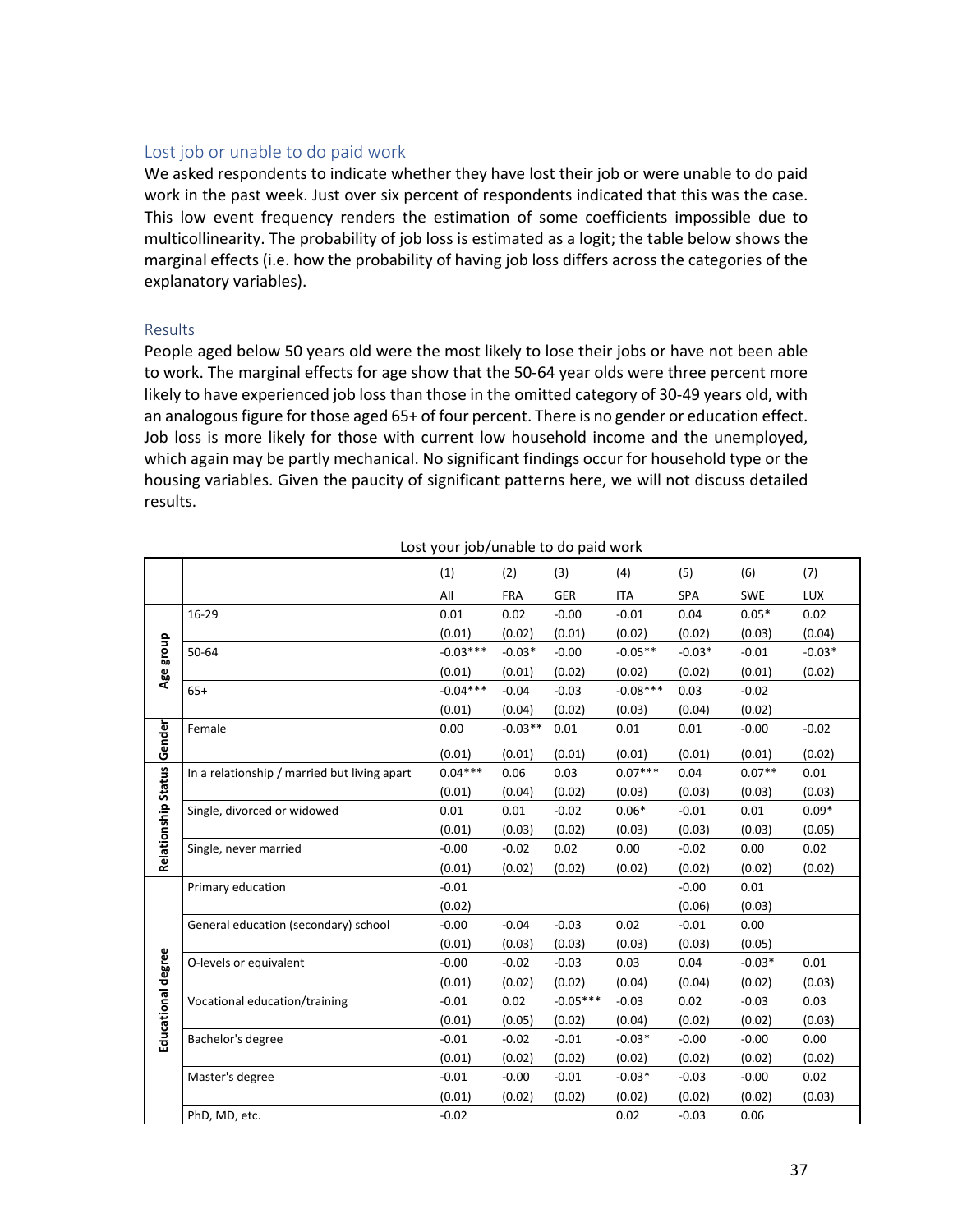### Lost job or unable to do paid work

We asked respondents to indicate whether they have lost their job or were unable to do paid work in the past week. Just over six percent of respondents indicated that this was the case. This low event frequency renders the estimation of some coefficients impossible due to multicollinearity. The probability of job loss is estimated as a logit; the table below shows the marginal effects (i.e. how the probability of having job loss differs across the categories of the explanatory variables).

### Results

People aged below 50 years old were the most likely to lose their jobs or have not been able to work. The marginal effects for age show that the 50-64 year olds were three percent more likely to have experienced job loss than those in the omitted category of 30-49 years old, with an analogous figure for those aged 65+ of four percent. There is no gender or education effect. Job loss is more likely for those with current low household income and the unemployed, which again may be partly mechanical. No significant findings occur for household type or the housing variables. Given the paucity of significant patterns here, we will not discuss detailed results.

Lost your job/unable to do paid work

| | | (1) | (2) | (3) | (4) | (5) | (6) | (7) |
|---|---|---|---|---|---|---|---|---|
| | | All | FRA | GER | ITA | SPA | SWE | LUX |
| Age group | 16-29 | 0.01 | 0.02 | -0.00 | -0.01 | 0.04 | 0.05* | 0.02 |
| | | (0.01) | (0.02) | (0.01) | (0.02) | (0.02) | (0.03) | (0.04) |
| | 50-64 | -0.03*** | -0.03* | -0.00 | -0.05** | -0.03* | -0.01 | -0.03* |
| | | (0.01) | (0.01) | (0.02) | (0.02) | (0.02) | (0.01) | (0.02) |
| | 65+ | -0.04*** | -0.04 | -0.03 | -0.08*** | 0.03 | -0.02 | |
| | | (0.01) | (0.04) | (0.02) | (0.03) | (0.04) | (0.02) | |
| Gender | Female | 0.00 | -0.03** | 0.01 | 0.01 | 0.01 | -0.00 | -0.02 |
| | | (0.01) | (0.01) | (0.01) | (0.01) | (0.01) | (0.01) | (0.02) |
| Relationship Status | In a relationship / married but living apart | 0.04*** | 0.06 | 0.03 | 0.07*** | 0.04 | 0.07** | 0.01 |
| | | (0.01) | (0.04) | (0.02) | (0.03) | (0.03) | (0.03) | (0.03) |
| | Single, divorced or widowed | 0.01 | 0.01 | -0.02 | 0.06* | -0.01 | 0.01 | 0.09* |
| | | (0.01) | (0.03) | (0.02) | (0.03) | (0.03) | (0.03) | (0.05) |
| | Single, never married | -0.00 | -0.02 | 0.02 | 0.00 | -0.02 | 0.00 | 0.02 |
| | | (0.01) | (0.02) | (0.02) | (0.02) | (0.02) | (0.02) | (0.02) |
| Educational degree | Primary education | -0.01 | | | | -0.00 | 0.01 | |
| | | (0.02) | | | | (0.06) | (0.03) | |
| | General education (secondary) school | -0.00 | -0.04 | -0.03 | 0.02 | -0.01 | 0.00 | |
| | | (0.01) | (0.03) | (0.03) | (0.03) | (0.03) | (0.05) | |
| | O-levels or equivalent | -0.00 | -0.02 | -0.03 | 0.03 | 0.04 | -0.03* | 0.01 |
| | | (0.01) | (0.02) | (0.02) | (0.04) | (0.04) | (0.02) | (0.03) |
| | Vocational education/training | -0.01 | 0.02 | -0.05*** | -0.03 | 0.02 | -0.03 | 0.03 |
| | | (0.01) | (0.05) | (0.02) | (0.04) | (0.02) | (0.02) | (0.03) |
| | Bachelor's degree | -0.01 | -0.02 | -0.01 | -0.03* | -0.00 | -0.00 | 0.00 |
| | | (0.01) | (0.02) | (0.02) | (0.02) | (0.02) | (0.02) | (0.02) |
| | Master's degree | -0.01 | -0.00 | -0.01 | -0.03* | -0.03 | -0.00 | 0.02 |
| | | (0.01) | (0.02) | (0.02) | (0.02) | (0.02) | (0.02) | (0.03) |
| | PhD, MD, etc. | -0.02 | | | 0.02 | -0.03 | 0.06 | |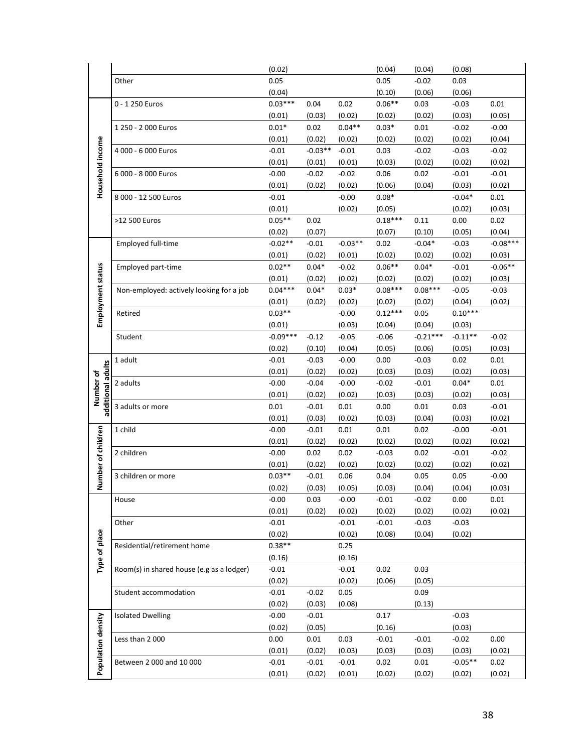| | | | | | | | | |
|---|---|---|---|---|---|---|---|---|
| | | (0.02) | | | (0.04) | (0.04) | (0.08) | |
| | Other | 0.05 | | | 0.05 | -0.02 | 0.03 | |
| | | (0.04) | | | (0.10) | (0.06) | (0.06) | |
| **Household income** | 0 - 1 250 Euros | 0.03*** | 0.04 | 0.02 | 0.06** | 0.03 | -0.03 | 0.01 |
| | | (0.01) | (0.03) | (0.02) | (0.02) | (0.02) | (0.03) | (0.05) |
| | 1 250 - 2 000 Euros | 0.01* | 0.02 | 0.04** | 0.03* | 0.01 | -0.02 | -0.00 |
| | | (0.01) | (0.02) | (0.02) | (0.02) | (0.02) | (0.02) | (0.04) |
| | 4 000 - 6 000 Euros | -0.01 | -0.03** | -0.01 | 0.03 | -0.02 | -0.03 | -0.02 |
| | | (0.01) | (0.01) | (0.01) | (0.03) | (0.02) | (0.02) | (0.02) |
| | 6 000 - 8 000 Euros | -0.00 | -0.02 | -0.02 | 0.06 | 0.02 | -0.01 | -0.01 |
| | | (0.01) | (0.02) | (0.02) | (0.06) | (0.04) | (0.03) | (0.02) |
| | 8 000 - 12 500 Euros | -0.01 | | -0.00 | 0.08* | | -0.04* | 0.01 |
| | | (0.01) | | (0.02) | (0.05) | | (0.02) | (0.03) |
| | >12 500 Euros | 0.05** | 0.02 | | 0.18*** | 0.11 | 0.00 | 0.02 |
| | | (0.02) | (0.07) | | (0.07) | (0.10) | (0.05) | (0.04) |
| **Employment status** | Employed full-time | -0.02** | -0.01 | -0.03** | 0.02 | -0.04* | -0.03 | -0.08*** |
| | | (0.01) | (0.02) | (0.01) | (0.02) | (0.02) | (0.02) | (0.03) |
| | Employed part-time | 0.02** | 0.04* | -0.02 | 0.06** | 0.04* | -0.01 | -0.06** |
| | | (0.01) | (0.02) | (0.02) | (0.02) | (0.02) | (0.02) | (0.03) |
| | Non-employed: actively looking for a job | 0.04*** | 0.04* | 0.03* | 0.08*** | 0.08*** | -0.05 | -0.03 |
| | | (0.01) | (0.02) | (0.02) | (0.02) | (0.02) | (0.04) | (0.02) |
| | Retired | 0.03** | | -0.00 | 0.12*** | 0.05 | 0.10*** | |
| | | (0.01) | | (0.03) | (0.04) | (0.04) | (0.03) | |
| | Student | -0.09*** | -0.12 | -0.05 | -0.06 | -0.21*** | -0.11** | -0.02 |
| | | (0.02) | (0.10) | (0.04) | (0.05) | (0.06) | (0.05) | (0.03) |
| **Number of additional adults** | 1 adult | -0.01 | -0.03 | -0.00 | 0.00 | -0.03 | 0.02 | 0.01 |
| | | (0.01) | (0.02) | (0.02) | (0.03) | (0.03) | (0.02) | (0.03) |
| | 2 adults | -0.00 | -0.04 | -0.00 | -0.02 | -0.01 | 0.04* | 0.01 |
| | | (0.01) | (0.02) | (0.02) | (0.03) | (0.03) | (0.02) | (0.03) |
| | 3 adults or more | 0.01 | -0.01 | 0.01 | 0.00 | 0.01 | 0.03 | -0.01 |
| | | (0.01) | (0.03) | (0.02) | (0.03) | (0.04) | (0.03) | (0.02) |
| **Number of children** | 1 child | -0.00 | -0.01 | 0.01 | 0.01 | 0.02 | -0.00 | -0.01 |
| | | (0.01) | (0.02) | (0.02) | (0.02) | (0.02) | (0.02) | (0.02) |
| | 2 children | -0.00 | 0.02 | 0.02 | -0.03 | 0.02 | -0.01 | -0.02 |
| | | (0.01) | (0.02) | (0.02) | (0.02) | (0.02) | (0.02) | (0.02) |
| | 3 children or more | 0.03** | -0.01 | 0.06 | 0.04 | 0.05 | 0.05 | -0.00 |
| | | (0.02) | (0.03) | (0.05) | (0.03) | (0.04) | (0.04) | (0.03) |
| **Type of place** | House | -0.00 | 0.03 | -0.00 | -0.01 | -0.02 | 0.00 | 0.01 |
| | | (0.01) | (0.02) | (0.02) | (0.02) | (0.02) | (0.02) | (0.02) |
| | Other | -0.01 | | -0.01 | -0.01 | -0.03 | -0.03 | |
| | | (0.02) | | (0.02) | (0.08) | (0.04) | (0.02) | |
| | Residential/retirement home | 0.38** | | 0.25 | | | | |
| | | (0.16) | | (0.16) | | | | |
| | Room(s) in shared house (e.g as a lodger) | -0.01 | | -0.01 | 0.02 | 0.03 | | |
| | | (0.02) | | (0.02) | (0.06) | (0.05) | | |
| | Student accommodation | -0.01 | -0.02 | 0.05 | | 0.09 | | |
| | | (0.02) | (0.03) | (0.08) | | (0.13) | | |
| **Population density** | Isolated Dwelling | -0.00 | -0.01 | | 0.17 | | -0.03 | |
| | | (0.02) | (0.05) | | (0.16) | | (0.03) | |
| | Less than 2 000 | 0.00 | 0.01 | 0.03 | -0.01 | -0.01 | -0.02 | 0.00 |
| | | (0.01) | (0.02) | (0.03) | (0.03) | (0.03) | (0.03) | (0.02) |
| | Between 2 000 and 10 000 | -0.01 | -0.01 | -0.01 | 0.02 | 0.01 | -0.05** | 0.02 |
| | | (0.01) | (0.02) | (0.01) | (0.02) | (0.02) | (0.02) | (0.02) |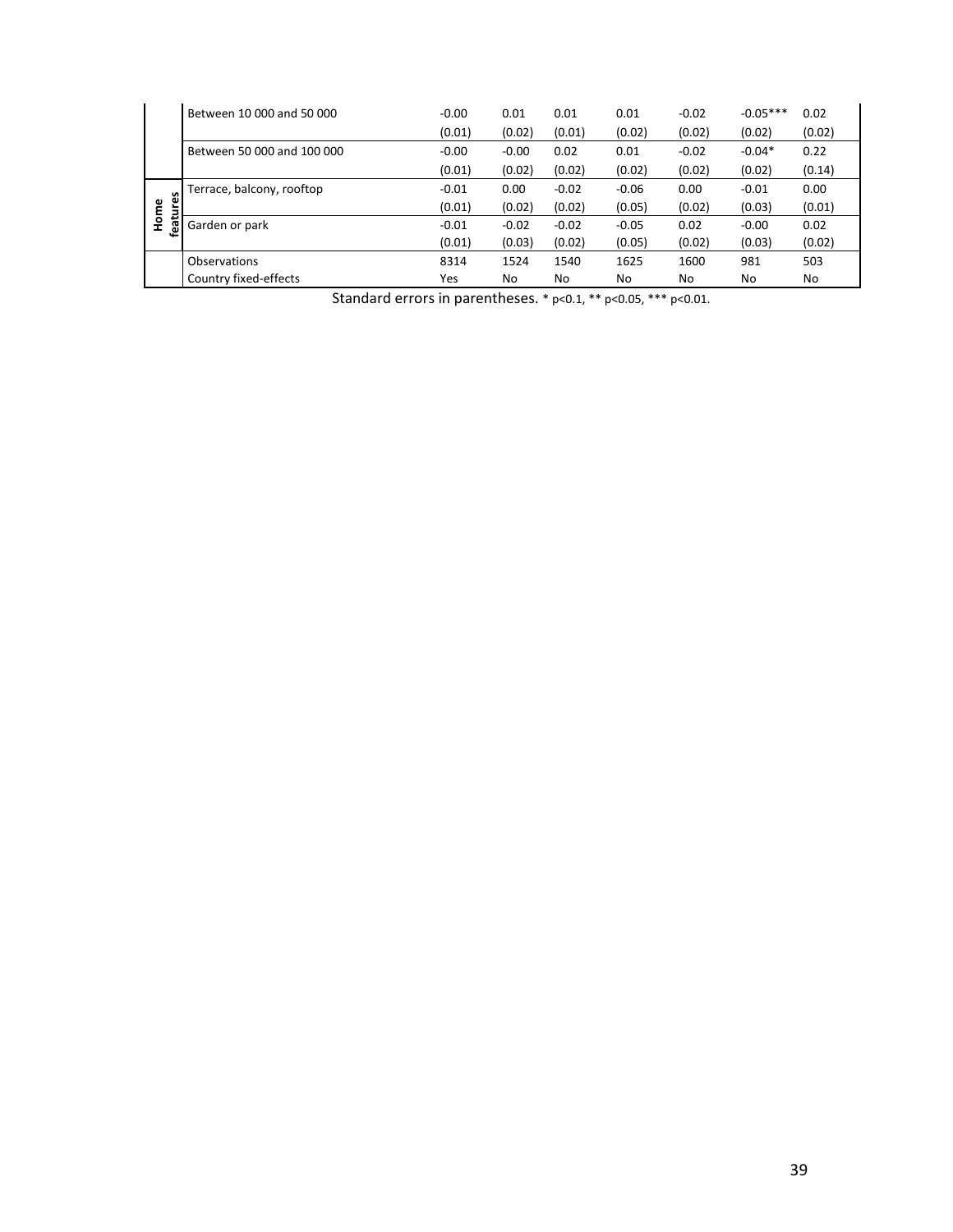| | | | | | | | | |
|---|---|---|---|---|---|---|---|---|
| | Between 10 000 and 50 000 | -0.00 | 0.01 | 0.01 | 0.01 | -0.02 | -0.05*** | 0.02 |
| | | (0.01) | (0.02) | (0.01) | (0.02) | (0.02) | (0.02) | (0.02) |
| | Between 50 000 and 100 000 | -0.00 | -0.00 | 0.02 | 0.01 | -0.02 | -0.04* | 0.22 |
| | | (0.01) | (0.02) | (0.02) | (0.02) | (0.02) | (0.02) | (0.14) |
| **Home features** | Terrace, balcony, rooftop | -0.01 | 0.00 | -0.02 | -0.06 | 0.00 | -0.01 | 0.00 |
| | | (0.01) | (0.02) | (0.02) | (0.05) | (0.02) | (0.03) | (0.01) |
| | Garden or park | -0.01 | -0.02 | -0.02 | -0.05 | 0.02 | -0.00 | 0.02 |
| | | (0.01) | (0.03) | (0.02) | (0.05) | (0.02) | (0.03) | (0.02) |
| | Observations | 8314 | 1524 | 1540 | 1625 | 1600 | 981 | 503 |
| | Country fixed-effects | Yes | No | No | No | No | No | No |

Standard errors in parentheses. * p<0.1, ** p<0.05, *** p<0.01.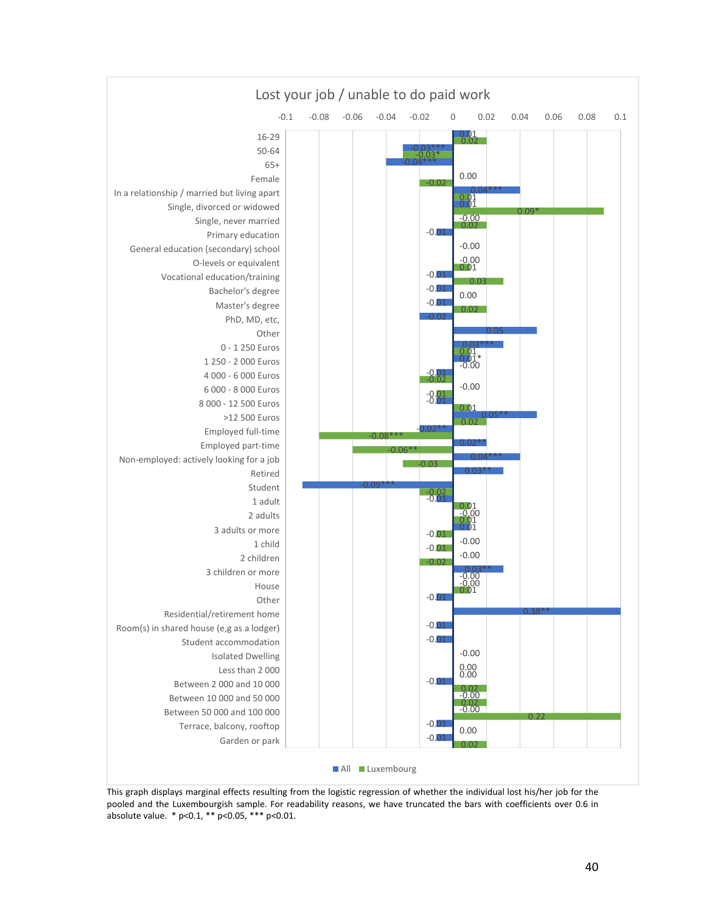Lost your job / unable to do paid work

This graph displays marginal effects resulting from the logistic regression of whether the individual lost his/her job for the pooled and the Luxembourgish sample. For readability reasons, we have truncated the bars with coefficients over 0.6 in absolute value. * p<0.1, ** p<0.05, *** p<0.01.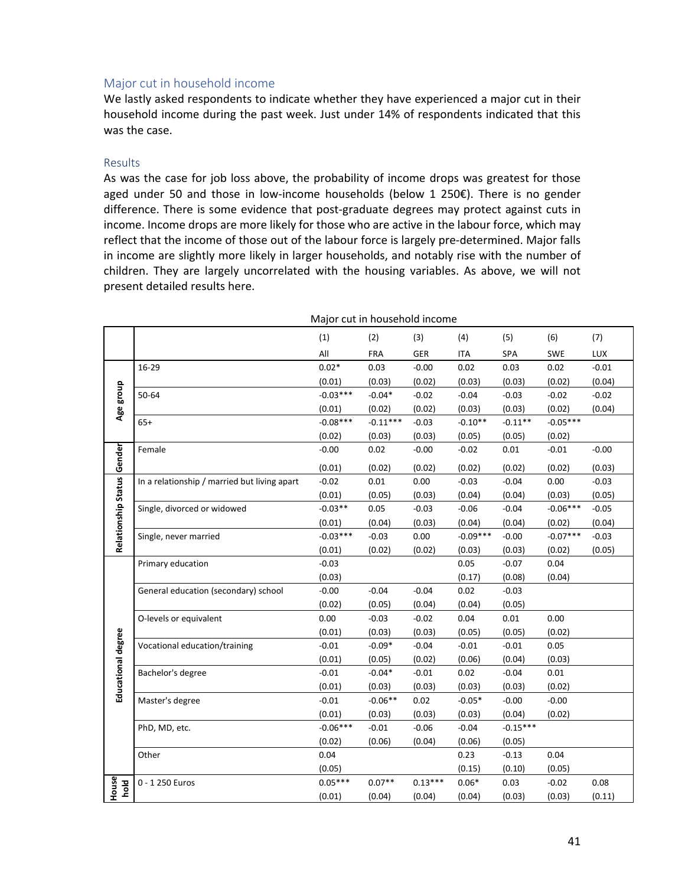### Major cut in household income

We lastly asked respondents to indicate whether they have experienced a major cut in their household income during the past week. Just under 14% of respondents indicated that this was the case.

#### Results

As was the case for job loss above, the probability of income drops was greatest for those aged under 50 and those in low-income households (below 1 250€). There is no gender difference. There is some evidence that post-graduate degrees may protect against cuts in income. Income drops are more likely for those who are active in the labour force, which may reflect that the income of those out of the labour force is largely pre-determined. Major falls in income are slightly more likely in larger households, and notably rise with the number of children. They are largely uncorrelated with the housing variables. As above, we will not present detailed results here.

Major cut in household income

| | | (1) | (2) | (3) | (4) | (5) | (6) | (7) |
|---|---|---|---|---|---|---|---|---|
| | | All | FRA | GER | ITA | SPA | SWE | LUX |
| Age group | 16-29 | 0.02* | 0.03 | -0.00 | 0.02 | 0.03 | 0.02 | -0.01 |
| | | (0.01) | (0.03) | (0.02) | (0.03) | (0.03) | (0.02) | (0.04) |
| | 50-64 | -0.03*** | -0.04* | -0.02 | -0.04 | -0.03 | -0.02 | -0.02 |
| | | (0.01) | (0.02) | (0.02) | (0.03) | (0.03) | (0.02) | (0.04) |
| | 65+ | -0.08*** | -0.11*** | -0.03 | -0.10** | -0.11** | -0.05*** | |
| | | (0.02) | (0.03) | (0.03) | (0.05) | (0.05) | (0.02) | |
| Gender | Female | -0.00 | 0.02 | -0.00 | -0.02 | 0.01 | -0.01 | -0.00 |
| | | (0.01) | (0.02) | (0.02) | (0.02) | (0.02) | (0.02) | (0.03) |
| Relationship Status | In a relationship / married but living apart | -0.02 | 0.01 | 0.00 | -0.03 | -0.04 | 0.00 | -0.03 |
| | | (0.01) | (0.05) | (0.03) | (0.04) | (0.04) | (0.03) | (0.05) |
| | Single, divorced or widowed | -0.03** | 0.05 | -0.03 | -0.06 | -0.04 | -0.06*** | -0.05 |
| | | (0.01) | (0.04) | (0.03) | (0.04) | (0.04) | (0.02) | (0.04) |
| | Single, never married | -0.03*** | -0.03 | 0.00 | -0.09*** | -0.00 | -0.07*** | -0.03 |
| | | (0.01) | (0.02) | (0.02) | (0.03) | (0.03) | (0.02) | (0.05) |
| Educational degree | Primary education | -0.03 | | | 0.05 | -0.07 | 0.04 | |
| | | (0.03) | | | (0.17) | (0.08) | (0.04) | |
| | General education (secondary) school | -0.00 | -0.04 | -0.04 | 0.02 | -0.03 | | |
| | | (0.02) | (0.05) | (0.04) | (0.04) | (0.05) | | |
| | O-levels or equivalent | 0.00 | -0.03 | -0.02 | 0.04 | 0.01 | 0.00 | |
| | | (0.01) | (0.03) | (0.03) | (0.05) | (0.05) | (0.02) | |
| | Vocational education/training | -0.01 | -0.09* | -0.04 | -0.01 | -0.01 | 0.05 | |
| | | (0.01) | (0.05) | (0.02) | (0.06) | (0.04) | (0.03) | |
| | Bachelor's degree | -0.01 | -0.04* | -0.01 | 0.02 | -0.04 | 0.01 | |
| | | (0.01) | (0.03) | (0.03) | (0.03) | (0.03) | (0.02) | |
| | Master's degree | -0.01 | -0.06** | 0.02 | -0.05* | -0.00 | -0.00 | |
| | | (0.01) | (0.03) | (0.03) | (0.03) | (0.04) | (0.02) | |
| | PhD, MD, etc. | -0.06*** | -0.01 | -0.06 | -0.04 | -0.15*** | | |
| | | (0.02) | (0.06) | (0.04) | (0.06) | (0.05) | | |
| | Other | 0.04 | | | 0.23 | -0.13 | 0.04 | |
| | | (0.05) | | | (0.15) | (0.10) | (0.05) | |
| Household | 0 - 1 250 Euros | 0.05*** | 0.07** | 0.13*** | 0.06* | 0.03 | -0.02 | 0.08 |
| | | (0.01) | (0.04) | (0.04) | (0.04) | (0.03) | (0.03) | (0.11) |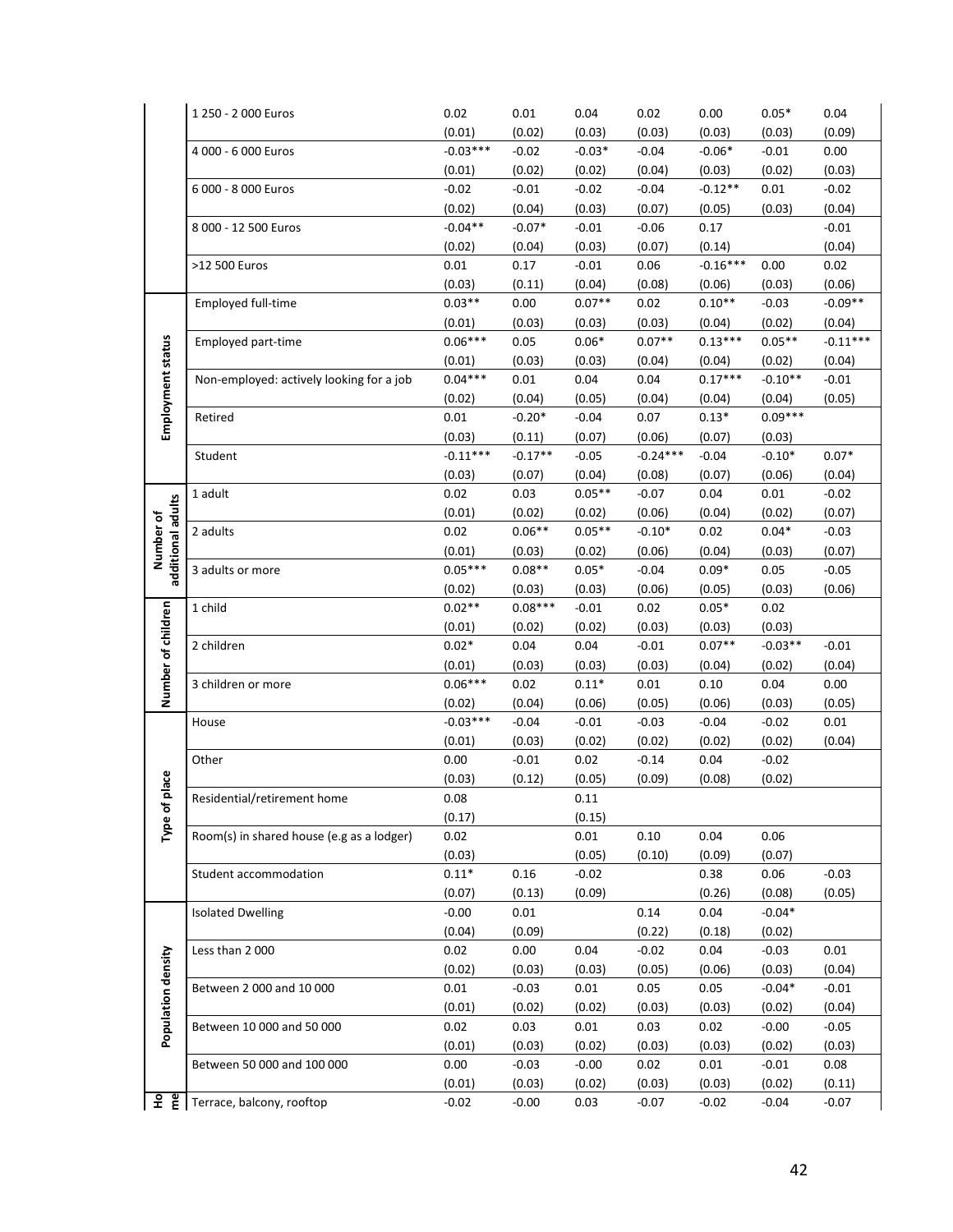| | | | | | | | | |
|---|---|---|---|---|---|---|---|---|
| | 1 250 - 2 000 Euros | 0.02 | 0.01 | 0.04 | 0.02 | 0.00 | 0.05* | 0.04 |
| | | (0.01) | (0.02) | (0.03) | (0.03) | (0.03) | (0.03) | (0.09) |
| | 4 000 - 6 000 Euros | -0.03*** | -0.02 | -0.03* | -0.04 | -0.06* | -0.01 | 0.00 |
| | | (0.01) | (0.02) | (0.02) | (0.04) | (0.03) | (0.02) | (0.03) |
| | 6 000 - 8 000 Euros | -0.02 | -0.01 | -0.02 | -0.04 | -0.12** | 0.01 | -0.02 |
| | | (0.02) | (0.04) | (0.03) | (0.07) | (0.05) | (0.03) | (0.04) |
| | 8 000 - 12 500 Euros | -0.04** | -0.07* | -0.01 | -0.06 | 0.17 | | -0.01 |
| | | (0.02) | (0.04) | (0.03) | (0.07) | (0.14) | | (0.04) |
| | >12 500 Euros | 0.01 | 0.17 | -0.01 | 0.06 | -0.16*** | 0.00 | 0.02 |
| | | (0.03) | (0.11) | (0.04) | (0.08) | (0.06) | (0.03) | (0.06) |
| Employment status | Employed full-time | 0.03** | 0.00 | 0.07** | 0.02 | 0.10** | -0.03 | -0.09** |
| | | (0.01) | (0.03) | (0.03) | (0.03) | (0.04) | (0.02) | (0.04) |
| | Employed part-time | 0.06*** | 0.05 | 0.06* | 0.07** | 0.13*** | 0.05** | -0.11*** |
| | | (0.01) | (0.03) | (0.03) | (0.04) | (0.04) | (0.02) | (0.04) |
| | Non-employed: actively looking for a job | 0.04*** | 0.01 | 0.04 | 0.04 | 0.17*** | -0.10** | -0.01 |
| | | (0.02) | (0.04) | (0.05) | (0.04) | (0.04) | (0.04) | (0.05) |
| | Retired | 0.01 | -0.20* | -0.04 | 0.07 | 0.13* | 0.09*** | |
| | | (0.03) | (0.11) | (0.07) | (0.06) | (0.07) | (0.03) | |
| | Student | -0.11*** | -0.17** | -0.05 | -0.24*** | -0.04 | -0.10* | 0.07* |
| | | (0.03) | (0.07) | (0.04) | (0.08) | (0.07) | (0.06) | (0.04) |
| Number of additional adults | 1 adult | 0.02 | 0.03 | 0.05** | -0.07 | 0.04 | 0.01 | -0.02 |
| | | (0.01) | (0.02) | (0.02) | (0.06) | (0.04) | (0.02) | (0.07) |
| | 2 adults | 0.02 | 0.06** | 0.05** | -0.10* | 0.02 | 0.04* | -0.03 |
| | | (0.01) | (0.03) | (0.02) | (0.06) | (0.04) | (0.03) | (0.07) |
| | 3 adults or more | 0.05*** | 0.08** | 0.05* | -0.04 | 0.09* | 0.05 | -0.05 |
| | | (0.02) | (0.03) | (0.03) | (0.06) | (0.05) | (0.03) | (0.06) |
| Number of children | 1 child | 0.02** | 0.08*** | -0.01 | 0.02 | 0.05* | 0.02 | |
| | | (0.01) | (0.02) | (0.02) | (0.03) | (0.03) | (0.03) | |
| | 2 children | 0.02* | 0.04 | 0.04 | -0.01 | 0.07** | -0.03** | -0.01 |
| | | (0.01) | (0.03) | (0.03) | (0.03) | (0.04) | (0.02) | (0.04) |
| | 3 children or more | 0.06*** | 0.02 | 0.11* | 0.01 | 0.10 | 0.04 | 0.00 |
| | | (0.02) | (0.04) | (0.06) | (0.05) | (0.06) | (0.03) | (0.05) |
| Type of place | House | -0.03*** | -0.04 | -0.01 | -0.03 | -0.04 | -0.02 | 0.01 |
| | | (0.01) | (0.03) | (0.02) | (0.02) | (0.02) | (0.02) | (0.04) |
| | Other | 0.00 | -0.01 | 0.02 | -0.14 | 0.04 | -0.02 | |
| | | (0.03) | (0.12) | (0.05) | (0.09) | (0.08) | (0.02) | |
| | Residential/retirement home | 0.08 | | 0.11 | | | | |
| | | (0.17) | | (0.15) | | | | |
| | Room(s) in shared house (e.g as a lodger) | 0.02 | | 0.01 | 0.10 | 0.04 | 0.06 | |
| | | (0.03) | | (0.05) | (0.10) | (0.09) | (0.07) | |
| | Student accommodation | 0.11* | 0.16 | -0.02 | | 0.38 | 0.06 | -0.03 |
| | | (0.07) | (0.13) | (0.09) | | (0.26) | (0.08) | (0.05) |
| Population density | Isolated Dwelling | -0.00 | 0.01 | | 0.14 | 0.04 | -0.04* | |
| | | (0.04) | (0.09) | | (0.22) | (0.18) | (0.02) | |
| | Less than 2 000 | 0.02 | 0.00 | 0.04 | -0.02 | 0.04 | -0.03 | 0.01 |
| | | (0.02) | (0.03) | (0.03) | (0.05) | (0.06) | (0.03) | (0.04) |
| | Between 2 000 and 10 000 | 0.01 | -0.03 | 0.01 | 0.05 | 0.05 | -0.04* | -0.01 |
| | | (0.01) | (0.02) | (0.02) | (0.03) | (0.03) | (0.02) | (0.04) |
| | Between 10 000 and 50 000 | 0.02 | 0.03 | 0.01 | 0.03 | 0.02 | -0.00 | -0.05 |
| | | (0.01) | (0.03) | (0.02) | (0.03) | (0.03) | (0.02) | (0.03) |
| | Between 50 000 and 100 000 | 0.00 | -0.03 | -0.00 | 0.02 | 0.01 | -0.01 | 0.08 |
| | | (0.01) | (0.03) | (0.02) | (0.03) | (0.03) | (0.02) | (0.11) |
| Home | Terrace, balcony, rooftop | -0.02 | -0.00 | 0.03 | -0.07 | -0.02 | -0.04 | -0.07 |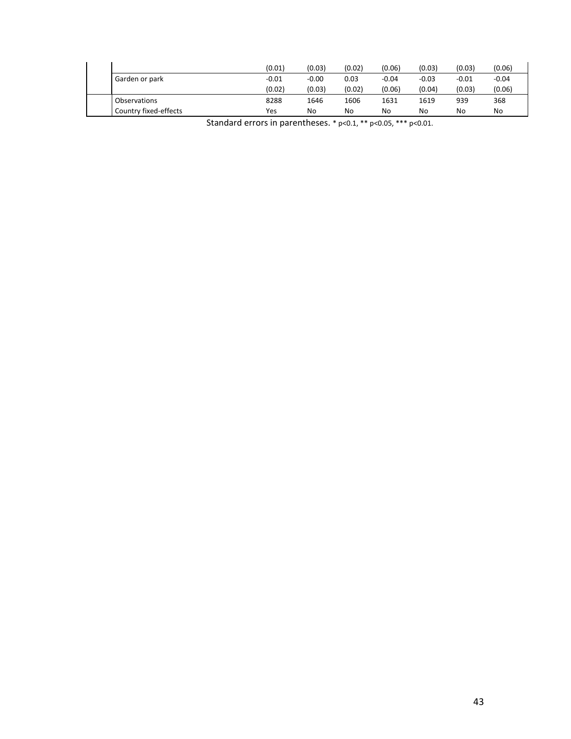| | | | | | | | |
|---|---|---|---|---|---|---|---|
| | (0.01) | (0.03) | (0.02) | (0.06) | (0.03) | (0.03) | (0.06) |
| Garden or park | -0.01 | -0.00 | 0.03 | -0.04 | -0.03 | -0.01 | -0.04 |
| | (0.02) | (0.03) | (0.02) | (0.06) | (0.04) | (0.03) | (0.06) |
| Observations | 8288 | 1646 | 1606 | 1631 | 1619 | 939 | 368 |
| Country fixed-effects | Yes | No | No | No | No | No | No |

Standard errors in parentheses. * p<0.1, ** p<0.05, *** p<0.01.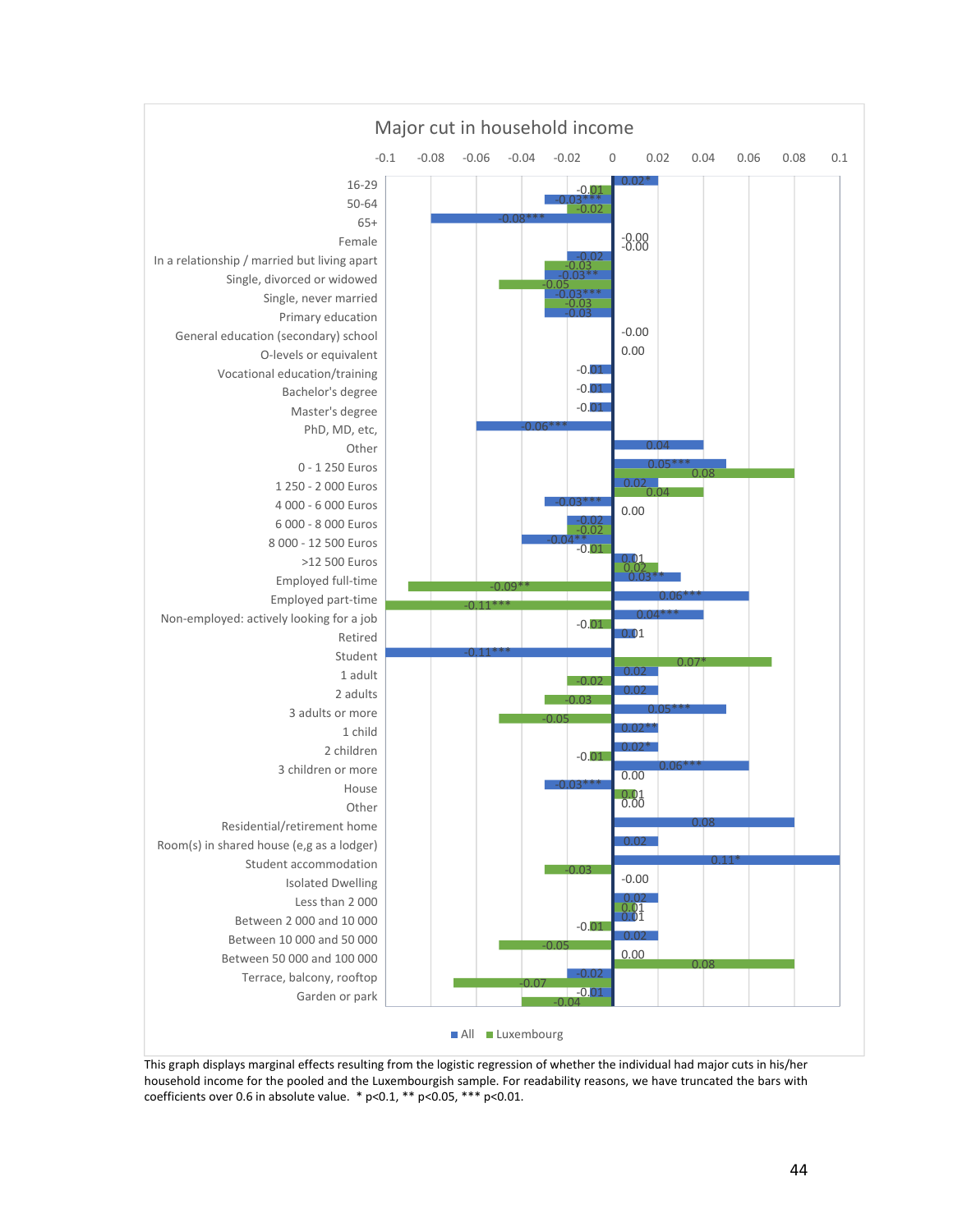Major cut in household income

-0.1 -0.08 -0.06 -0.04 -0.02 0 0.02 0.04 0.06 0.08 0.1

16-29
50-64
65+
Female
In a relationship / married but living apart
Single, divorced or widowed
Single, never married
Primary education
General education (secondary) school
O-levels or equivalent
Vocational education/training
Bachelor's degree
Master's degree
PhD, MD, etc,
Other
0 - 1 250 Euros
1 250 - 2 000 Euros
4 000 - 6 000 Euros
6 000 - 8 000 Euros
8 000 - 12 500 Euros
>12 500 Euros
Employed full-time
Employed part-time
Non-employed: actively looking for a job
Retired
Student
1 adult
2 adults
3 adults or more
1 child
2 children
3 children or more
House
Other
Residential/retirement home
Room(s) in shared house (e,g as a lodger)
Student accommodation
Isolated Dwelling
Less than 2 000
Between 2 000 and 10 000
Between 10 000 and 50 000
Between 50 000 and 100 000
Terrace, balcony, rooftop
Garden or park

0.02*
-0.01
-0.03***
-0.02
-0.08***
-0.00
-0.00
-0.02
-0.03
-0.03**
-0.05
-0.03***
-0.03
-0.03
-0.00
0.00
-0.01
-0.01
-0.01
-0.06***
0.04
0.05***
0.08
0.02
0.04
-0.03***
0.00
-0.02
-0.02
-0.04**
-0.01
0.01
0.02
0.03**
-0.09**
0.06***
-0.11***
0.04***
-0.01
0.01
-0.11***
0.07*
0.02
-0.02
0.02
-0.03
0.05***
-0.05
0.02**
0.02*
-0.01
0.06***
0.00
-0.03***
0.01
0.00
0.08
0.02
0.11*
-0.03
-0.00
0.02
0.01
0.01
-0.01
0.02
-0.05
0.00
0.08
-0.02
-0.07
-0.01
-0.04

All  Luxembourg

This graph displays marginal effects resulting from the logistic regression of whether the individual had major cuts in his/her household income for the pooled and the Luxembourgish sample. For readability reasons, we have truncated the bars with coefficients over 0.6 in absolute value. * p<0.1, ** p<0.05, *** p<0.01.